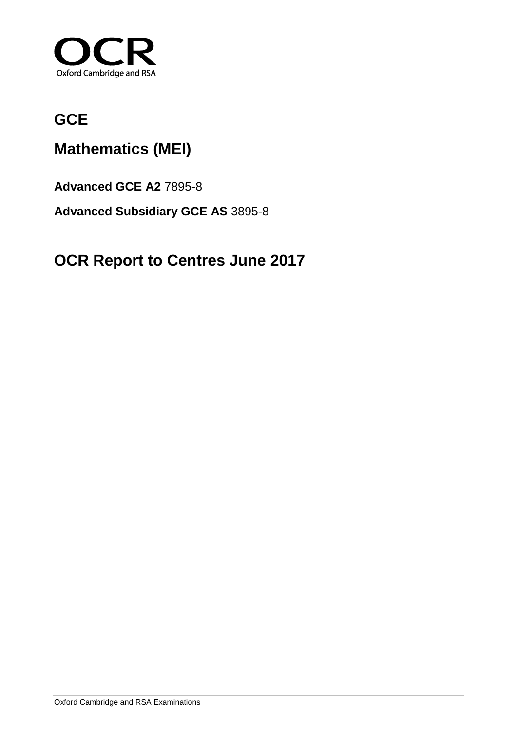OCR

Oxford Cambridge and RSA

# GCE

# Mathematics (MEI)

**Advanced GCE A2** 7895-8

**Advanced Subsidiary GCE AS** 3895-8

# OCR Report to Centres June 2017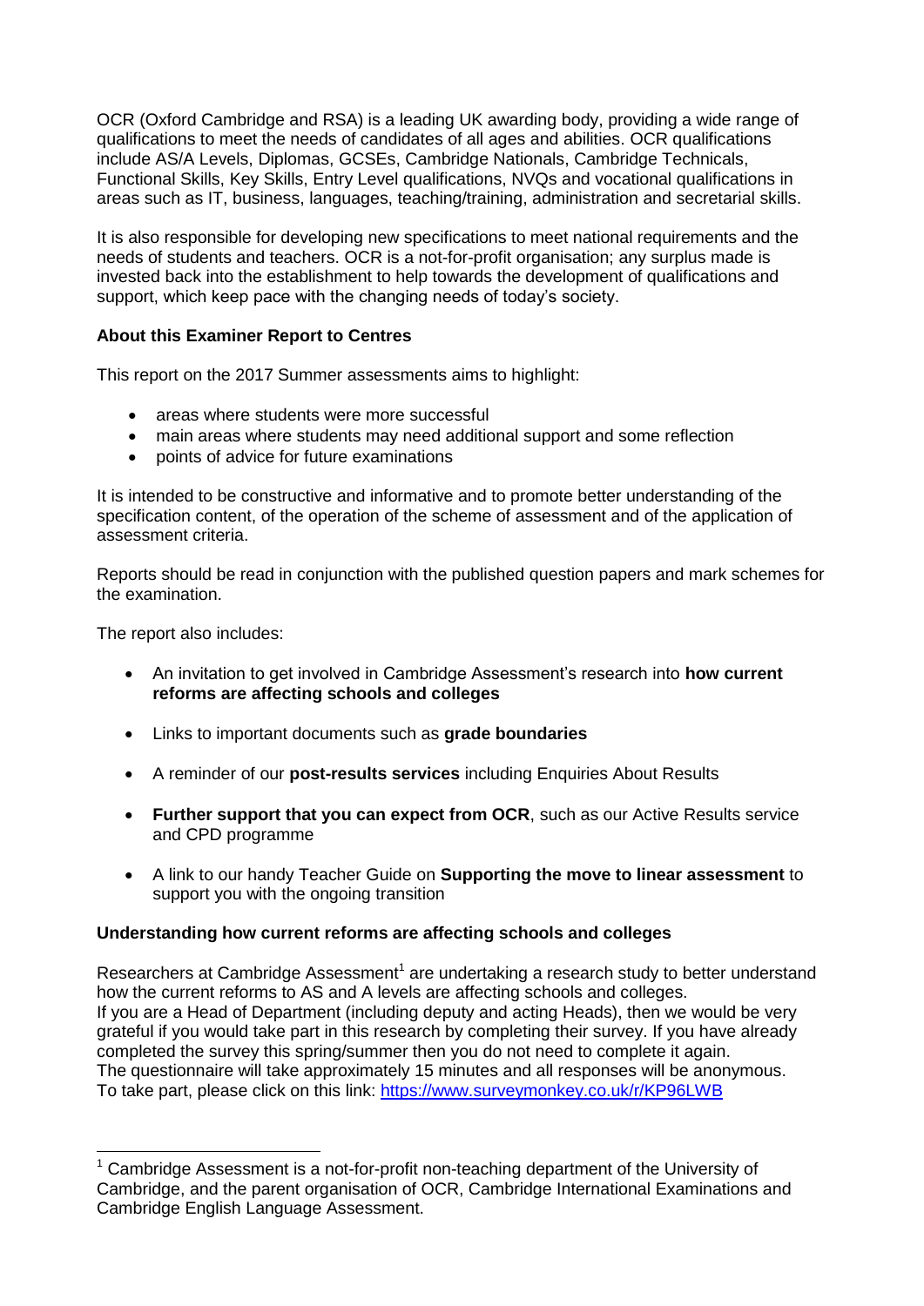OCR (Oxford Cambridge and RSA) is a leading UK awarding body, providing a wide range of qualifications to meet the needs of candidates of all ages and abilities. OCR qualifications include AS/A Levels, Diplomas, GCSEs, Cambridge Nationals, Cambridge Technicals, Functional Skills, Key Skills, Entry Level qualifications, NVQs and vocational qualifications in areas such as IT, business, languages, teaching/training, administration and secretarial skills.

It is also responsible for developing new specifications to meet national requirements and the needs of students and teachers. OCR is a not-for-profit organisation; any surplus made is invested back into the establishment to help towards the development of qualifications and support, which keep pace with the changing needs of today's society.

**About this Examiner Report to Centres**

This report on the 2017 Summer assessments aims to highlight:

- areas where students were more successful
- main areas where students may need additional support and some reflection
- points of advice for future examinations

It is intended to be constructive and informative and to promote better understanding of the specification content, of the operation of the scheme of assessment and of the application of assessment criteria.

Reports should be read in conjunction with the published question papers and mark schemes for the examination.

The report also includes:

- An invitation to get involved in Cambridge Assessment's research into **how current reforms are affecting schools and colleges**
- Links to important documents such as **grade boundaries**
- A reminder of our **post-results services** including Enquiries About Results
- **Further support that you can expect from OCR**, such as our Active Results service and CPD programme
- A link to our handy Teacher Guide on **Supporting the move to linear assessment** to support you with the ongoing transition

**Understanding how current reforms are affecting schools and colleges**

Researchers at Cambridge Assessment[1] are undertaking a research study to better understand how the current reforms to AS and A levels are affecting schools and colleges.
If you are a Head of Department (including deputy and acting Heads), then we would be very grateful if you would take part in this research by completing their survey. If you have already completed the survey this spring/summer then you do not need to complete it again.
The questionnaire will take approximately 15 minutes and all responses will be anonymous.
To take part, please click on this link: https://www.surveymonkey.co.uk/r/KP96LWB

[1] Cambridge Assessment is a not-for-profit non-teaching department of the University of Cambridge, and the parent organisation of OCR, Cambridge International Examinations and Cambridge English Language Assessment.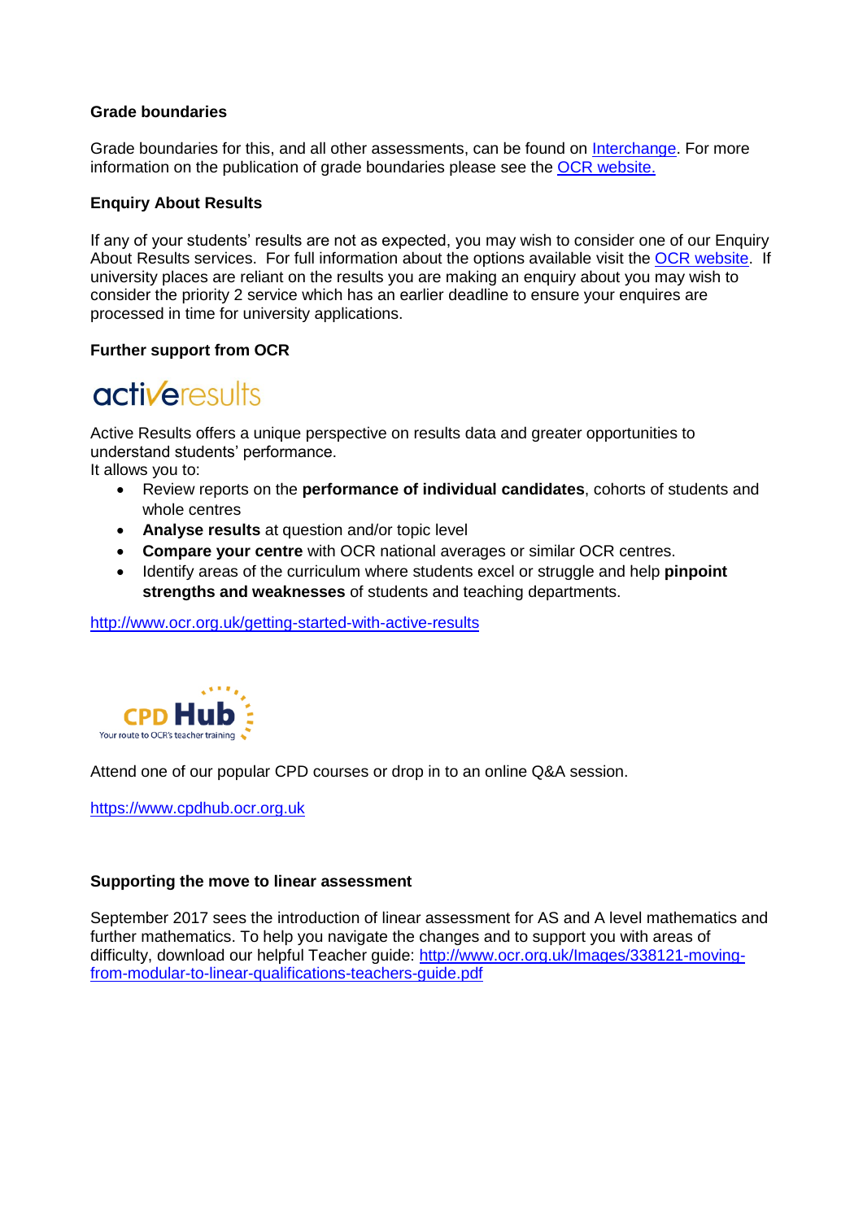**Grade boundaries**

Grade boundaries for this, and all other assessments, can be found on Interchange. For more information on the publication of grade boundaries please see the OCR website.

**Enquiry About Results**

If any of your students' results are not as expected, you may wish to consider one of our Enquiry About Results services. For full information about the options available visit the OCR website. If university places are reliant on the results you are making an enquiry about you may wish to consider the priority 2 service which has an earlier deadline to ensure your enquires are processed in time for university applications.

**Further support from OCR**

activeresults

Active Results offers a unique perspective on results data and greater opportunities to understand students' performance.
It allows you to:

- Review reports on the **performance of individual candidates**, cohorts of students and whole centres
- **Analyse results** at question and/or topic level
- **Compare your centre** with OCR national averages or similar OCR centres.
- Identify areas of the curriculum where students excel or struggle and help **pinpoint strengths and weaknesses** of students and teaching departments.

http://www.ocr.org.uk/getting-started-with-active-results

CPD Hub
Your route to OCR's teacher training

Attend one of our popular CPD courses or drop in to an online Q&A session.

https://www.cpdhub.ocr.org.uk

**Supporting the move to linear assessment**

September 2017 sees the introduction of linear assessment for AS and A level mathematics and further mathematics. To help you navigate the changes and to support you with areas of difficulty, download our helpful Teacher guide: http://www.ocr.org.uk/Images/338121-moving-from-modular-to-linear-qualifications-teachers-guide.pdf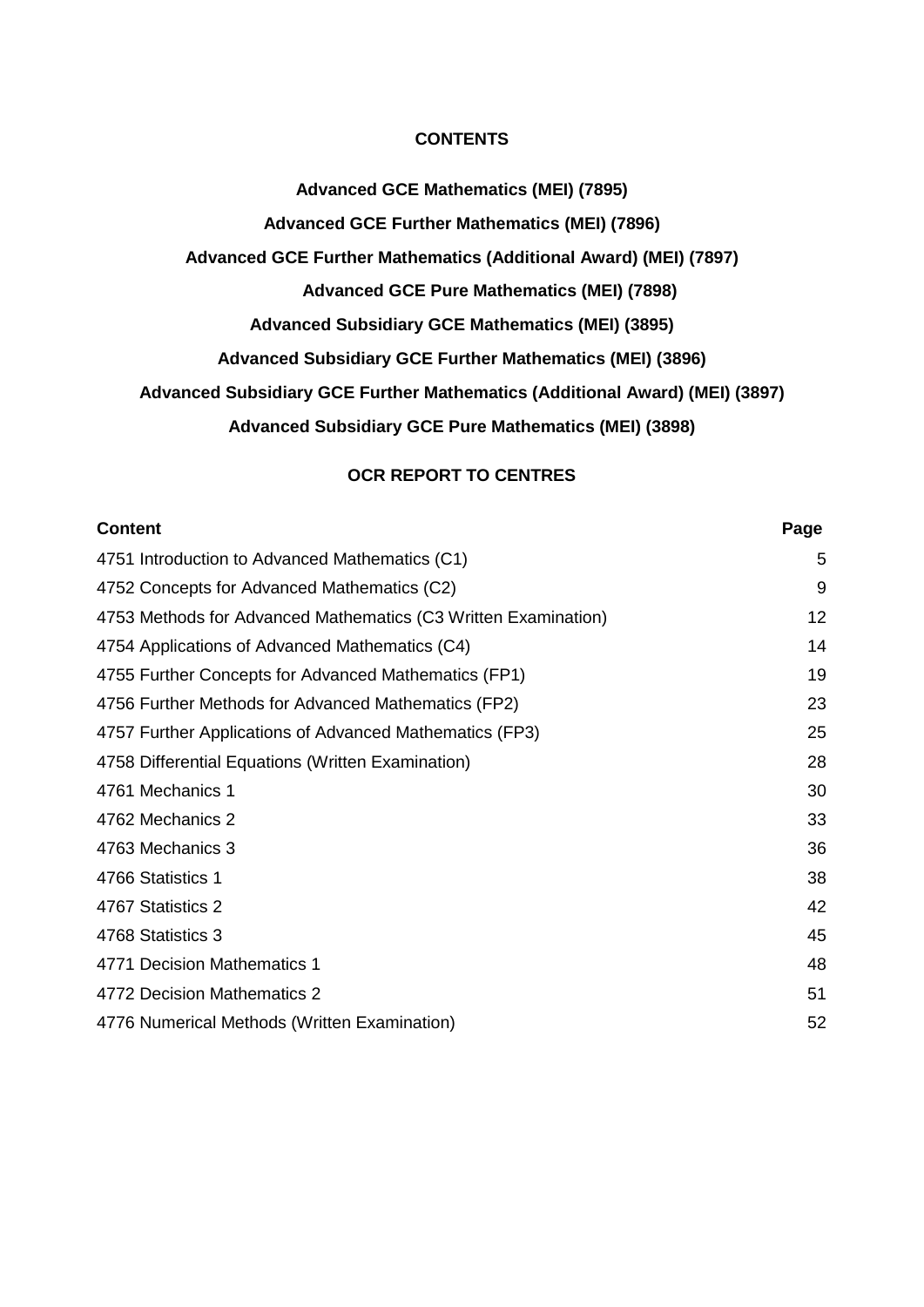# CONTENTS

**Advanced GCE Mathematics (MEI) (7895)**

**Advanced GCE Further Mathematics (MEI) (7896)**

**Advanced GCE Further Mathematics (Additional Award) (MEI) (7897)**

**Advanced GCE Pure Mathematics (MEI) (7898)**

**Advanced Subsidiary GCE Mathematics (MEI) (3895)**

**Advanced Subsidiary GCE Further Mathematics (MEI) (3896)**

**Advanced Subsidiary GCE Further Mathematics (Additional Award) (MEI) (3897)**

**Advanced Subsidiary GCE Pure Mathematics (MEI) (3898)**

## OCR REPORT TO CENTRES

| Content | Page |
|---|---|
| 4751 Introduction to Advanced Mathematics (C1) | 5 |
| 4752 Concepts for Advanced Mathematics (C2) | 9 |
| 4753 Methods for Advanced Mathematics (C3 Written Examination) | 12 |
| 4754 Applications of Advanced Mathematics (C4) | 14 |
| 4755 Further Concepts for Advanced Mathematics (FP1) | 19 |
| 4756 Further Methods for Advanced Mathematics (FP2) | 23 |
| 4757 Further Applications of Advanced Mathematics (FP3) | 25 |
| 4758 Differential Equations (Written Examination) | 28 |
| 4761 Mechanics 1 | 30 |
| 4762 Mechanics 2 | 33 |
| 4763 Mechanics 3 | 36 |
| 4766 Statistics 1 | 38 |
| 4767 Statistics 2 | 42 |
| 4768 Statistics 3 | 45 |
| 4771 Decision Mathematics 1 | 48 |
| 4772 Decision Mathematics 2 | 51 |
| 4776 Numerical Methods (Written Examination) | 52 |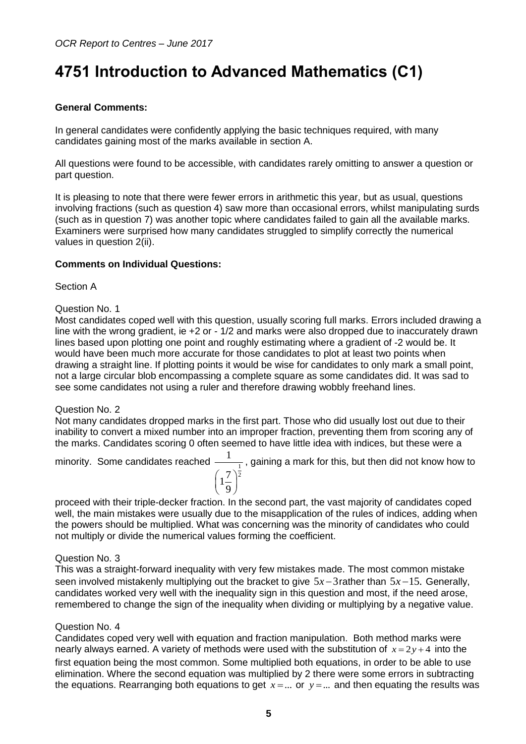# 4751 Introduction to Advanced Mathematics (C1)

**General Comments:**

In general candidates were confidently applying the basic techniques required, with many candidates gaining most of the marks available in section A.

All questions were found to be accessible, with candidates rarely omitting to answer a question or part question.

It is pleasing to note that there were fewer errors in arithmetic this year, but as usual, questions involving fractions (such as question 4) saw more than occasional errors, whilst manipulating surds (such as in question 7) was another topic where candidates failed to gain all the available marks. Examiners were surprised how many candidates struggled to simplify correctly the numerical values in question 2(ii).

**Comments on Individual Questions:**

Section A

Question No. 1

Most candidates coped well with this question, usually scoring full marks. Errors included drawing a line with the wrong gradient, ie +2 or - 1/2 and marks were also dropped due to inaccurately drawn lines based upon plotting one point and roughly estimating where a gradient of -2 would be. It would have been much more accurate for those candidates to plot at least two points when drawing a straight line. If plotting points it would be wise for candidates to only mark a small point, not a large circular blob encompassing a complete square as some candidates did. It was sad to see some candidates not using a ruler and therefore drawing wobbly freehand lines.

Question No. 2

Not many candidates dropped marks in the first part. Those who did usually lost out due to their inability to convert a mixed number into an improper fraction, preventing them from scoring any of the marks. Candidates scoring 0 often seemed to have little idea with indices, but these were a minority. Some candidates reached $\dfrac{1}{\left(1\frac{7}{9}\right)^{\frac{1}{2}}}$, gaining a mark for this, but then did not know how to proceed with their triple-decker fraction. In the second part, the vast majority of candidates coped well, the main mistakes were usually due to the misapplication of the rules of indices, adding when the powers should be multiplied. What was concerning was the minority of candidates who could not multiply or divide the numerical values forming the coefficient.

Question No. 3

This was a straight-forward inequality with very few mistakes made. The most common mistake seen involved mistakenly multiplying out the bracket to give $5x-3$ rather than $5x-15$. Generally, candidates worked very well with the inequality sign in this question and most, if the need arose, remembered to change the sign of the inequality when dividing or multiplying by a negative value.

Question No. 4

Candidates coped very well with equation and fraction manipulation. Both method marks were nearly always earned. A variety of methods were used with the substitution of $x=2y+4$ into the first equation being the most common. Some multiplied both equations, in order to be able to use elimination. Where the second equation was multiplied by 2 there were some errors in subtracting the equations. Rearranging both equations to get $x=...$ or $y=...$ and then equating the results was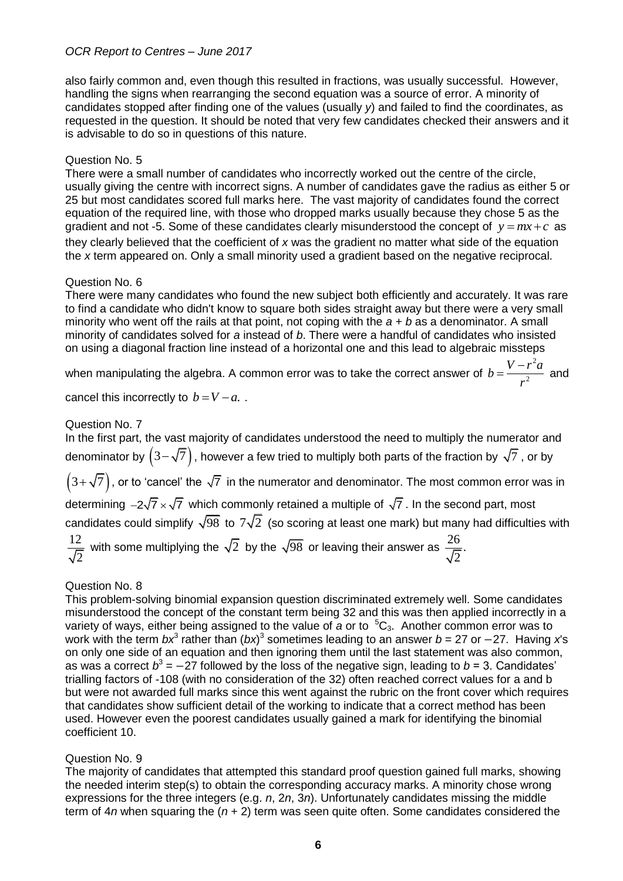also fairly common and, even though this resulted in fractions, was usually successful. However, handling the signs when rearranging the second equation was a source of error. A minority of candidates stopped after finding one of the values (usually $y$) and failed to find the coordinates, as requested in the question. It should be noted that very few candidates checked their answers and it is advisable to do so in questions of this nature.

Question No. 5

There were a small number of candidates who incorrectly worked out the centre of the circle, usually giving the centre with incorrect signs. A number of candidates gave the radius as either 5 or 25 but most candidates scored full marks here. The vast majority of candidates found the correct equation of the required line, with those who dropped marks usually because they chose 5 as the gradient and not -5. Some of these candidates clearly misunderstood the concept of $y = mx + c$ as they clearly believed that the coefficient of $x$ was the gradient no matter what side of the equation the $x$ term appeared on. Only a small minority used a gradient based on the negative reciprocal.

Question No. 6

There were many candidates who found the new subject both efficiently and accurately. It was rare to find a candidate who didn't know to square both sides straight away but there were a very small minority who went off the rails at that point, not coping with the $a + b$ as a denominator. A small minority of candidates solved for $a$ instead of $b$. There were a handful of candidates who insisted on using a diagonal fraction line instead of a horizontal one and this lead to algebraic missteps when manipulating the algebra. A common error was to take the correct answer of $b = \dfrac{V - r^2 a}{r^2}$ and cancel this incorrectly to $b = V - a$. .

Question No. 7

In the first part, the vast majority of candidates understood the need to multiply the numerator and denominator by $\left(3 - \sqrt{7}\right)$, however a few tried to multiply both parts of the fraction by $\sqrt{7}$, or by $\left(3 + \sqrt{7}\right)$, or to 'cancel' the $\sqrt{7}$ in the numerator and denominator. The most common error was in determining $-2\sqrt{7} \times \sqrt{7}$ which commonly retained a multiple of $\sqrt{7}$. In the second part, most candidates could simplify $\sqrt{98}$ to $7\sqrt{2}$ (so scoring at least one mark) but many had difficulties with $\dfrac{12}{\sqrt{2}}$ with some multiplying the $\sqrt{2}$ by the $\sqrt{98}$ or leaving their answer as $\dfrac{26}{\sqrt{2}}$.

Question No. 8

This problem-solving binomial expansion question discriminated extremely well. Some candidates misunderstood the concept of the constant term being 32 and this was then applied incorrectly in a variety of ways, either being assigned to the value of $a$ or to ${}^5C_3$. Another common error was to work with the term $bx^3$ rather than $(bx)^3$ sometimes leading to an answer $b = 27$ or $-27$. Having $x$'s on only one side of an equation and then ignoring them until the last statement was also common, as was a correct $b^3 = -27$ followed by the loss of the negative sign, leading to $b = 3$. Candidates' trialling factors of -108 (with no consideration of the 32) often reached correct values for a and b but were not awarded full marks since this went against the rubric on the front cover which requires that candidates show sufficient detail of the working to indicate that a correct method has been used. However even the poorest candidates usually gained a mark for identifying the binomial coefficient 10.

Question No. 9

The majority of candidates that attempted this standard proof question gained full marks, showing the needed interim step(s) to obtain the corresponding accuracy marks. A minority chose wrong expressions for the three integers (e.g. $n$, $2n$, $3n$). Unfortunately candidates missing the middle term of $4n$ when squaring the $(n + 2)$ term was seen quite often. Some candidates considered the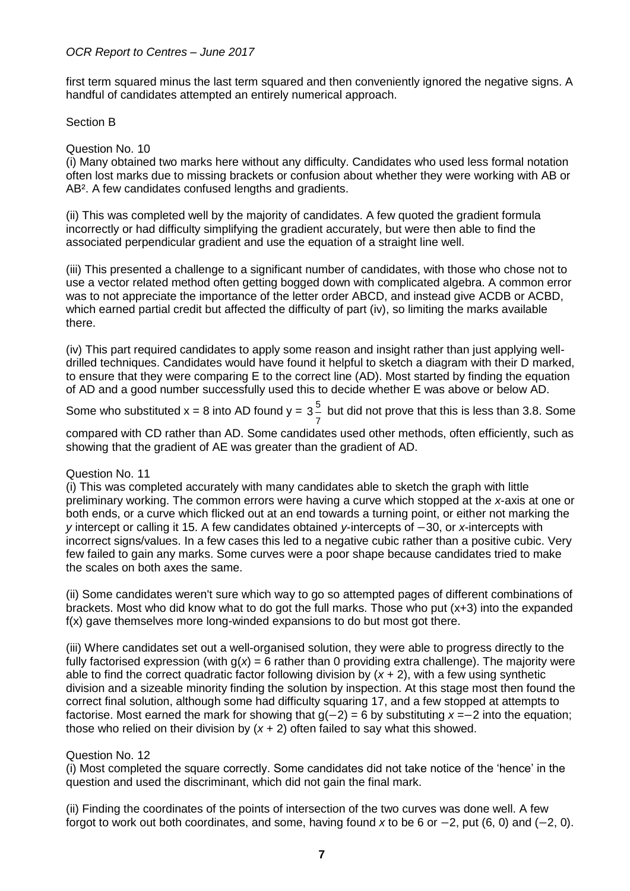first term squared minus the last term squared and then conveniently ignored the negative signs. A handful of candidates attempted an entirely numerical approach.

Section B

Question No. 10

(i) Many obtained two marks here without any difficulty. Candidates who used less formal notation often lost marks due to missing brackets or confusion about whether they were working with AB or $AB^2$. A few candidates confused lengths and gradients.

(ii) This was completed well by the majority of candidates. A few quoted the gradient formula incorrectly or had difficulty simplifying the gradient accurately, but were then able to find the associated perpendicular gradient and use the equation of a straight line well.

(iii) This presented a challenge to a significant number of candidates, with those who chose not to use a vector related method often getting bogged down with complicated algebra. A common error was to not appreciate the importance of the letter order ABCD, and instead give ACDB or ACBD, which earned partial credit but affected the difficulty of part (iv), so limiting the marks available there.

(iv) This part required candidates to apply some reason and insight rather than just applying well-drilled techniques. Candidates would have found it helpful to sketch a diagram with their D marked, to ensure that they were comparing E to the correct line (AD). Most started by finding the equation of AD and a good number successfully used this to decide whether E was above or below AD.

Some who substituted $x = 8$ into AD found $y = 3\frac{5}{7}$ but did not prove that this is less than 3.8. Some compared with CD rather than AD. Some candidates used other methods, often efficiently, such as showing that the gradient of AE was greater than the gradient of AD.

Question No. 11

(i) This was completed accurately with many candidates able to sketch the graph with little preliminary working. The common errors were having a curve which stopped at the *x*-axis at one or both ends, or a curve which flicked out at an end towards a turning point, or either not marking the *y* intercept or calling it 15. A few candidates obtained *y*-intercepts of $-30$, or *x*-intercepts with incorrect signs/values. In a few cases this led to a negative cubic rather than a positive cubic. Very few failed to gain any marks. Some curves were a poor shape because candidates tried to make the scales on both axes the same.

(ii) Some candidates weren't sure which way to go so attempted pages of different combinations of brackets. Most who did know what to do got the full marks. Those who put $(x+3)$ into the expanded $f(x)$ gave themselves more long-winded expansions to do but most got there.

(iii) Where candidates set out a well-organised solution, they were able to progress directly to the fully factorised expression (with $g(x) = 6$ rather than 0 providing extra challenge). The majority were able to find the correct quadratic factor following division by $(x + 2)$, with a few using synthetic division and a sizeable minority finding the solution by inspection. At this stage most then found the correct final solution, although some had difficulty squaring 17, and a few stopped at attempts to factorise. Most earned the mark for showing that $g(-2) = 6$ by substituting $x = -2$ into the equation; those who relied on their division by $(x + 2)$ often failed to say what this showed.

Question No. 12

(i) Most completed the square correctly. Some candidates did not take notice of the 'hence' in the question and used the discriminant, which did not gain the final mark.

(ii) Finding the coordinates of the points of intersection of the two curves was done well. A few forgot to work out both coordinates, and some, having found $x$ to be 6 or $-2$, put $(6, 0)$ and $(-2, 0)$.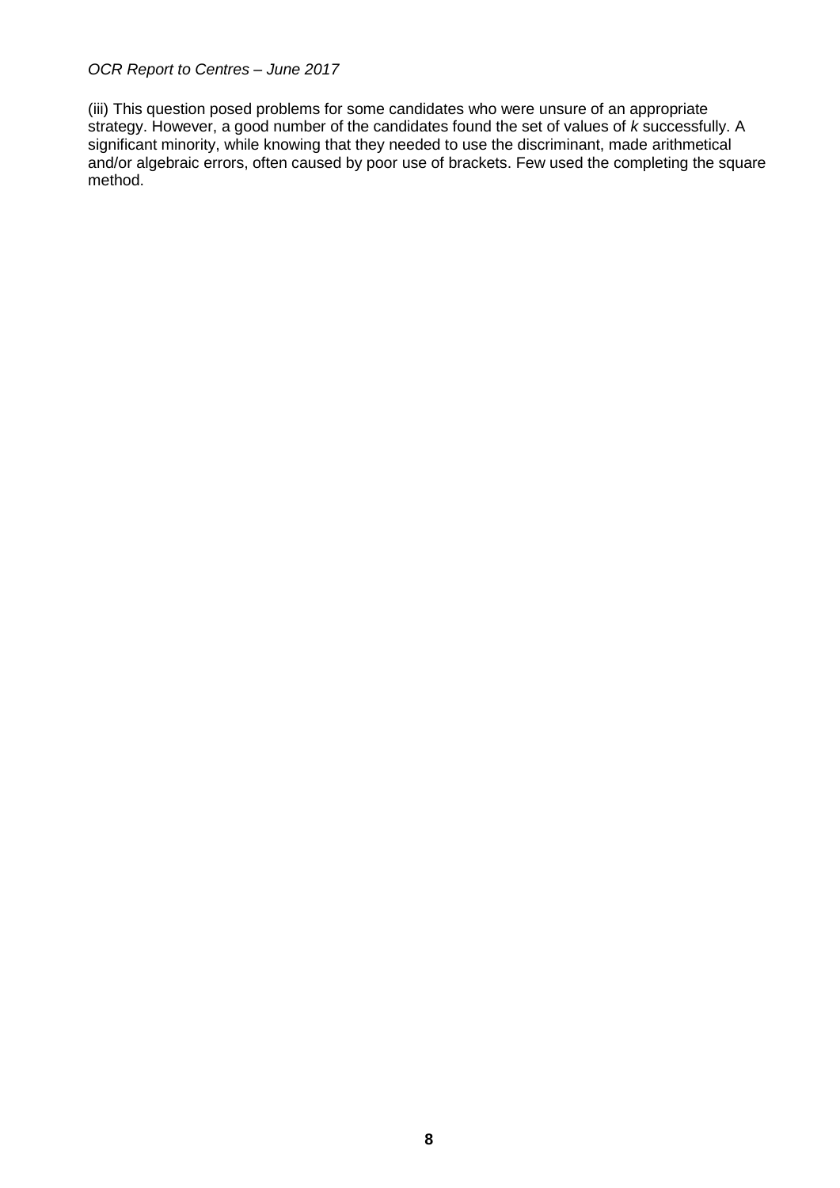(iii) This question posed problems for some candidates who were unsure of an appropriate strategy. However, a good number of the candidates found the set of values of $k$ successfully. A significant minority, while knowing that they needed to use the discriminant, made arithmetical and/or algebraic errors, often caused by poor use of brackets. Few used the completing the square method.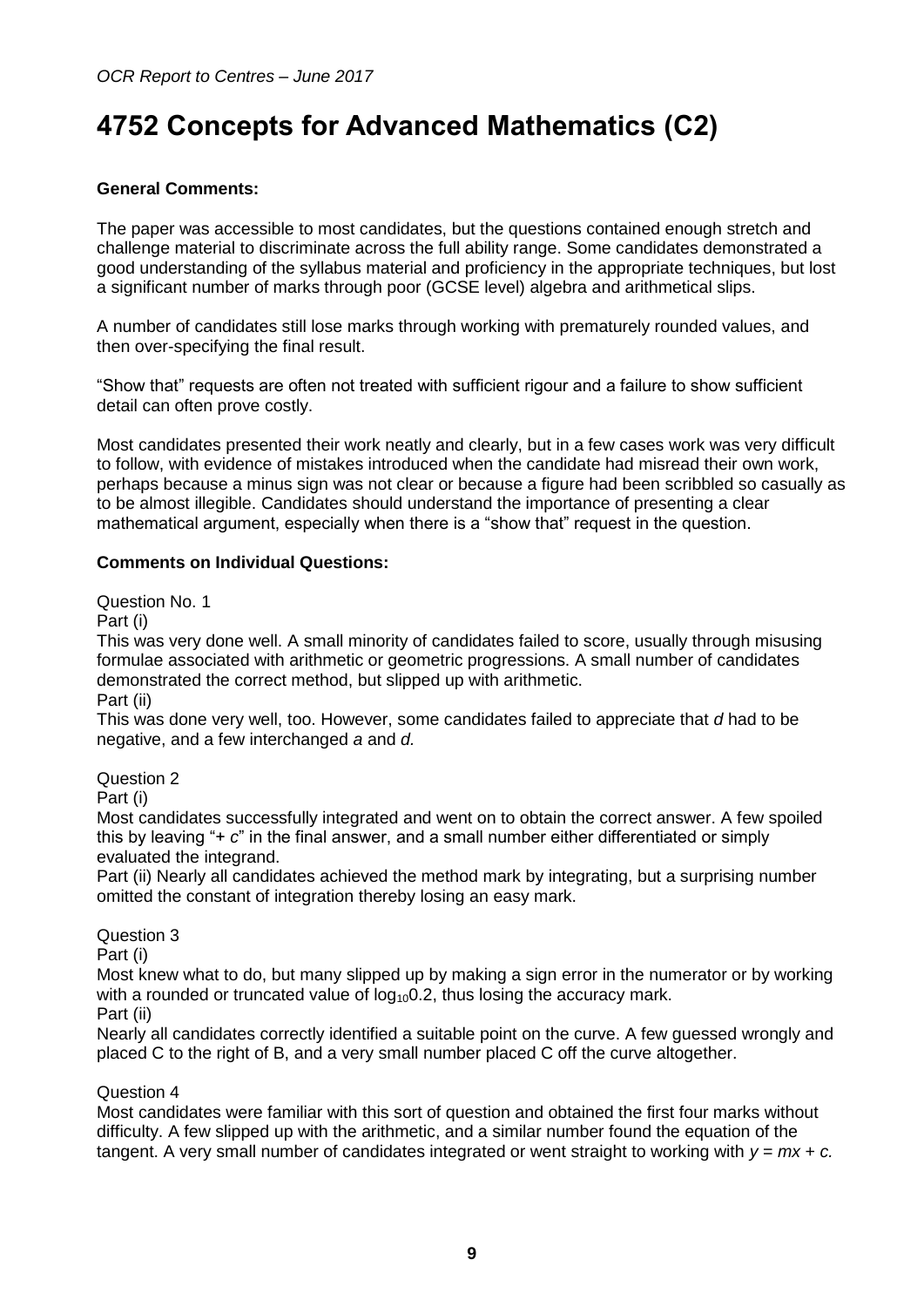# 4752 Concepts for Advanced Mathematics (C2)

**General Comments:**

The paper was accessible to most candidates, but the questions contained enough stretch and challenge material to discriminate across the full ability range. Some candidates demonstrated a good understanding of the syllabus material and proficiency in the appropriate techniques, but lost a significant number of marks through poor (GCSE level) algebra and arithmetical slips.

A number of candidates still lose marks through working with prematurely rounded values, and then over-specifying the final result.

"Show that" requests are often not treated with sufficient rigour and a failure to show sufficient detail can often prove costly.

Most candidates presented their work neatly and clearly, but in a few cases work was very difficult to follow, with evidence of mistakes introduced when the candidate had misread their own work, perhaps because a minus sign was not clear or because a figure had been scribbled so casually as to be almost illegible. Candidates should understand the importance of presenting a clear mathematical argument, especially when there is a "show that" request in the question.

**Comments on Individual Questions:**

Question No. 1

Part (i)

This was very done well. A small minority of candidates failed to score, usually through misusing formulae associated with arithmetic or geometric progressions. A small number of candidates demonstrated the correct method, but slipped up with arithmetic.

Part (ii)

This was done very well, too. However, some candidates failed to appreciate that $d$ had to be negative, and a few interchanged $a$ and $d$.

Question 2

Part (i)

Most candidates successfully integrated and went on to obtain the correct answer. A few spoiled this by leaving "+ $c$" in the final answer, and a small number either differentiated or simply evaluated the integrand.

Part (ii) Nearly all candidates achieved the method mark by integrating, but a surprising number omitted the constant of integration thereby losing an easy mark.

Question 3

Part (i)

Most knew what to do, but many slipped up by making a sign error in the numerator or by working with a rounded or truncated value of $\log_{10}0.2$, thus losing the accuracy mark.

Part (ii)

Nearly all candidates correctly identified a suitable point on the curve. A few guessed wrongly and placed C to the right of B, and a very small number placed C off the curve altogether.

Question 4

Most candidates were familiar with this sort of question and obtained the first four marks without difficulty. A few slipped up with the arithmetic, and a similar number found the equation of the tangent. A very small number of candidates integrated or went straight to working with $y = mx + c$.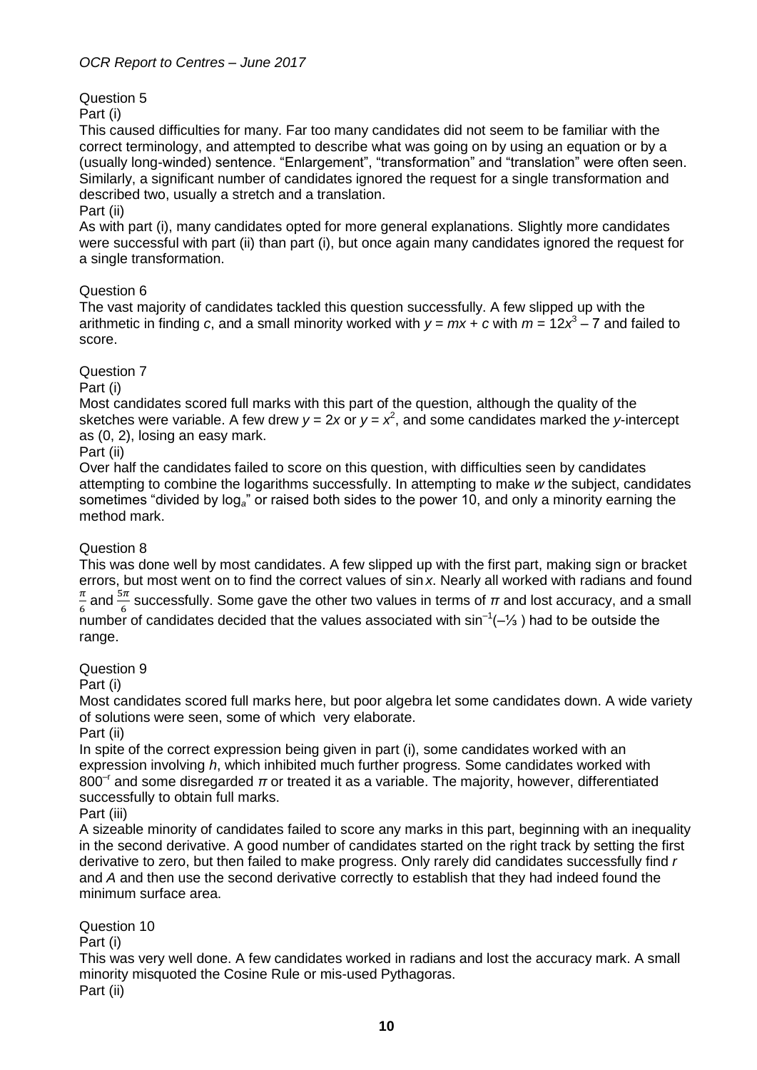### Question 5

#### Part (i)

This caused difficulties for many. Far too many candidates did not seem to be familiar with the correct terminology, and attempted to describe what was going on by using an equation or by a (usually long-winded) sentence. "Enlargement", "transformation" and "translation" were often seen. Similarly, a significant number of candidates ignored the request for a single transformation and described two, usually a stretch and a translation.

#### Part (ii)

As with part (i), many candidates opted for more general explanations. Slightly more candidates were successful with part (ii) than part (i), but once again many candidates ignored the request for a single transformation.

### Question 6

The vast majority of candidates tackled this question successfully. A few slipped up with the arithmetic in finding $c$, and a small minority worked with $y = mx + c$ with $m = 12x^3 - 7$ and failed to score.

### Question 7

#### Part (i)

Most candidates scored full marks with this part of the question, although the quality of the sketches were variable. A few drew $y = 2x$ or $y = x^2$, and some candidates marked the $y$-intercept as (0, 2), losing an easy mark.

#### Part (ii)

Over half the candidates failed to score on this question, with difficulties seen by candidates attempting to combine the logarithms successfully. In attempting to make $w$ the subject, candidates sometimes "divided by $\log_a$" or raised both sides to the power 10, and only a minority earning the method mark.

### Question 8

This was done well by most candidates. A few slipped up with the first part, making sign or bracket errors, but most went on to find the correct values of $\sin x$. Nearly all worked with radians and found $\frac{\pi}{6}$ and $\frac{5\pi}{6}$ successfully. Some gave the other two values in terms of $\pi$ and lost accuracy, and a small number of candidates decided that the values associated with $\sin^{-1}(-\frac{1}{3})$ had to be outside the range.

### Question 9

#### Part (i)

Most candidates scored full marks here, but poor algebra let some candidates down. A wide variety of solutions were seen, some of which very elaborate.

#### Part (ii)

In spite of the correct expression being given in part (i), some candidates worked with an expression involving $h$, which inhibited much further progress. Some candidates worked with $800^{-r}$ and some disregarded $\pi$ or treated it as a variable. The majority, however, differentiated successfully to obtain full marks.

#### Part (iii)

A sizeable minority of candidates failed to score any marks in this part, beginning with an inequality in the second derivative. A good number of candidates started on the right track by setting the first derivative to zero, but then failed to make progress. Only rarely did candidates successfully find $r$ and $A$ and then use the second derivative correctly to establish that they had indeed found the minimum surface area.

### Question 10

#### Part (i)

This was very well done. A few candidates worked in radians and lost the accuracy mark. A small minority misquoted the Cosine Rule or mis-used Pythagoras.

#### Part (ii)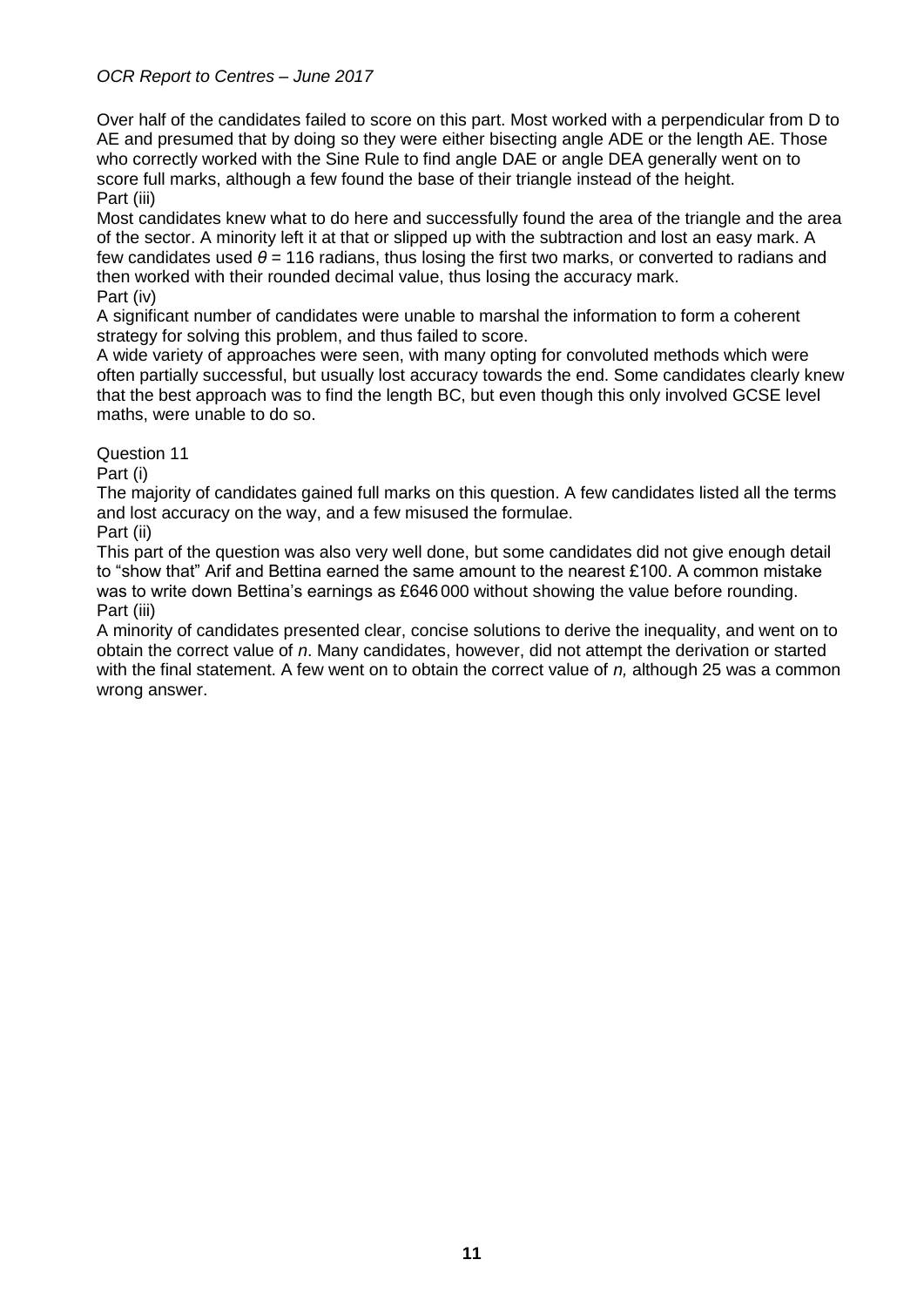Over half of the candidates failed to score on this part. Most worked with a perpendicular from D to AE and presumed that by doing so they were either bisecting angle ADE or the length AE. Those who correctly worked with the Sine Rule to find angle DAE or angle DEA generally went on to score full marks, although a few found the base of their triangle instead of the height.

Part (iii)

Most candidates knew what to do here and successfully found the area of the triangle and the area of the sector. A minority left it at that or slipped up with the subtraction and lost an easy mark. A few candidates used $\theta = 116$ radians, thus losing the first two marks, or converted to radians and then worked with their rounded decimal value, thus losing the accuracy mark.

Part (iv)

A significant number of candidates were unable to marshal the information to form a coherent strategy for solving this problem, and thus failed to score.

A wide variety of approaches were seen, with many opting for convoluted methods which were often partially successful, but usually lost accuracy towards the end. Some candidates clearly knew that the best approach was to find the length BC, but even though this only involved GCSE level maths, were unable to do so.

Question 11

Part (i)

The majority of candidates gained full marks on this question. A few candidates listed all the terms and lost accuracy on the way, and a few misused the formulae.

Part (ii)

This part of the question was also very well done, but some candidates did not give enough detail to "show that" Arif and Bettina earned the same amount to the nearest £100. A common mistake was to write down Bettina's earnings as £646 000 without showing the value before rounding.

Part (iii)

A minority of candidates presented clear, concise solutions to derive the inequality, and went on to obtain the correct value of $n$. Many candidates, however, did not attempt the derivation or started with the final statement. A few went on to obtain the correct value of $n$, although 25 was a common wrong answer.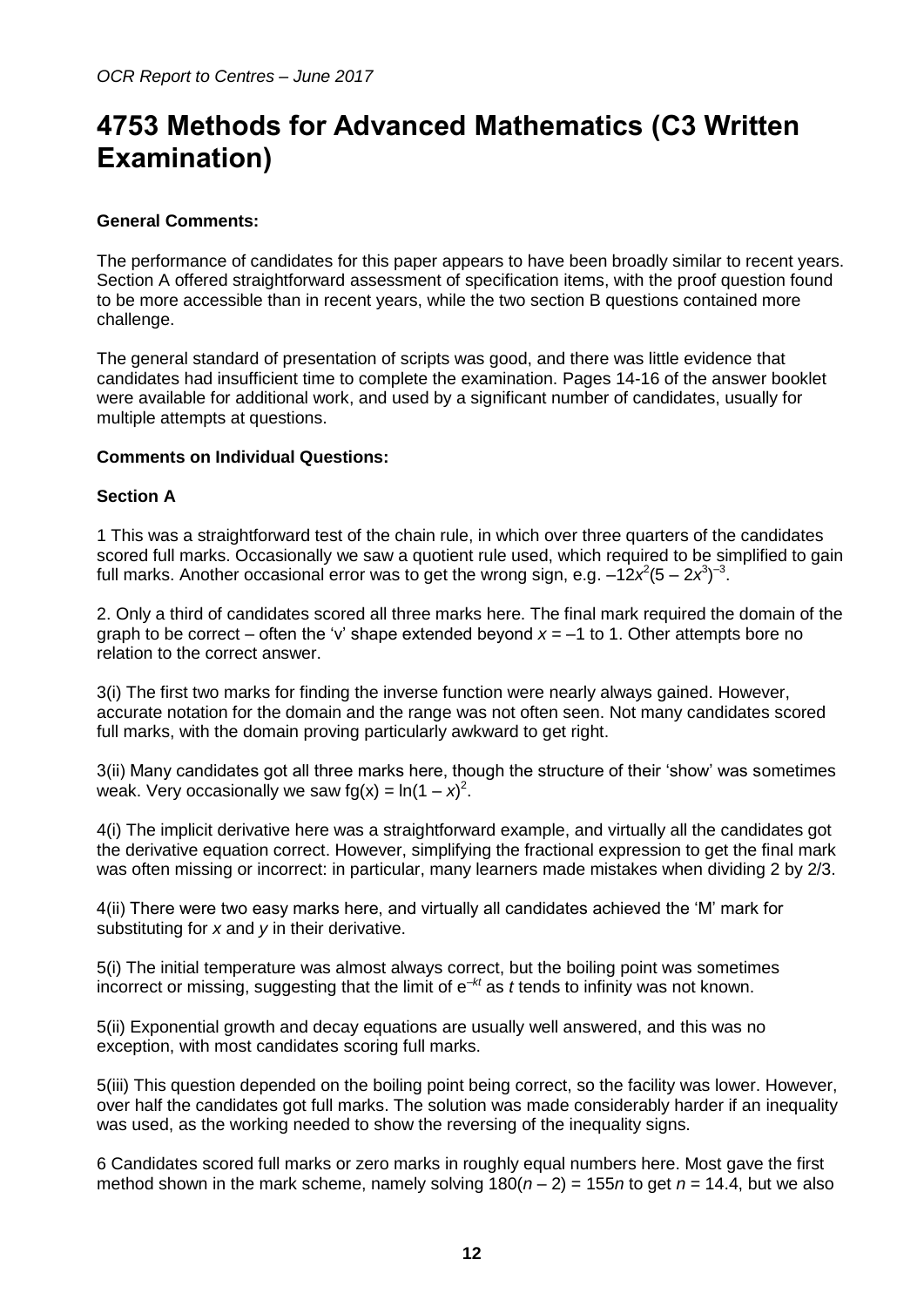# 4753 Methods for Advanced Mathematics (C3 Written Examination)

**General Comments:**

The performance of candidates for this paper appears to have been broadly similar to recent years. Section A offered straightforward assessment of specification items, with the proof question found to be more accessible than in recent years, while the two section B questions contained more challenge.

The general standard of presentation of scripts was good, and there was little evidence that candidates had insufficient time to complete the examination. Pages 14-16 of the answer booklet were available for additional work, and used by a significant number of candidates, usually for multiple attempts at questions.

**Comments on Individual Questions:**

**Section A**

1 This was a straightforward test of the chain rule, in which over three quarters of the candidates scored full marks. Occasionally we saw a quotient rule used, which required to be simplified to gain full marks. Another occasional error was to get the wrong sign, e.g. $-12x^2(5 - 2x^3)^{-3}$.

2. Only a third of candidates scored all three marks here. The final mark required the domain of the graph to be correct – often the 'v' shape extended beyond $x = -1$ to 1. Other attempts bore no relation to the correct answer.

3(i) The first two marks for finding the inverse function were nearly always gained. However, accurate notation for the domain and the range was not often seen. Not many candidates scored full marks, with the domain proving particularly awkward to get right.

3(ii) Many candidates got all three marks here, though the structure of their 'show' was sometimes weak. Very occasionally we saw $\text{fg}(x) = \ln(1 - x)^2$.

4(i) The implicit derivative here was a straightforward example, and virtually all the candidates got the derivative equation correct. However, simplifying the fractional expression to get the final mark was often missing or incorrect: in particular, many learners made mistakes when dividing 2 by 2/3.

4(ii) There were two easy marks here, and virtually all candidates achieved the 'M' mark for substituting for $x$ and $y$ in their derivative.

5(i) The initial temperature was almost always correct, but the boiling point was sometimes incorrect or missing, suggesting that the limit of $e^{-kt}$ as $t$ tends to infinity was not known.

5(ii) Exponential growth and decay equations are usually well answered, and this was no exception, with most candidates scoring full marks.

5(iii) This question depended on the boiling point being correct, so the facility was lower. However, over half the candidates got full marks. The solution was made considerably harder if an inequality was used, as the working needed to show the reversing of the inequality signs.

6 Candidates scored full marks or zero marks in roughly equal numbers here. Most gave the first method shown in the mark scheme, namely solving $180(n - 2) = 155n$ to get $n = 14.4$, but we also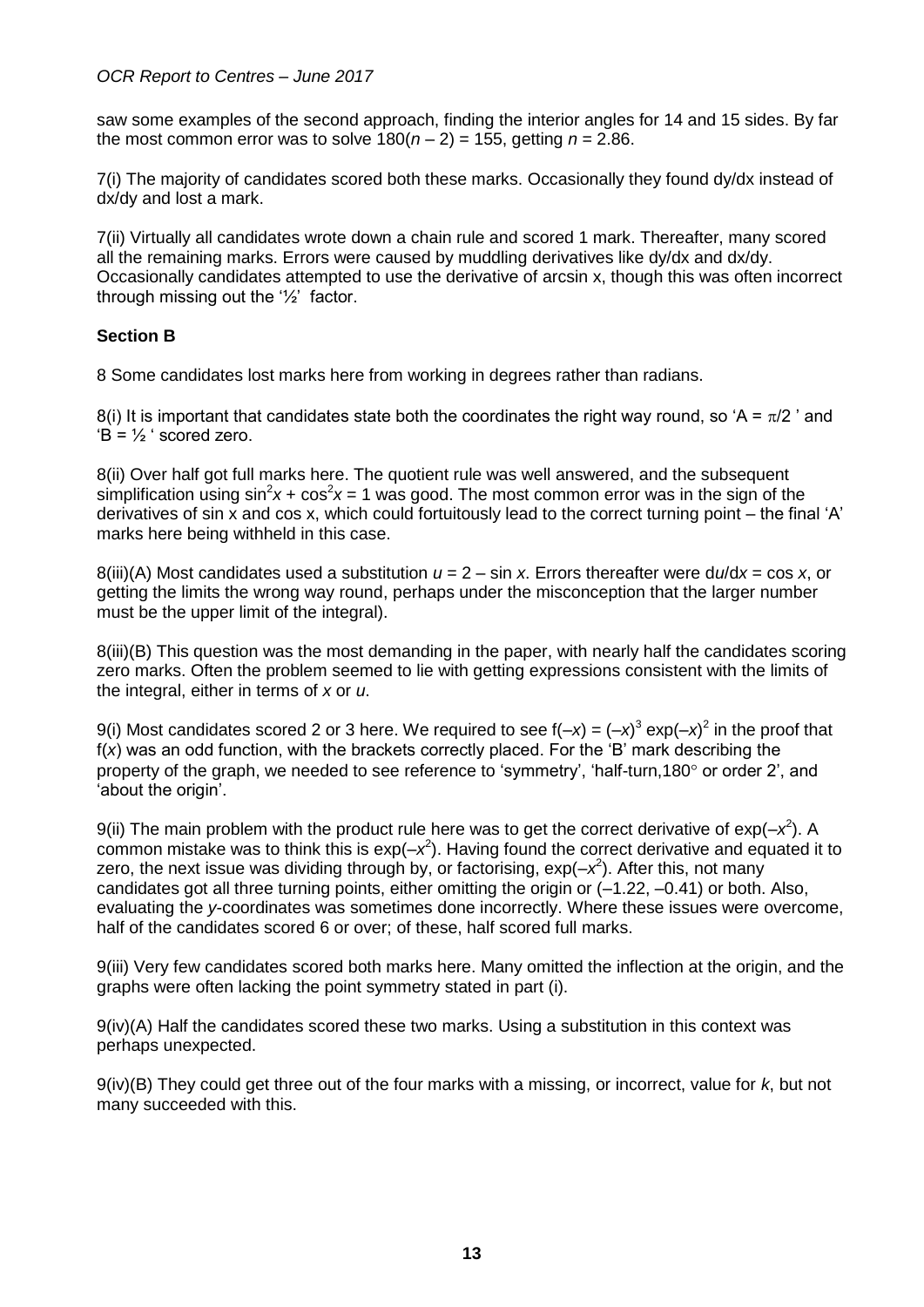saw some examples of the second approach, finding the interior angles for 14 and 15 sides. By far the most common error was to solve $180(n - 2) = 155$, getting $n = 2.86$.

7(i) The majority of candidates scored both these marks. Occasionally they found dy/dx instead of dx/dy and lost a mark.

7(ii) Virtually all candidates wrote down a chain rule and scored 1 mark. Thereafter, many scored all the remaining marks. Errors were caused by muddling derivatives like dy/dx and dx/dy. Occasionally candidates attempted to use the derivative of arcsin x, though this was often incorrect through missing out the '½' factor.

**Section B**

8 Some candidates lost marks here from working in degrees rather than radians.

8(i) It is important that candidates state both the coordinates the right way round, so '$A = \pi/2$' and '$B = ½$' scored zero.

8(ii) Over half got full marks here. The quotient rule was well answered, and the subsequent simplification using $\sin^2 x + \cos^2 x = 1$ was good. The most common error was in the sign of the derivatives of sin x and cos x, which could fortuitously lead to the correct turning point – the final 'A' marks here being withheld in this case.

8(iii)(A) Most candidates used a substitution $u = 2 - \sin x$. Errors thereafter were $du/dx = \cos x$, or getting the limits the wrong way round, perhaps under the misconception that the larger number must be the upper limit of the integral).

8(iii)(B) This question was the most demanding in the paper, with nearly half the candidates scoring zero marks. Often the problem seemed to lie with getting expressions consistent with the limits of the integral, either in terms of $x$ or $u$.

9(i) Most candidates scored 2 or 3 here. We required to see $f(-x) = (-x)^3 \exp(-x)^2$ in the proof that $f(x)$ was an odd function, with the brackets correctly placed. For the 'B' mark describing the property of the graph, we needed to see reference to 'symmetry', 'half-turn,180° or order 2', and 'about the origin'.

9(ii) The main problem with the product rule here was to get the correct derivative of $\exp(-x^2)$. A common mistake was to think this is $\exp(-x^2)$. Having found the correct derivative and equated it to zero, the next issue was dividing through by, or factorising, $\exp(-x^2)$. After this, not many candidates got all three turning points, either omitting the origin or (–1.22, –0.41) or both. Also, evaluating the $y$-coordinates was sometimes done incorrectly. Where these issues were overcome, half of the candidates scored 6 or over; of these, half scored full marks.

9(iii) Very few candidates scored both marks here. Many omitted the inflection at the origin, and the graphs were often lacking the point symmetry stated in part (i).

9(iv)(A) Half the candidates scored these two marks. Using a substitution in this context was perhaps unexpected.

9(iv)(B) They could get three out of the four marks with a missing, or incorrect, value for $k$, but not many succeeded with this.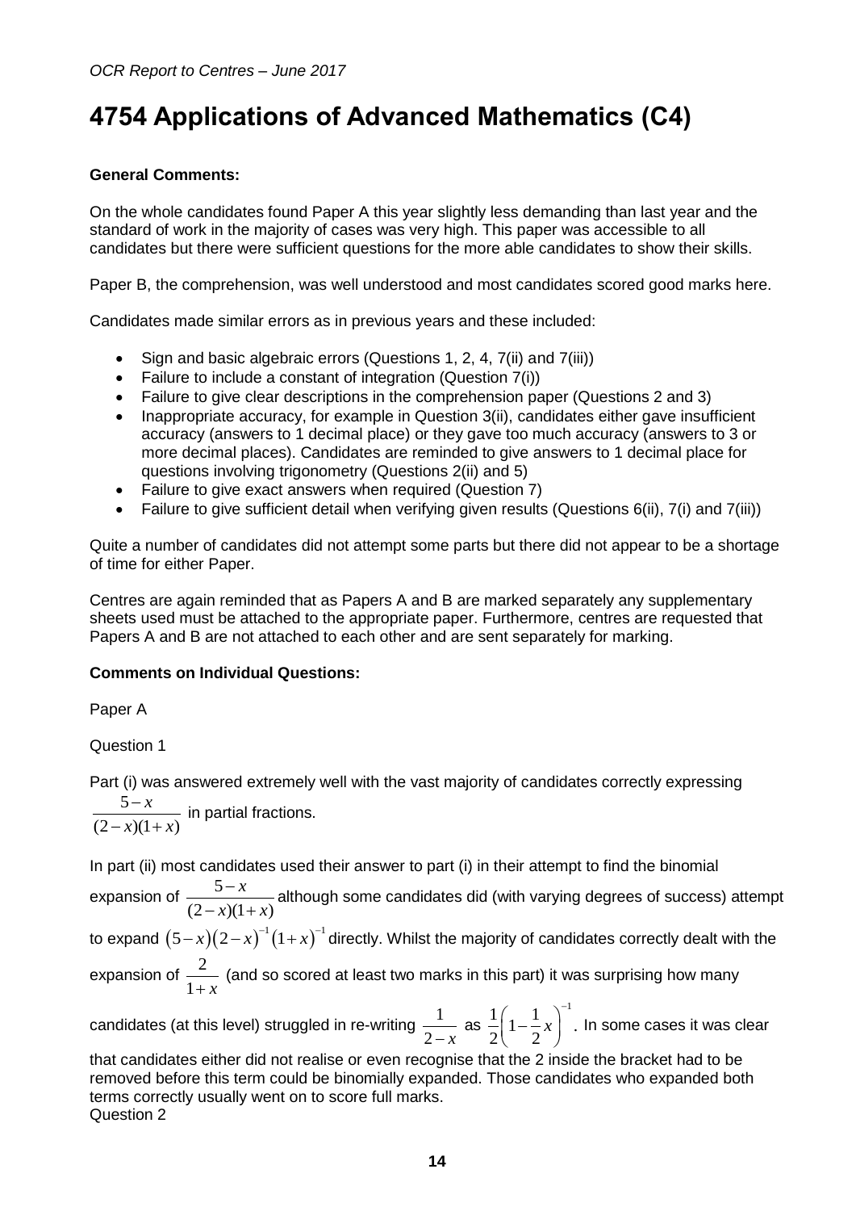# 4754 Applications of Advanced Mathematics (C4)

**General Comments:**

On the whole candidates found Paper A this year slightly less demanding than last year and the standard of work in the majority of cases was very high. This paper was accessible to all candidates but there were sufficient questions for the more able candidates to show their skills.

Paper B, the comprehension, was well understood and most candidates scored good marks here.

Candidates made similar errors as in previous years and these included:

- Sign and basic algebraic errors (Questions 1, 2, 4, 7(ii) and 7(iii))
- Failure to include a constant of integration (Question 7(i))
- Failure to give clear descriptions in the comprehension paper (Questions 2 and 3)
- Inappropriate accuracy, for example in Question 3(ii), candidates either gave insufficient accuracy (answers to 1 decimal place) or they gave too much accuracy (answers to 3 or more decimal places). Candidates are reminded to give answers to 1 decimal place for questions involving trigonometry (Questions 2(ii) and 5)
- Failure to give exact answers when required (Question 7)
- Failure to give sufficient detail when verifying given results (Questions 6(ii), 7(i) and 7(iii))

Quite a number of candidates did not attempt some parts but there did not appear to be a shortage of time for either Paper.

Centres are again reminded that as Papers A and B are marked separately any supplementary sheets used must be attached to the appropriate paper. Furthermore, centres are requested that Papers A and B are not attached to each other and are sent separately for marking.

**Comments on Individual Questions:**

Paper A

Question 1

Part (i) was answered extremely well with the vast majority of candidates correctly expressing $\frac{5-x}{(2-x)(1+x)}$ in partial fractions.

In part (ii) most candidates used their answer to part (i) in their attempt to find the binomial expansion of $\frac{5-x}{(2-x)(1+x)}$ although some candidates did (with varying degrees of success) attempt to expand $(5-x)(2-x)^{-1}(1+x)^{-1}$ directly. Whilst the majority of candidates correctly dealt with the expansion of $\frac{2}{1+x}$ (and so scored at least two marks in this part) it was surprising how many candidates (at this level) struggled in re-writing $\frac{1}{2-x}$ as $\frac{1}{2}\left(1-\frac{1}{2}x\right)^{-1}$. In some cases it was clear that candidates either did not realise or even recognise that the 2 inside the bracket had to be removed before this term could be binomially expanded. Those candidates who expanded both terms correctly usually went on to score full marks.

Question 2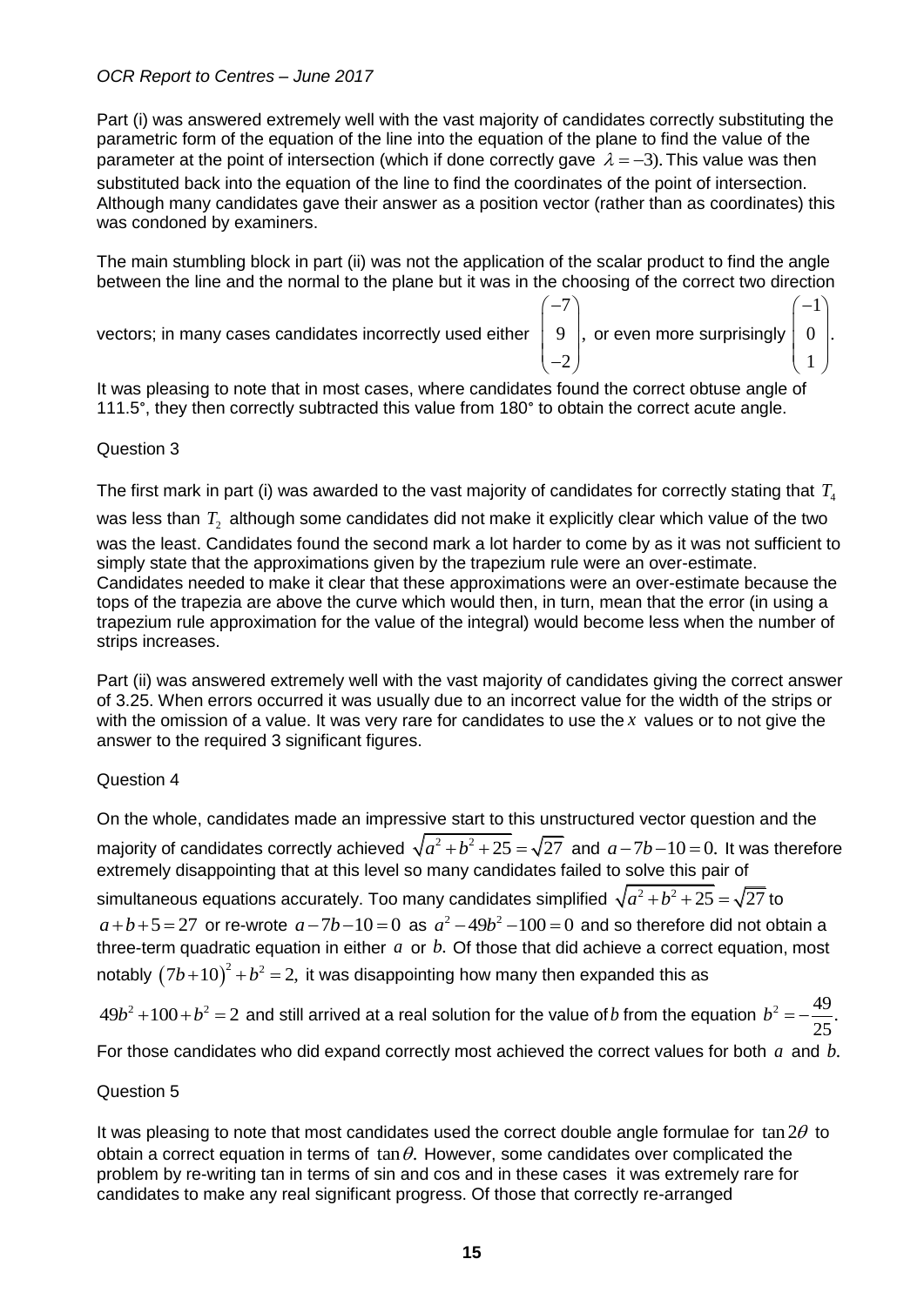Part (i) was answered extremely well with the vast majority of candidates correctly substituting the parametric form of the equation of the line into the equation of the plane to find the value of the parameter at the point of intersection (which if done correctly gave $\lambda = -3$). This value was then substituted back into the equation of the line to find the coordinates of the point of intersection. Although many candidates gave their answer as a position vector (rather than as coordinates) this was condoned by examiners.

The main stumbling block in part (ii) was not the application of the scalar product to find the angle between the line and the normal to the plane but it was in the choosing of the correct two direction vectors; in many cases candidates incorrectly used either $\begin{pmatrix} -7 \\ 9 \\ -2 \end{pmatrix}$, or even more surprisingly $\begin{pmatrix} -1 \\ 0 \\ 1 \end{pmatrix}$.

It was pleasing to note that in most cases, where candidates found the correct obtuse angle of 111.5°, they then correctly subtracted this value from 180° to obtain the correct acute angle.

Question 3

The first mark in part (i) was awarded to the vast majority of candidates for correctly stating that $T_4$ was less than $T_2$ although some candidates did not make it explicitly clear which value of the two was the least. Candidates found the second mark a lot harder to come by as it was not sufficient to simply state that the approximations given by the trapezium rule were an over-estimate. Candidates needed to make it clear that these approximations were an over-estimate because the tops of the trapezia are above the curve which would then, in turn, mean that the error (in using a trapezium rule approximation for the value of the integral) would become less when the number of strips increases.

Part (ii) was answered extremely well with the vast majority of candidates giving the correct answer of 3.25. When errors occurred it was usually due to an incorrect value for the width of the strips or with the omission of a value. It was very rare for candidates to use the $x$ values or to not give the answer to the required 3 significant figures.

Question 4

On the whole, candidates made an impressive start to this unstructured vector question and the majority of candidates correctly achieved $\sqrt{a^2+b^2+25}=\sqrt{27}$ and $a-7b-10=0$. It was therefore extremely disappointing that at this level so many candidates failed to solve this pair of simultaneous equations accurately. Too many candidates simplified $\sqrt{a^2+b^2+25}=\sqrt{27}$ to $a+b+5=27$ or re-wrote $a-7b-10=0$ as $a^2-49b^2-100=0$ and so therefore did not obtain a three-term quadratic equation in either $a$ or $b$. Of those that did achieve a correct equation, most notably $(7b+10)^2+b^2=2$, it was disappointing how many then expanded this as $49b^2+100+b^2=2$ and still arrived at a real solution for the value of $b$ from the equation $b^2=-\frac{49}{25}$.

For those candidates who did expand correctly most achieved the correct values for both $a$ and $b$.

Question 5

It was pleasing to note that most candidates used the correct double angle formulae for $\tan 2\theta$ to obtain a correct equation in terms of $\tan\theta$. However, some candidates over complicated the problem by re-writing tan in terms of sin and cos and in these cases it was extremely rare for candidates to make any real significant progress. Of those that correctly re-arranged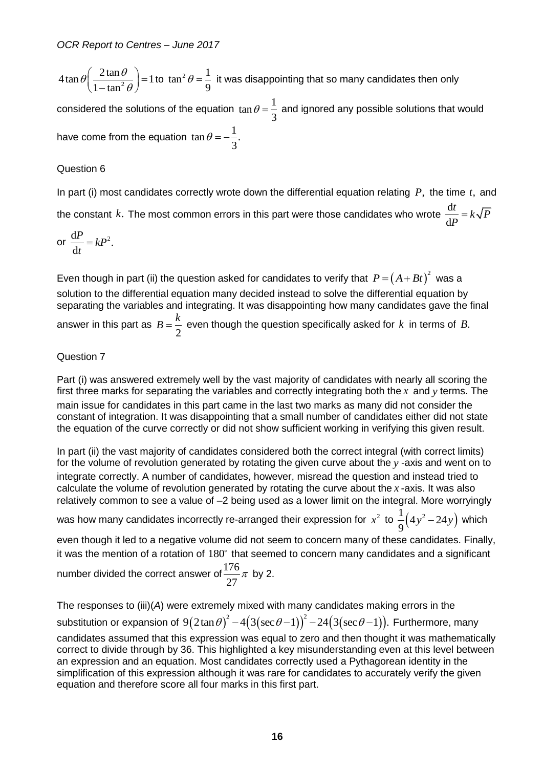$4\tan\theta\left(\frac{2\tan\theta}{1-\tan^2\theta}\right)=1$ to $\tan^2\theta=\frac{1}{9}$ it was disappointing that so many candidates then only considered the solutions of the equation $\tan\theta=\frac{1}{3}$ and ignored any possible solutions that would have come from the equation $\tan\theta=-\frac{1}{3}$.

Question 6

In part (i) most candidates correctly wrote down the differential equation relating $P$, the time $t$, and the constant $k$. The most common errors in this part were those candidates who wrote $\frac{\mathrm{d}t}{\mathrm{d}P}=k\sqrt{P}$ or $\frac{\mathrm{d}P}{\mathrm{d}t}=kP^2$.

Even though in part (ii) the question asked for candidates to verify that $P=(A+Bt)^2$ was a solution to the differential equation many decided instead to solve the differential equation by separating the variables and integrating. It was disappointing how many candidates gave the final answer in this part as $B=\frac{k}{2}$ even though the question specifically asked for $k$ in terms of $B$.

Question 7

Part (i) was answered extremely well by the vast majority of candidates with nearly all scoring the first three marks for separating the variables and correctly integrating both the $x$ and $y$ terms. The main issue for candidates in this part came in the last two marks as many did not consider the constant of integration. It was disappointing that a small number of candidates either did not state the equation of the curve correctly or did not show sufficient working in verifying this given result.

In part (ii) the vast majority of candidates considered both the correct integral (with correct limits) for the volume of revolution generated by rotating the given curve about the $y$-axis and went on to integrate correctly. A number of candidates, however, misread the question and instead tried to calculate the volume of revolution generated by rotating the curve about the $x$-axis. It was also relatively common to see a value of –2 being used as a lower limit on the integral. More worryingly was how many candidates incorrectly re-arranged their expression for $x^2$ to $\frac{1}{9}(4y^2-24y)$ which even though it led to a negative volume did not seem to concern many of these candidates. Finally, it was the mention of a rotation of $180^\circ$ that seemed to concern many candidates and a significant number divided the correct answer of $\frac{176}{27}\pi$ by 2.

The responses to (iii)(*A*) were extremely mixed with many candidates making errors in the substitution or expansion of $9(2\tan\theta)^2-4(3(\sec\theta-1))^2-24(3(\sec\theta-1))$. Furthermore, many candidates assumed that this expression was equal to zero and then thought it was mathematically correct to divide through by 36. This highlighted a key misunderstanding even at this level between an expression and an equation. Most candidates correctly used a Pythagorean identity in the simplification of this expression although it was rare for candidates to accurately verify the given equation and therefore score all four marks in this first part.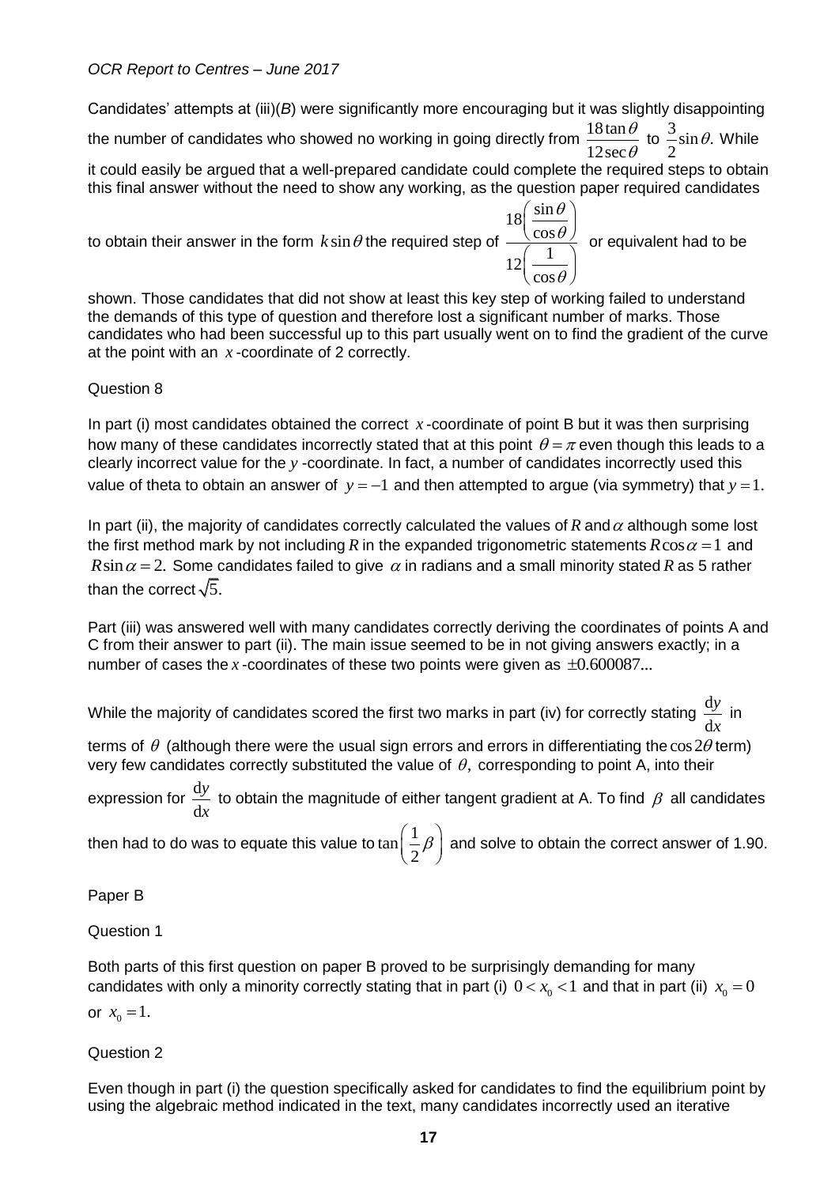Candidates' attempts at (iii)(*B*) were significantly more encouraging but it was slightly disappointing the number of candidates who showed no working in going directly from $\frac{18\tan\theta}{12\sec\theta}$ to $\frac{3}{2}\sin\theta$. While it could easily be argued that a well-prepared candidate could complete the required steps to obtain this final answer without the need to show any working, as the question paper required candidates to obtain their answer in the form $k\sin\theta$ the required step of $\frac{18\left(\frac{\sin\theta}{\cos\theta}\right)}{12\left(\frac{1}{\cos\theta}\right)}$ or equivalent had to be shown. Those candidates that did not show at least this key step of working failed to understand the demands of this type of question and therefore lost a significant number of marks. Those candidates who had been successful up to this part usually went on to find the gradient of the curve at the point with an $x$-coordinate of 2 correctly.

Question 8

In part (i) most candidates obtained the correct $x$-coordinate of point B but it was then surprising how many of these candidates incorrectly stated that at this point $\theta = \pi$ even though this leads to a clearly incorrect value for the $y$-coordinate. In fact, a number of candidates incorrectly used this value of theta to obtain an answer of $y = -1$ and then attempted to argue (via symmetry) that $y = 1$.

In part (ii), the majority of candidates correctly calculated the values of $R$ and $\alpha$ although some lost the first method mark by not including $R$ in the expanded trigonometric statements $R\cos\alpha = 1$ and $R\sin\alpha = 2$. Some candidates failed to give $\alpha$ in radians and a small minority stated $R$ as 5 rather than the correct $\sqrt{5}$.

Part (iii) was answered well with many candidates correctly deriving the coordinates of points A and C from their answer to part (ii). The main issue seemed to be in not giving answers exactly; in a number of cases the $x$-coordinates of these two points were given as $\pm 0.600087...$

While the majority of candidates scored the first two marks in part (iv) for correctly stating $\frac{\mathrm{d}y}{\mathrm{d}x}$ in terms of $\theta$ (although there were the usual sign errors and errors in differentiating the $\cos 2\theta$ term) very few candidates correctly substituted the value of $\theta$, corresponding to point A, into their expression for $\frac{\mathrm{d}y}{\mathrm{d}x}$ to obtain the magnitude of either tangent gradient at A. To find $\beta$ all candidates then had to do was to equate this value to $\tan\left(\frac{1}{2}\beta\right)$ and solve to obtain the correct answer of 1.90.

Paper B

Question 1

Both parts of this first question on paper B proved to be surprisingly demanding for many candidates with only a minority correctly stating that in part (i) $0 < x_0 < 1$ and that in part (ii) $x_0 = 0$ or $x_0 = 1$.

Question 2

Even though in part (i) the question specifically asked for candidates to find the equilibrium point by using the algebraic method indicated in the text, many candidates incorrectly used an iterative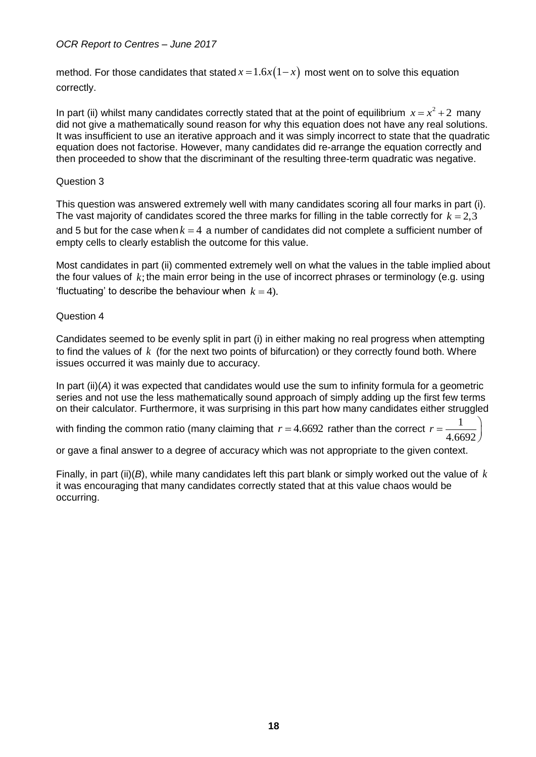method. For those candidates that stated $x = 1.6x(1-x)$ most went on to solve this equation correctly.

In part (ii) whilst many candidates correctly stated that at the point of equilibrium $x = x^2 + 2$ many did not give a mathematically sound reason for why this equation does not have any real solutions. It was insufficient to use an iterative approach and it was simply incorrect to state that the quadratic equation does not factorise. However, many candidates did re-arrange the equation correctly and then proceeded to show that the discriminant of the resulting three-term quadratic was negative.

Question 3

This question was answered extremely well with many candidates scoring all four marks in part (i). The vast majority of candidates scored the three marks for filling in the table correctly for $k = 2, 3$ and 5 but for the case when $k = 4$ a number of candidates did not complete a sufficient number of empty cells to clearly establish the outcome for this value.

Most candidates in part (ii) commented extremely well on what the values in the table implied about the four values of $k$; the main error being in the use of incorrect phrases or terminology (e.g. using 'fluctuating' to describe the behaviour when $k = 4$).

Question 4

Candidates seemed to be evenly split in part (i) in either making no real progress when attempting to find the values of $k$ (for the next two points of bifurcation) or they correctly found both. Where issues occurred it was mainly due to accuracy.

In part (ii)(*A*) it was expected that candidates would use the sum to infinity formula for a geometric series and not use the less mathematically sound approach of simply adding up the first few terms on their calculator. Furthermore, it was surprising in this part how many candidates either struggled with finding the common ratio (many claiming that $r = 4.6692$ rather than the correct $r = \frac{1}{4.6692}$) or gave a final answer to a degree of accuracy which was not appropriate to the given context.

Finally, in part (ii)(*B*), while many candidates left this part blank or simply worked out the value of $k$ it was encouraging that many candidates correctly stated that at this value chaos would be occurring.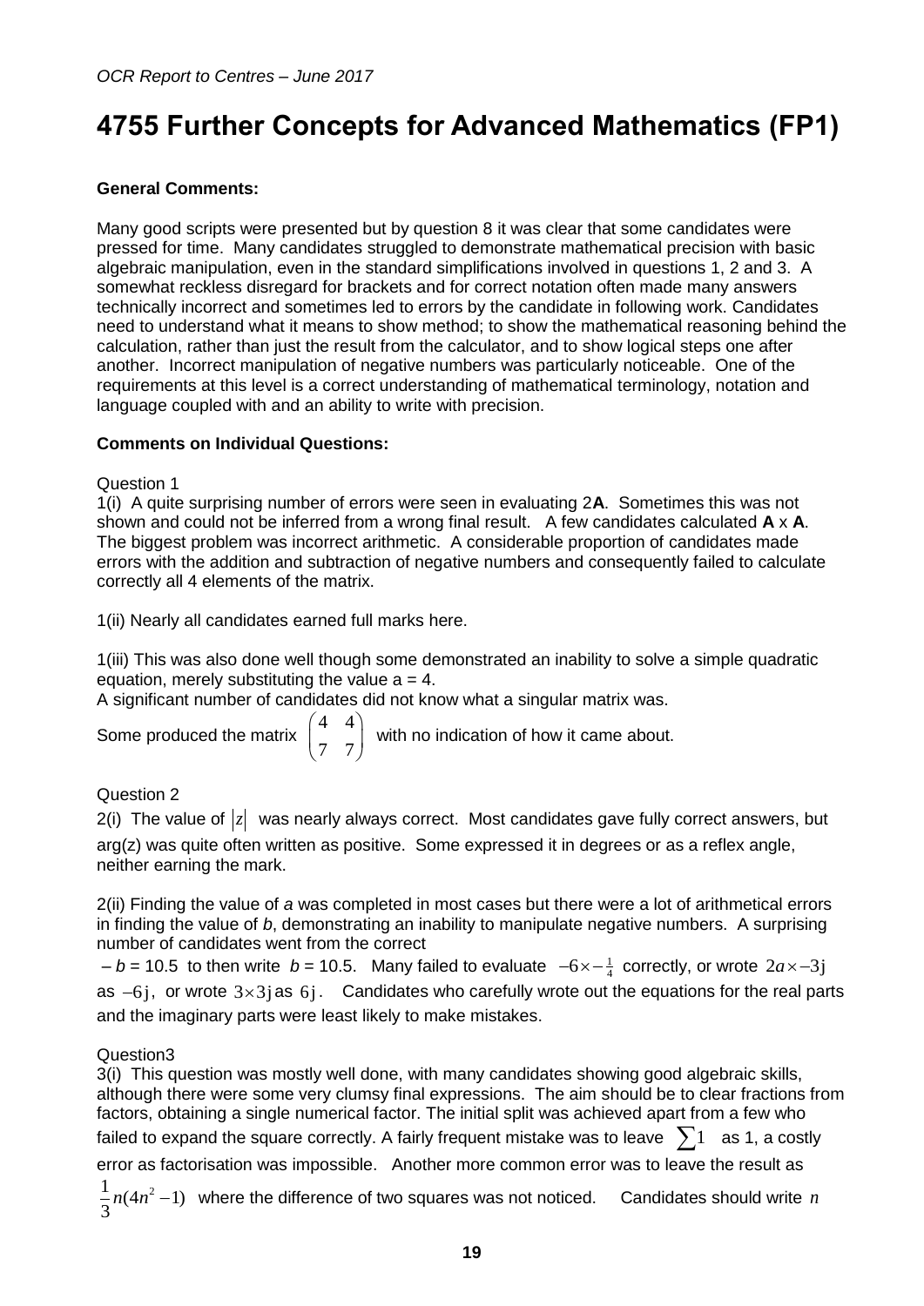# 4755 Further Concepts for Advanced Mathematics (FP1)

**General Comments:**

Many good scripts were presented but by question 8 it was clear that some candidates were pressed for time. Many candidates struggled to demonstrate mathematical precision with basic algebraic manipulation, even in the standard simplifications involved in questions 1, 2 and 3. A somewhat reckless disregard for brackets and for correct notation often made many answers technically incorrect and sometimes led to errors by the candidate in following work. Candidates need to understand what it means to show method; to show the mathematical reasoning behind the calculation, rather than just the result from the calculator, and to show logical steps one after another. Incorrect manipulation of negative numbers was particularly noticeable. One of the requirements at this level is a correct understanding of mathematical terminology, notation and language coupled with and an ability to write with precision.

**Comments on Individual Questions:**

Question 1

1(i) A quite surprising number of errors were seen in evaluating 2**A**. Sometimes this was not shown and could not be inferred from a wrong final result. A few candidates calculated **A** x **A**. The biggest problem was incorrect arithmetic. A considerable proportion of candidates made errors with the addition and subtraction of negative numbers and consequently failed to calculate correctly all 4 elements of the matrix.

1(ii) Nearly all candidates earned full marks here.

1(iii) This was also done well though some demonstrated an inability to solve a simple quadratic equation, merely substituting the value a = 4.

A significant number of candidates did not know what a singular matrix was.

Some produced the matrix $\begin{pmatrix} 4 & 4 \\ 7 & 7 \end{pmatrix}$ with no indication of how it came about.

Question 2

2(i) The value of $|z|$ was nearly always correct. Most candidates gave fully correct answers, but arg(z) was quite often written as positive. Some expressed it in degrees or as a reflex angle, neither earning the mark.

2(ii) Finding the value of *a* was completed in most cases but there were a lot of arithmetical errors in finding the value of *b*, demonstrating an inability to manipulate negative numbers. A surprising number of candidates went from the correct

$-b = 10.5$ to then write $b = 10.5$. Many failed to evaluate $-6\times-\frac{1}{4}$ correctly, or wrote $2a\times-3\text{j}$ as $-6\text{j}$, or wrote $3\times3\text{j}$ as $6\text{j}$. Candidates who carefully wrote out the equations for the real parts and the imaginary parts were least likely to make mistakes.

Question3

3(i) This question was mostly well done, with many candidates showing good algebraic skills, although there were some very clumsy final expressions. The aim should be to clear fractions from factors, obtaining a single numerical factor. The initial split was achieved apart from a few who failed to expand the square correctly. A fairly frequent mistake was to leave $\sum 1$ as 1, a costly error as factorisation was impossible. Another more common error was to leave the result as $\frac{1}{3}n(4n^2-1)$ where the difference of two squares was not noticed. Candidates should write *n*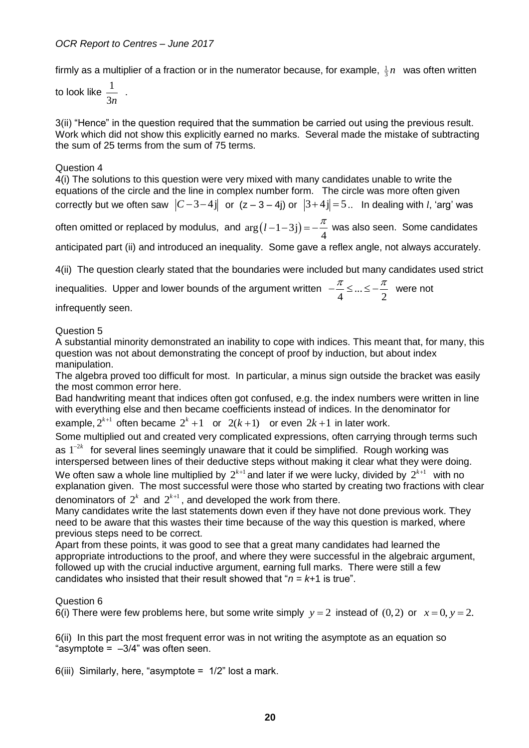firmly as a multiplier of a fraction or in the numerator because, for example, $\frac{1}{3}n$ was often written to look like $\frac{1}{3n}$.

3(ii) "Hence" in the question required that the summation be carried out using the previous result. Work which did not show this explicitly earned no marks. Several made the mistake of subtracting the sum of 25 terms from the sum of 75 terms.

Question 4

4(i) The solutions to this question were very mixed with many candidates unable to write the equations of the circle and the line in complex number form. The circle was more often given correctly but we often saw $|C-3-4\text{j}|$ or (z – 3 – 4j) or $|3+4\text{j}|=5$.. In dealing with $l$, 'arg' was often omitted or replaced by modulus, and $\arg(l-1-3\text{j})=-\frac{\pi}{4}$ was also seen. Some candidates anticipated part (ii) and introduced an inequality. Some gave a reflex angle, not always accurately.

4(ii) The question clearly stated that the boundaries were included but many candidates used strict inequalities. Upper and lower bounds of the argument written $-\frac{\pi}{4} \leq ... \leq -\frac{\pi}{2}$ were not infrequently seen.

Question 5

A substantial minority demonstrated an inability to cope with indices. This meant that, for many, this question was not about demonstrating the concept of proof by induction, but about index manipulation.

The algebra proved too difficult for most. In particular, a minus sign outside the bracket was easily the most common error here.

Bad handwriting meant that indices often got confused, e.g. the index numbers were written in line with everything else and then became coefficients instead of indices. In the denominator for example, $2^{k+1}$ often became $2^k+1$ or $2(k+1)$ or even $2k+1$ in later work.

Some multiplied out and created very complicated expressions, often carrying through terms such as $1^{-2k}$ for several lines seemingly unaware that it could be simplified. Rough working was interspersed between lines of their deductive steps without making it clear what they were doing. We often saw a whole line multiplied by $2^{k+1}$ and later if we were lucky, divided by $2^{k+1}$ with no explanation given. The most successful were those who started by creating two fractions with clear denominators of $2^k$ and $2^{k+1}$, and developed the work from there.

Many candidates write the last statements down even if they have not done previous work. They need to be aware that this wastes their time because of the way this question is marked, where previous steps need to be correct.

Apart from these points, it was good to see that a great many candidates had learned the appropriate introductions to the proof, and where they were successful in the algebraic argument, followed up with the crucial inductive argument, earning full marks. There were still a few candidates who insisted that their result showed that "$n = k+1$ is true".

Question 6

6(i) There were few problems here, but some write simply $y=2$ instead of $(0,2)$ or $x=0, y=2$.

6(ii) In this part the most frequent error was in not writing the asymptote as an equation so "asymptote = –3/4" was often seen.

6(iii) Similarly, here, "asymptote = 1/2" lost a mark.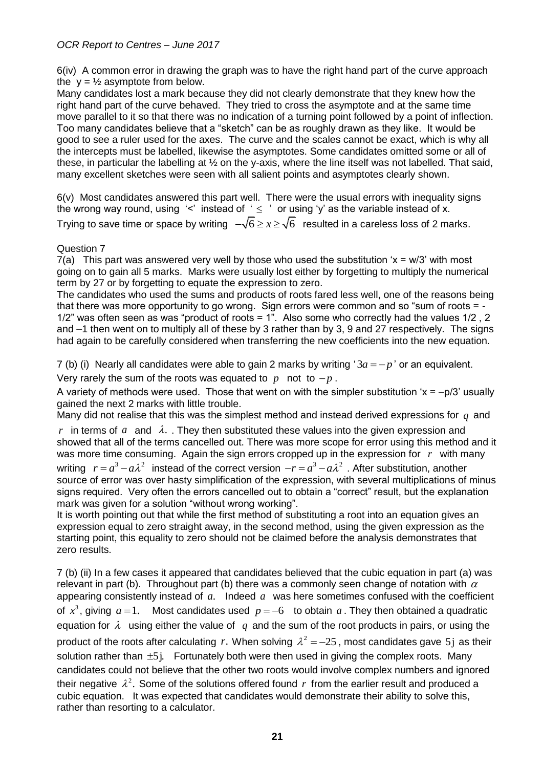6(iv) A common error in drawing the graph was to have the right hand part of the curve approach the $y = ½$ asymptote from below.

Many candidates lost a mark because they did not clearly demonstrate that they knew how the right hand part of the curve behaved. They tried to cross the asymptote and at the same time move parallel to it so that there was no indication of a turning point followed by a point of inflection. Too many candidates believe that a "sketch" can be as roughly drawn as they like. It would be good to see a ruler used for the axes. The curve and the scales cannot be exact, which is why all the intercepts must be labelled, likewise the asymptotes. Some candidates omitted some or all of these, in particular the labelling at ½ on the y-axis, where the line itself was not labelled. That said, many excellent sketches were seen with all salient points and asymptotes clearly shown.

6(v) Most candidates answered this part well. There were the usual errors with inequality signs the wrong way round, using '<' instead of '$\leq$' or using 'y' as the variable instead of x. Trying to save time or space by writing $-\sqrt{6} \geq x \geq \sqrt{6}$ resulted in a careless loss of 2 marks.

Question 7

7(a) This part was answered very well by those who used the substitution '$x = w/3$' with most going on to gain all 5 marks. Marks were usually lost either by forgetting to multiply the numerical term by 27 or by forgetting to equate the expression to zero.

The candidates who used the sums and products of roots fared less well, one of the reasons being that there was more opportunity to go wrong. Sign errors were common and so "sum of roots = -1/2" was often seen as was "product of roots = 1". Also some who correctly had the values 1/2 , 2 and –1 then went on to multiply all of these by 3 rather than by 3, 9 and 27 respectively. The signs had again to be carefully considered when transferring the new coefficients into the new equation.

7 (b) (i) Nearly all candidates were able to gain 2 marks by writing '$3a = -p$' or an equivalent. Very rarely the sum of the roots was equated to $p$ not to $-p$.

A variety of methods were used. Those that went on with the simpler substitution '$x = -p/3$' usually gained the next 2 marks with little trouble.

Many did not realise that this was the simplest method and instead derived expressions for $q$ and $r$ in terms of $a$ and $\lambda$. They then substituted these values into the given expression and showed that all of the terms cancelled out. There was more scope for error using this method and it was more time consuming. Again the sign errors cropped up in the expression for $r$ with many writing $r = a^3 - a\lambda^2$ instead of the correct version $-r = a^3 - a\lambda^2$. After substitution, another source of error was over hasty simplification of the expression, with several multiplications of minus signs required. Very often the errors cancelled out to obtain a "correct" result, but the explanation mark was given for a solution "without wrong working".

It is worth pointing out that while the first method of substituting a root into an equation gives an expression equal to zero straight away, in the second method, using the given expression as the starting point, this equality to zero should not be claimed before the analysis demonstrates that zero results.

7 (b) (ii) In a few cases it appeared that candidates believed that the cubic equation in part (a) was relevant in part (b). Throughout part (b) there was a commonly seen change of notation with $\alpha$ appearing consistently instead of $a$. Indeed $a$ was here sometimes confused with the coefficient of $x^3$, giving $a = 1$. Most candidates used $p = -6$ to obtain $a$. They then obtained a quadratic equation for $\lambda$ using either the value of $q$ and the sum of the root products in pairs, or using the product of the roots after calculating $r$. When solving $\lambda^2 = -25$, most candidates gave $5\text{j}$ as their solution rather than $\pm 5\text{j}$. Fortunately both were then used in giving the complex roots. Many candidates could not believe that the other two roots would involve complex numbers and ignored their negative $\lambda^2$. Some of the solutions offered found $r$ from the earlier result and produced a cubic equation. It was expected that candidates would demonstrate their ability to solve this, rather than resorting to a calculator.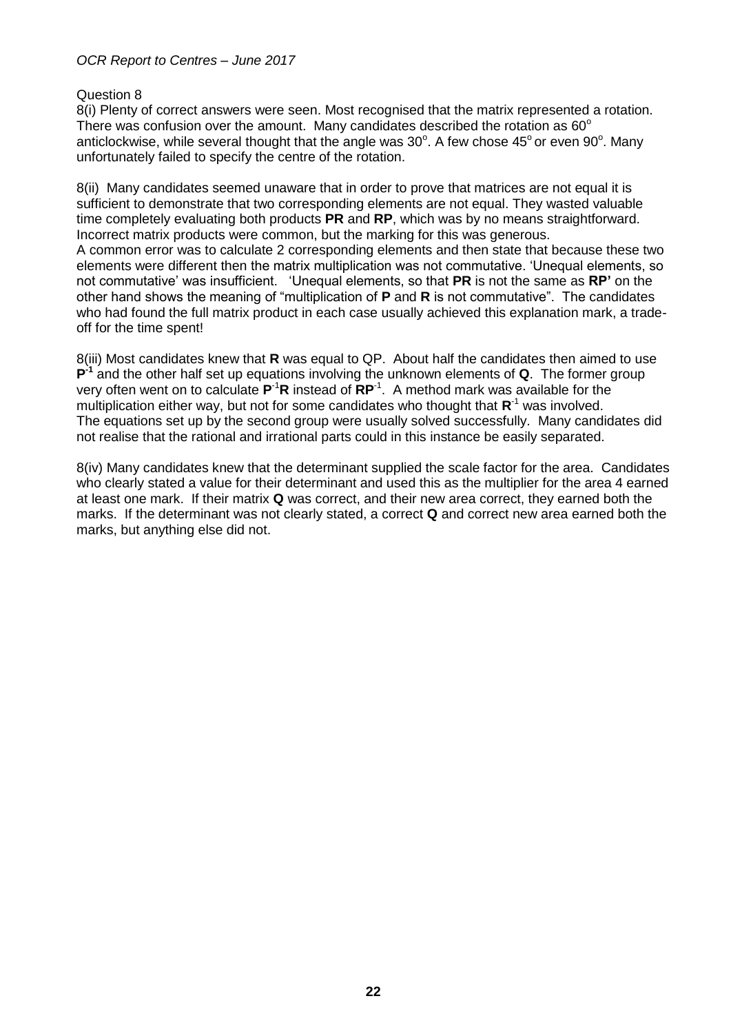Question 8

8(i) Plenty of correct answers were seen. Most recognised that the matrix represented a rotation. There was confusion over the amount. Many candidates described the rotation as $60^\circ$ anticlockwise, while several thought that the angle was $30^\circ$. A few chose $45^\circ$ or even $90^\circ$. Many unfortunately failed to specify the centre of the rotation.

8(ii) Many candidates seemed unaware that in order to prove that matrices are not equal it is sufficient to demonstrate that two corresponding elements are not equal. They wasted valuable time completely evaluating both products **PR** and **RP**, which was by no means straightforward. Incorrect matrix products were common, but the marking for this was generous.

A common error was to calculate 2 corresponding elements and then state that because these two elements were different then the matrix multiplication was not commutative. 'Unequal elements, so not commutative' was insufficient. 'Unequal elements, so that **PR** is not the same as **RP'** on the other hand shows the meaning of "multiplication of **P** and **R** is not commutative". The candidates who had found the full matrix product in each case usually achieved this explanation mark, a trade-off for the time spent!

8(iii) Most candidates knew that **R** was equal to QP. About half the candidates then aimed to use $\mathbf{P}^{-1}$ and the other half set up equations involving the unknown elements of **Q**. The former group very often went on to calculate $\mathbf{P}^{-1}\mathbf{R}$ instead of $\mathbf{RP}^{-1}$. A method mark was available for the multiplication either way, but not for some candidates who thought that $\mathbf{R}^{-1}$ was involved. The equations set up by the second group were usually solved successfully. Many candidates did not realise that the rational and irrational parts could in this instance be easily separated.

8(iv) Many candidates knew that the determinant supplied the scale factor for the area. Candidates who clearly stated a value for their determinant and used this as the multiplier for the area 4 earned at least one mark. If their matrix **Q** was correct, and their new area correct, they earned both the marks. If the determinant was not clearly stated, a correct **Q** and correct new area earned both the marks, but anything else did not.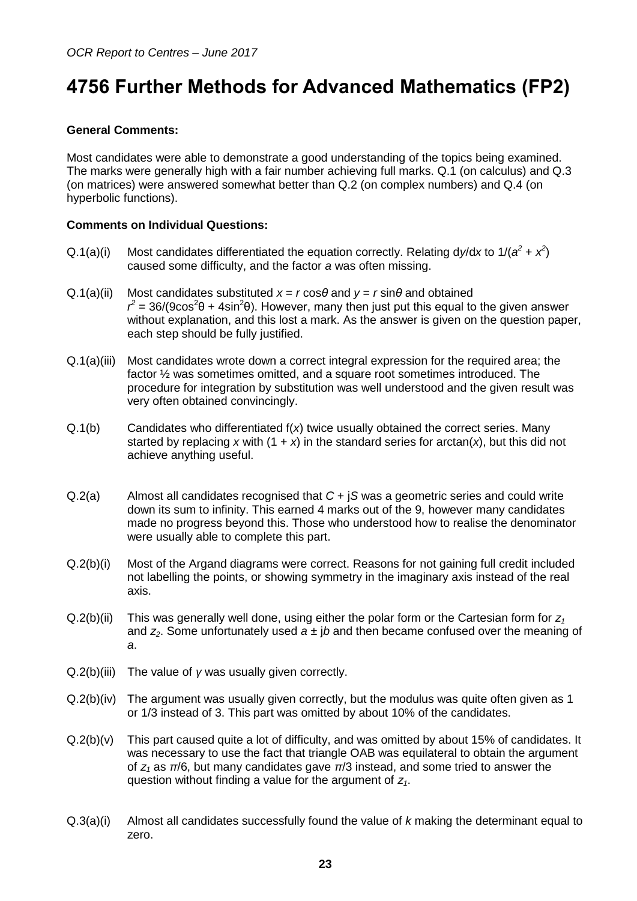# 4756 Further Methods for Advanced Mathematics (FP2)

**General Comments:**

Most candidates were able to demonstrate a good understanding of the topics being examined. The marks were generally high with a fair number achieving full marks. Q.1 (on calculus) and Q.3 (on matrices) were answered somewhat better than Q.2 (on complex numbers) and Q.4 (on hyperbolic functions).

**Comments on Individual Questions:**

Q.1(a)(i) Most candidates differentiated the equation correctly. Relating d$y$/d$x$ to $1/(a^2 + x^2)$ caused some difficulty, and the factor $a$ was often missing.

Q.1(a)(ii) Most candidates substituted $x = r\cos\theta$ and $y = r\sin\theta$ and obtained $r^2 = 36/(9\cos^2\theta + 4\sin^2\theta)$. However, many then just put this equal to the given answer without explanation, and this lost a mark. As the answer is given on the question paper, each step should be fully justified.

Q.1(a)(iii) Most candidates wrote down a correct integral expression for the required area; the factor ½ was sometimes omitted, and a square root sometimes introduced. The procedure for integration by substitution was well understood and the given result was very often obtained convincingly.

Q.1(b) Candidates who differentiated f($x$) twice usually obtained the correct series. Many started by replacing $x$ with $(1 + x)$ in the standard series for arctan($x$), but this did not achieve anything useful.

Q.2(a) Almost all candidates recognised that $C + \mathrm{j}S$ was a geometric series and could write down its sum to infinity. This earned 4 marks out of the 9, however many candidates made no progress beyond this. Those who understood how to realise the denominator were usually able to complete this part.

Q.2(b)(i) Most of the Argand diagrams were correct. Reasons for not gaining full credit included not labelling the points, or showing symmetry in the imaginary axis instead of the real axis.

Q.2(b)(ii) This was generally well done, using either the polar form or the Cartesian form for $z_1$ and $z_2$. Some unfortunately used $a \pm \mathrm{j}b$ and then became confused over the meaning of $a$.

Q.2(b)(iii) The value of $\gamma$ was usually given correctly.

Q.2(b)(iv) The argument was usually given correctly, but the modulus was quite often given as 1 or 1/3 instead of 3. This part was omitted by about 10% of the candidates.

Q.2(b)(v) This part caused quite a lot of difficulty, and was omitted by about 15% of candidates. It was necessary to use the fact that triangle OAB was equilateral to obtain the argument of $z_1$ as $\pi/6$, but many candidates gave $\pi/3$ instead, and some tried to answer the question without finding a value for the argument of $z_1$.

Q.3(a)(i) Almost all candidates successfully found the value of $k$ making the determinant equal to zero.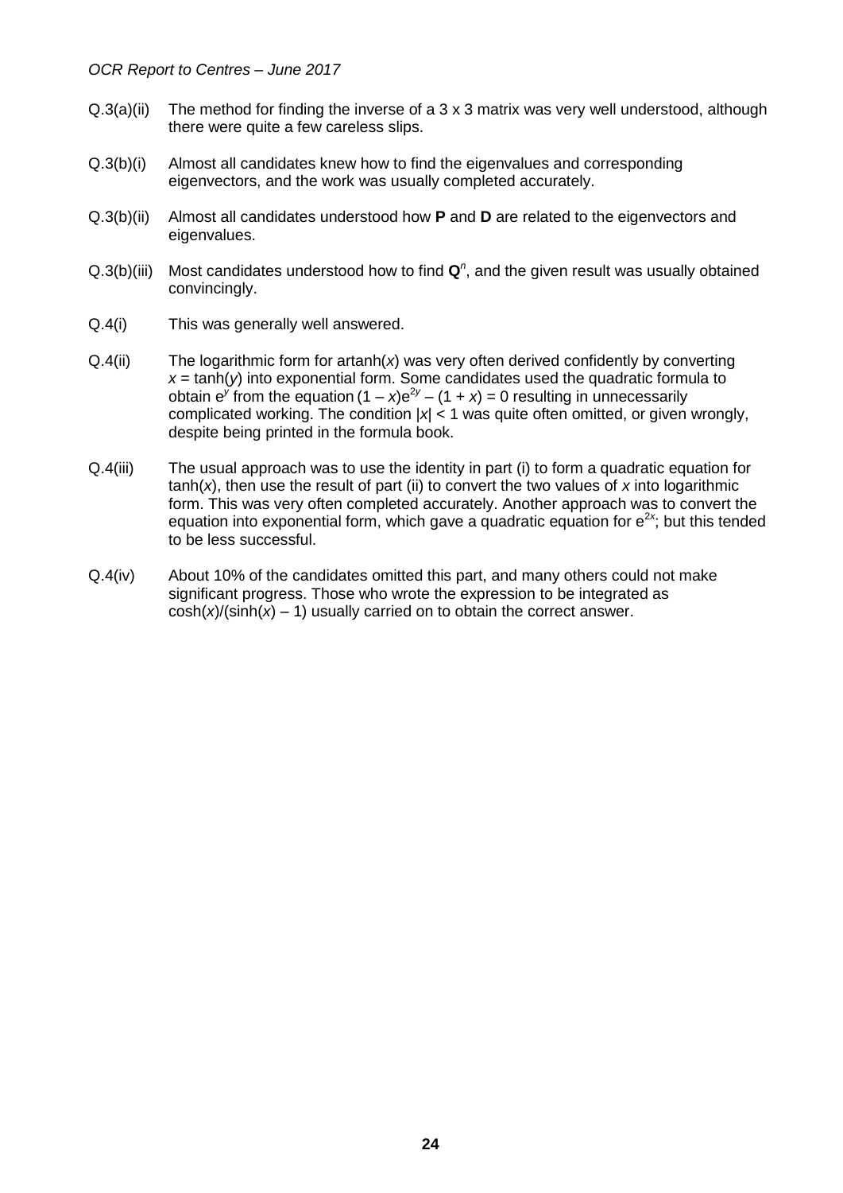Q.3(a)(ii) The method for finding the inverse of a 3 x 3 matrix was very well understood, although there were quite a few careless slips.

Q.3(b)(i) Almost all candidates knew how to find the eigenvalues and corresponding eigenvectors, and the work was usually completed accurately.

Q.3(b)(ii) Almost all candidates understood how **P** and **D** are related to the eigenvectors and eigenvalues.

Q.3(b)(iii) Most candidates understood how to find $\mathbf{Q}^n$, and the given result was usually obtained convincingly.

Q.4(i) This was generally well answered.

Q.4(ii) The logarithmic form for artanh($x$) was very often derived confidently by converting $x = \tanh(y)$ into exponential form. Some candidates used the quadratic formula to obtain $e^y$ from the equation $(1 - x)e^{2y} - (1 + x) = 0$ resulting in unnecessarily complicated working. The condition $|x| < 1$ was quite often omitted, or given wrongly, despite being printed in the formula book.

Q.4(iii) The usual approach was to use the identity in part (i) to form a quadratic equation for $\tanh(x)$, then use the result of part (ii) to convert the two values of $x$ into logarithmic form. This was very often completed accurately. Another approach was to convert the equation into exponential form, which gave a quadratic equation for $e^{2x}$; but this tended to be less successful.

Q.4(iv) About 10% of the candidates omitted this part, and many others could not make significant progress. Those who wrote the expression to be integrated as $\cosh(x)/(\sinh(x) - 1)$ usually carried on to obtain the correct answer.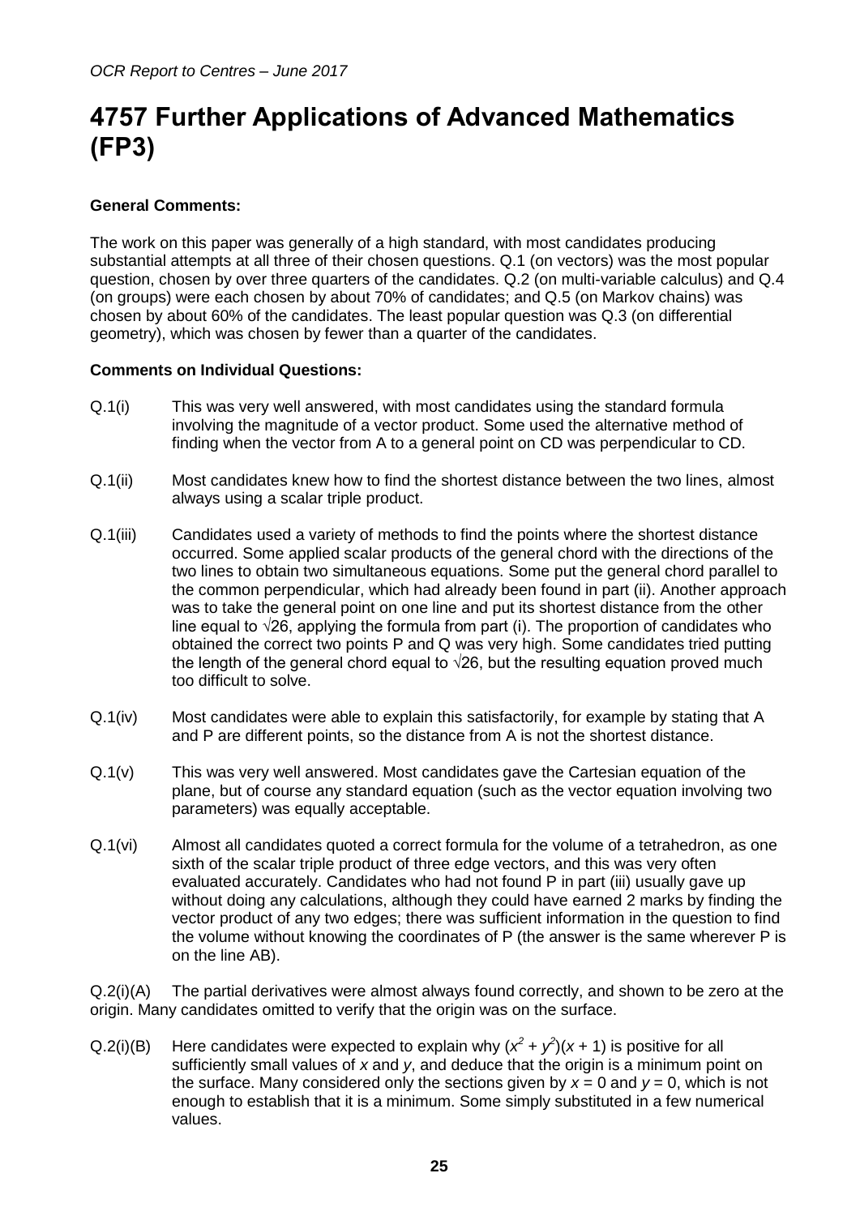*OCR Report to Centres – June 2017*

# 4757 Further Applications of Advanced Mathematics (FP3)

**General Comments:**

The work on this paper was generally of a high standard, with most candidates producing substantial attempts at all three of their chosen questions. Q.1 (on vectors) was the most popular question, chosen by over three quarters of the candidates. Q.2 (on multi-variable calculus) and Q.4 (on groups) were each chosen by about 70% of candidates; and Q.5 (on Markov chains) was chosen by about 60% of the candidates. The least popular question was Q.3 (on differential geometry), which was chosen by fewer than a quarter of the candidates.

**Comments on Individual Questions:**

Q.1(i) This was very well answered, with most candidates using the standard formula involving the magnitude of a vector product. Some used the alternative method of finding when the vector from A to a general point on CD was perpendicular to CD.

Q.1(ii) Most candidates knew how to find the shortest distance between the two lines, almost always using a scalar triple product.

Q.1(iii) Candidates used a variety of methods to find the points where the shortest distance occurred. Some applied scalar products of the general chord with the directions of the two lines to obtain two simultaneous equations. Some put the general chord parallel to the common perpendicular, which had already been found in part (ii). Another approach was to take the general point on one line and put its shortest distance from the other line equal to $\sqrt{26}$, applying the formula from part (i). The proportion of candidates who obtained the correct two points P and Q was very high. Some candidates tried putting the length of the general chord equal to $\sqrt{26}$, but the resulting equation proved much too difficult to solve.

Q.1(iv) Most candidates were able to explain this satisfactorily, for example by stating that A and P are different points, so the distance from A is not the shortest distance.

Q.1(v) This was very well answered. Most candidates gave the Cartesian equation of the plane, but of course any standard equation (such as the vector equation involving two parameters) was equally acceptable.

Q.1(vi) Almost all candidates quoted a correct formula for the volume of a tetrahedron, as one sixth of the scalar triple product of three edge vectors, and this was very often evaluated accurately. Candidates who had not found P in part (iii) usually gave up without doing any calculations, although they could have earned 2 marks by finding the vector product of any two edges; there was sufficient information in the question to find the volume without knowing the coordinates of P (the answer is the same wherever P is on the line AB).

Q.2(i)(A) The partial derivatives were almost always found correctly, and shown to be zero at the origin. Many candidates omitted to verify that the origin was on the surface.

Q.2(i)(B) Here candidates were expected to explain why $(x^2 + y^2)(x + 1)$ is positive for all sufficiently small values of $x$ and $y$, and deduce that the origin is a minimum point on the surface. Many considered only the sections given by $x = 0$ and $y = 0$, which is not enough to establish that it is a minimum. Some simply substituted in a few numerical values.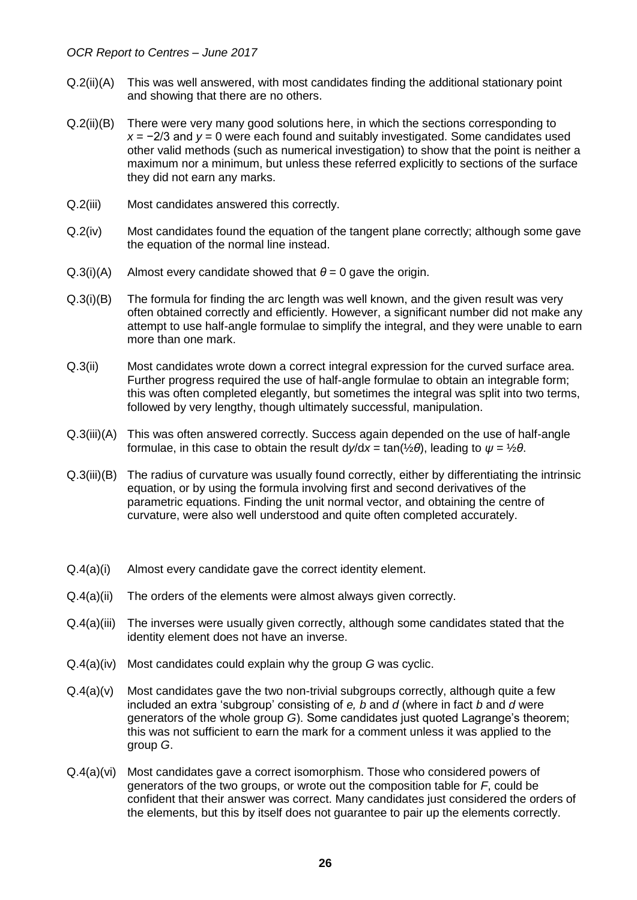Q.2(ii)(A) This was well answered, with most candidates finding the additional stationary point and showing that there are no others.

Q.2(ii)(B) There were very many good solutions here, in which the sections corresponding to $x = -2/3$ and $y = 0$ were each found and suitably investigated. Some candidates used other valid methods (such as numerical investigation) to show that the point is neither a maximum nor a minimum, but unless these referred explicitly to sections of the surface they did not earn any marks.

Q.2(iii) Most candidates answered this correctly.

Q.2(iv) Most candidates found the equation of the tangent plane correctly; although some gave the equation of the normal line instead.

Q.3(i)(A) Almost every candidate showed that $\theta = 0$ gave the origin.

Q.3(i)(B) The formula for finding the arc length was well known, and the given result was very often obtained correctly and efficiently. However, a significant number did not make any attempt to use half-angle formulae to simplify the integral, and they were unable to earn more than one mark.

Q.3(ii) Most candidates wrote down a correct integral expression for the curved surface area. Further progress required the use of half-angle formulae to obtain an integrable form; this was often completed elegantly, but sometimes the integral was split into two terms, followed by very lengthy, though ultimately successful, manipulation.

Q.3(iii)(A) This was often answered correctly. Success again depended on the use of half-angle formulae, in this case to obtain the result $dy/dx = \tan(\frac{1}{2}\theta)$, leading to $\psi = \frac{1}{2}\theta$.

Q.3(iii)(B) The radius of curvature was usually found correctly, either by differentiating the intrinsic equation, or by using the formula involving first and second derivatives of the parametric equations. Finding the unit normal vector, and obtaining the centre of curvature, were also well understood and quite often completed accurately.

Q.4(a)(i) Almost every candidate gave the correct identity element.

Q.4(a)(ii) The orders of the elements were almost always given correctly.

Q.4(a)(iii) The inverses were usually given correctly, although some candidates stated that the identity element does not have an inverse.

Q.4(a)(iv) Most candidates could explain why the group $G$ was cyclic.

Q.4(a)(v) Most candidates gave the two non-trivial subgroups correctly, although quite a few included an extra 'subgroup' consisting of $e$, $b$ and $d$ (where in fact $b$ and $d$ were generators of the whole group $G$). Some candidates just quoted Lagrange's theorem; this was not sufficient to earn the mark for a comment unless it was applied to the group $G$.

Q.4(a)(vi) Most candidates gave a correct isomorphism. Those who considered powers of generators of the two groups, or wrote out the composition table for $F$, could be confident that their answer was correct. Many candidates just considered the orders of the elements, but this by itself does not guarantee to pair up the elements correctly.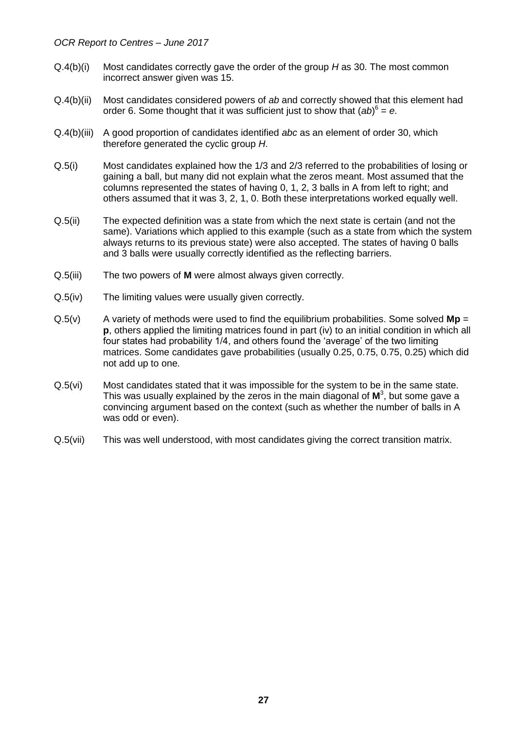Q.4(b)(i) Most candidates correctly gave the order of the group $H$ as 30. The most common incorrect answer given was 15.

Q.4(b)(ii) Most candidates considered powers of $ab$ and correctly showed that this element had order 6. Some thought that it was sufficient just to show that $(ab)^6 = e$.

Q.4(b)(iii) A good proportion of candidates identified $abc$ as an element of order 30, which therefore generated the cyclic group $H$.

Q.5(i) Most candidates explained how the 1/3 and 2/3 referred to the probabilities of losing or gaining a ball, but many did not explain what the zeros meant. Most assumed that the columns represented the states of having 0, 1, 2, 3 balls in A from left to right; and others assumed that it was 3, 2, 1, 0. Both these interpretations worked equally well.

Q.5(ii) The expected definition was a state from which the next state is certain (and not the same). Variations which applied to this example (such as a state from which the system always returns to its previous state) were also accepted. The states of having 0 balls and 3 balls were usually correctly identified as the reflecting barriers.

Q.5(iii) The two powers of **M** were almost always given correctly.

Q.5(iv) The limiting values were usually given correctly.

Q.5(v) A variety of methods were used to find the equilibrium probabilities. Some solved $\mathbf{Mp} = \mathbf{p}$, others applied the limiting matrices found in part (iv) to an initial condition in which all four states had probability 1/4, and others found the 'average' of the two limiting matrices. Some candidates gave probabilities (usually 0.25, 0.75, 0.75, 0.25) which did not add up to one.

Q.5(vi) Most candidates stated that it was impossible for the system to be in the same state. This was usually explained by the zeros in the main diagonal of $\mathbf{M}^3$, but some gave a convincing argument based on the context (such as whether the number of balls in A was odd or even).

Q.5(vii) This was well understood, with most candidates giving the correct transition matrix.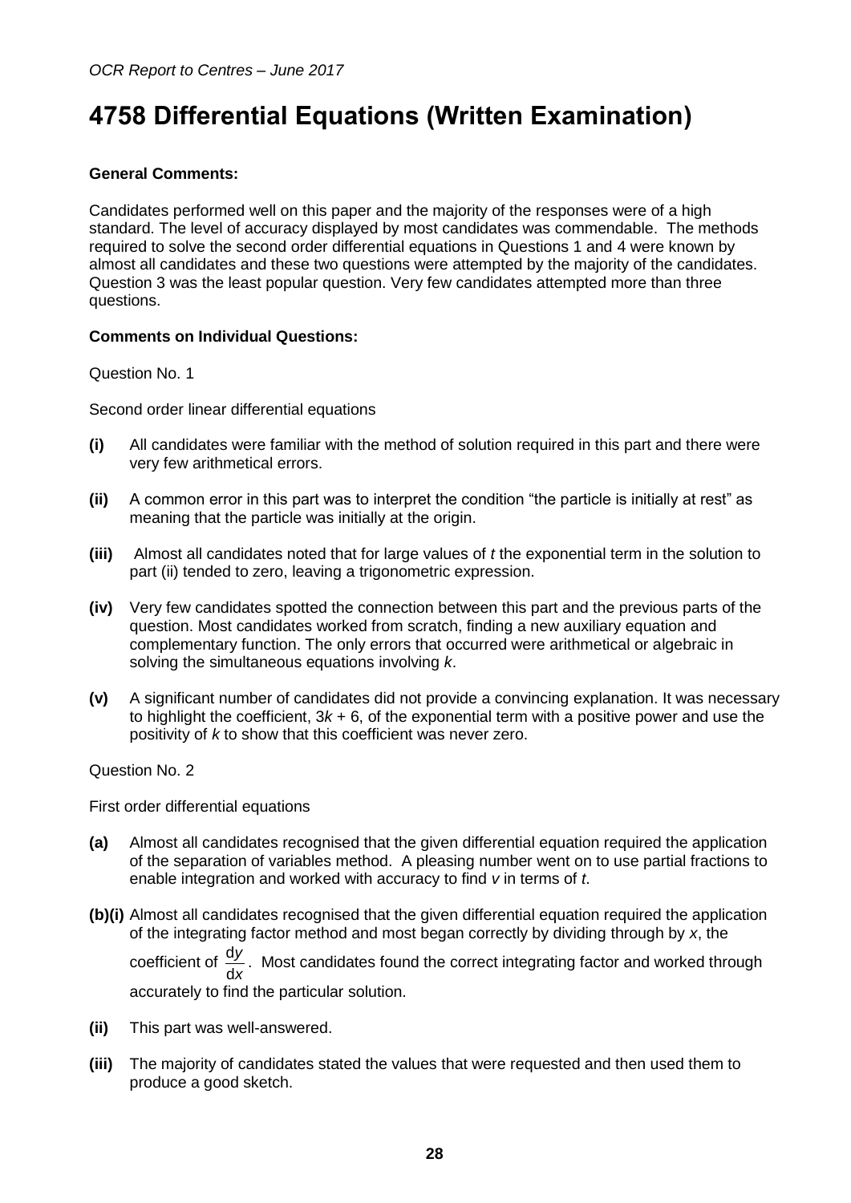# 4758 Differential Equations (Written Examination)

**General Comments:**

Candidates performed well on this paper and the majority of the responses were of a high standard. The level of accuracy displayed by most candidates was commendable. The methods required to solve the second order differential equations in Questions 1 and 4 were known by almost all candidates and these two questions were attempted by the majority of the candidates. Question 3 was the least popular question. Very few candidates attempted more than three questions.

**Comments on Individual Questions:**

Question No. 1

Second order linear differential equations

**(i)** All candidates were familiar with the method of solution required in this part and there were very few arithmetical errors.

**(ii)** A common error in this part was to interpret the condition "the particle is initially at rest" as meaning that the particle was initially at the origin.

**(iii)** Almost all candidates noted that for large values of $t$ the exponential term in the solution to part (ii) tended to zero, leaving a trigonometric expression.

**(iv)** Very few candidates spotted the connection between this part and the previous parts of the question. Most candidates worked from scratch, finding a new auxiliary equation and complementary function. The only errors that occurred were arithmetical or algebraic in solving the simultaneous equations involving $k$.

**(v)** A significant number of candidates did not provide a convincing explanation. It was necessary to highlight the coefficient, $3k + 6$, of the exponential term with a positive power and use the positivity of $k$ to show that this coefficient was never zero.

Question No. 2

First order differential equations

**(a)** Almost all candidates recognised that the given differential equation required the application of the separation of variables method. A pleasing number went on to use partial fractions to enable integration and worked with accuracy to find $v$ in terms of $t$.

**(b)(i)** Almost all candidates recognised that the given differential equation required the application of the integrating factor method and most began correctly by dividing through by $x$, the coefficient of $\frac{dy}{dx}$. Most candidates found the correct integrating factor and worked through accurately to find the particular solution.

**(ii)** This part was well-answered.

**(iii)** The majority of candidates stated the values that were requested and then used them to produce a good sketch.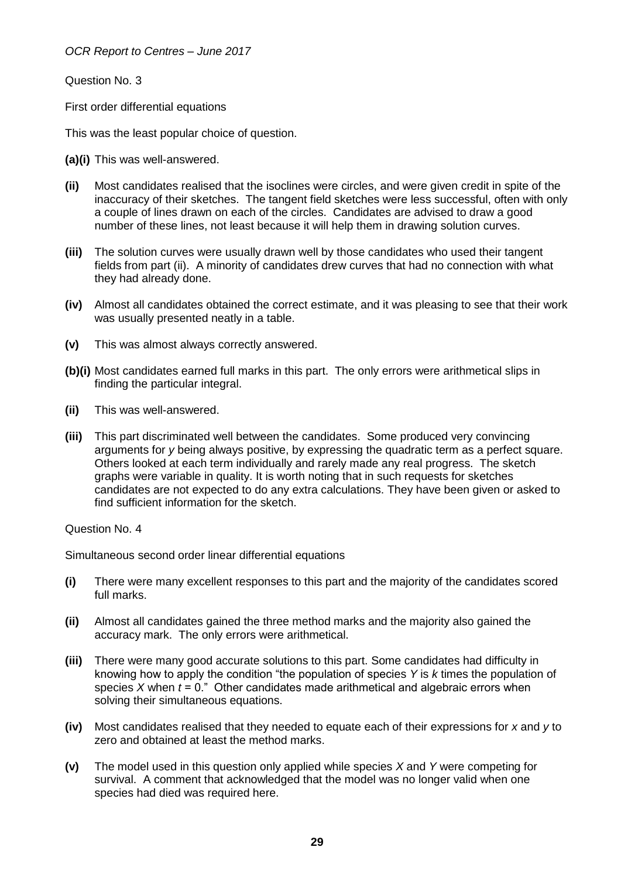Question No. 3

First order differential equations

This was the least popular choice of question.

**(a)(i)** This was well-answered.

**(ii)** Most candidates realised that the isoclines were circles, and were given credit in spite of the inaccuracy of their sketches. The tangent field sketches were less successful, often with only a couple of lines drawn on each of the circles. Candidates are advised to draw a good number of these lines, not least because it will help them in drawing solution curves.

**(iii)** The solution curves were usually drawn well by those candidates who used their tangent fields from part (ii). A minority of candidates drew curves that had no connection with what they had already done.

**(iv)** Almost all candidates obtained the correct estimate, and it was pleasing to see that their work was usually presented neatly in a table.

**(v)** This was almost always correctly answered.

**(b)(i)** Most candidates earned full marks in this part. The only errors were arithmetical slips in finding the particular integral.

**(ii)** This was well-answered.

**(iii)** This part discriminated well between the candidates. Some produced very convincing arguments for $y$ being always positive, by expressing the quadratic term as a perfect square. Others looked at each term individually and rarely made any real progress. The sketch graphs were variable in quality. It is worth noting that in such requests for sketches candidates are not expected to do any extra calculations. They have been given or asked to find sufficient information for the sketch.

Question No. 4

Simultaneous second order linear differential equations

**(i)** There were many excellent responses to this part and the majority of the candidates scored full marks.

**(ii)** Almost all candidates gained the three method marks and the majority also gained the accuracy mark. The only errors were arithmetical.

**(iii)** There were many good accurate solutions to this part. Some candidates had difficulty in knowing how to apply the condition "the population of species $Y$ is $k$ times the population of species $X$ when $t = 0$." Other candidates made arithmetical and algebraic errors when solving their simultaneous equations.

**(iv)** Most candidates realised that they needed to equate each of their expressions for $x$ and $y$ to zero and obtained at least the method marks.

**(v)** The model used in this question only applied while species $X$ and $Y$ were competing for survival. A comment that acknowledged that the model was no longer valid when one species had died was required here.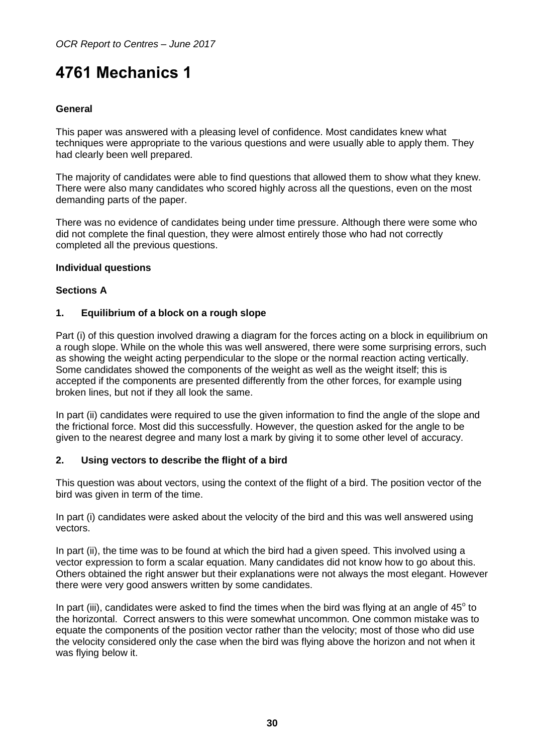# 4761 Mechanics 1

### General

This paper was answered with a pleasing level of confidence. Most candidates knew what techniques were appropriate to the various questions and were usually able to apply them. They had clearly been well prepared.

The majority of candidates were able to find questions that allowed them to show what they knew. There were also many candidates who scored highly across all the questions, even on the most demanding parts of the paper.

There was no evidence of candidates being under time pressure. Although there were some who did not complete the final question, they were almost entirely those who had not correctly completed all the previous questions.

### Individual questions

### Sections A

#### 1. Equilibrium of a block on a rough slope

Part (i) of this question involved drawing a diagram for the forces acting on a block in equilibrium on a rough slope. While on the whole this was well answered, there were some surprising errors, such as showing the weight acting perpendicular to the slope or the normal reaction acting vertically. Some candidates showed the components of the weight as well as the weight itself; this is accepted if the components are presented differently from the other forces, for example using broken lines, but not if they all look the same.

In part (ii) candidates were required to use the given information to find the angle of the slope and the frictional force. Most did this successfully. However, the question asked for the angle to be given to the nearest degree and many lost a mark by giving it to some other level of accuracy.

#### 2. Using vectors to describe the flight of a bird

This question was about vectors, using the context of the flight of a bird. The position vector of the bird was given in term of the time.

In part (i) candidates were asked about the velocity of the bird and this was well answered using vectors.

In part (ii), the time was to be found at which the bird had a given speed. This involved using a vector expression to form a scalar equation. Many candidates did not know how to go about this. Others obtained the right answer but their explanations were not always the most elegant. However there were very good answers written by some candidates.

In part (iii), candidates were asked to find the times when the bird was flying at an angle of $45^{\circ}$ to the horizontal. Correct answers to this were somewhat uncommon. One common mistake was to equate the components of the position vector rather than the velocity; most of those who did use the velocity considered only the case when the bird was flying above the horizon and not when it was flying below it.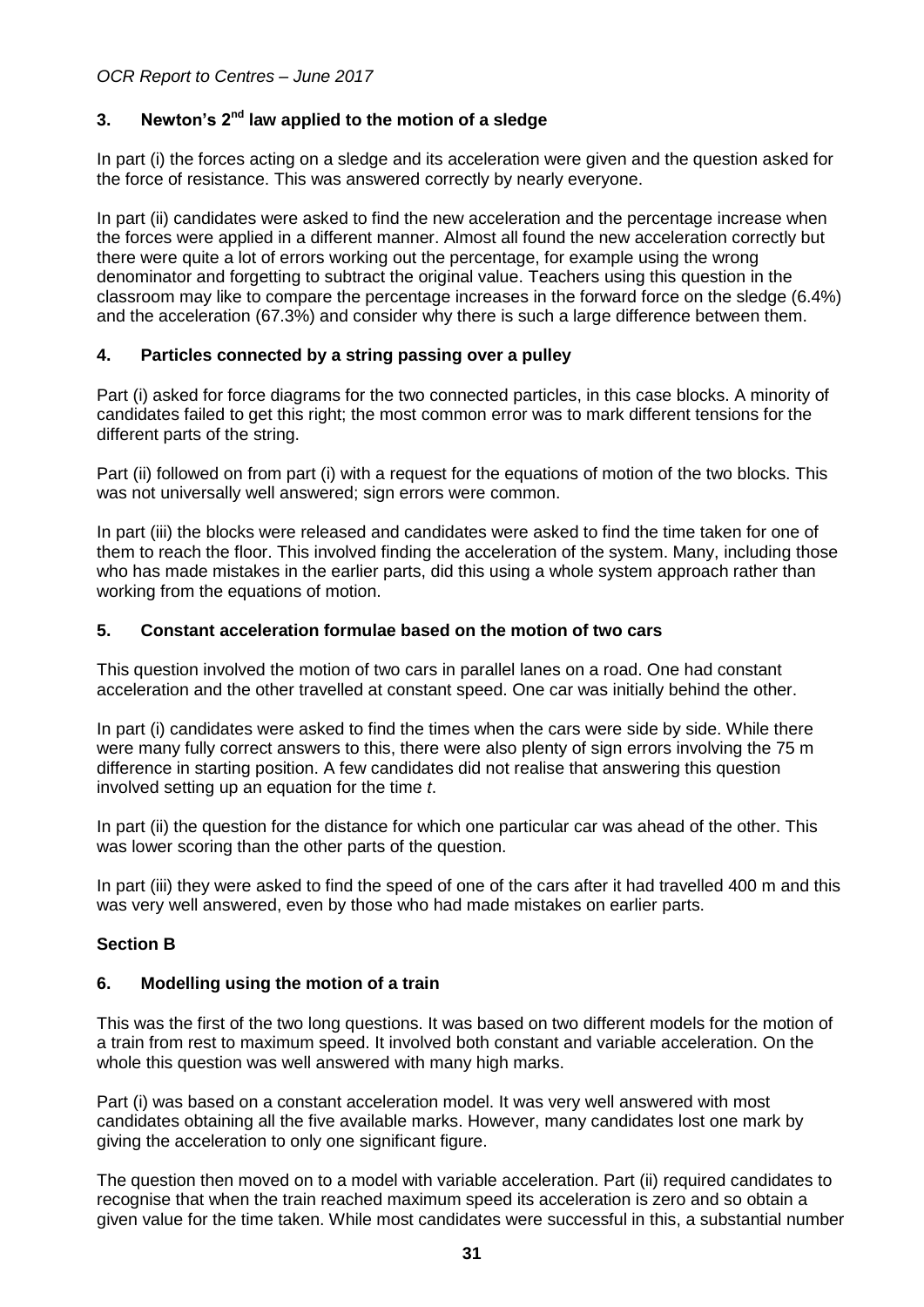### 3. Newton's 2nd law applied to the motion of a sledge

In part (i) the forces acting on a sledge and its acceleration were given and the question asked for the force of resistance. This was answered correctly by nearly everyone.

In part (ii) candidates were asked to find the new acceleration and the percentage increase when the forces were applied in a different manner. Almost all found the new acceleration correctly but there were quite a lot of errors working out the percentage, for example using the wrong denominator and forgetting to subtract the original value. Teachers using this question in the classroom may like to compare the percentage increases in the forward force on the sledge (6.4%) and the acceleration (67.3%) and consider why there is such a large difference between them.

### 4. Particles connected by a string passing over a pulley

Part (i) asked for force diagrams for the two connected particles, in this case blocks. A minority of candidates failed to get this right; the most common error was to mark different tensions for the different parts of the string.

Part (ii) followed on from part (i) with a request for the equations of motion of the two blocks. This was not universally well answered; sign errors were common.

In part (iii) the blocks were released and candidates were asked to find the time taken for one of them to reach the floor. This involved finding the acceleration of the system. Many, including those who has made mistakes in the earlier parts, did this using a whole system approach rather than working from the equations of motion.

### 5. Constant acceleration formulae based on the motion of two cars

This question involved the motion of two cars in parallel lanes on a road. One had constant acceleration and the other travelled at constant speed. One car was initially behind the other.

In part (i) candidates were asked to find the times when the cars were side by side. While there were many fully correct answers to this, there were also plenty of sign errors involving the 75 m difference in starting position. A few candidates did not realise that answering this question involved setting up an equation for the time $t$.

In part (ii) the question for the distance for which one particular car was ahead of the other. This was lower scoring than the other parts of the question.

In part (iii) they were asked to find the speed of one of the cars after it had travelled 400 m and this was very well answered, even by those who had made mistakes on earlier parts.

## Section B

### 6. Modelling using the motion of a train

This was the first of the two long questions. It was based on two different models for the motion of a train from rest to maximum speed. It involved both constant and variable acceleration. On the whole this question was well answered with many high marks.

Part (i) was based on a constant acceleration model. It was very well answered with most candidates obtaining all the five available marks. However, many candidates lost one mark by giving the acceleration to only one significant figure.

The question then moved on to a model with variable acceleration. Part (ii) required candidates to recognise that when the train reached maximum speed its acceleration is zero and so obtain a given value for the time taken. While most candidates were successful in this, a substantial number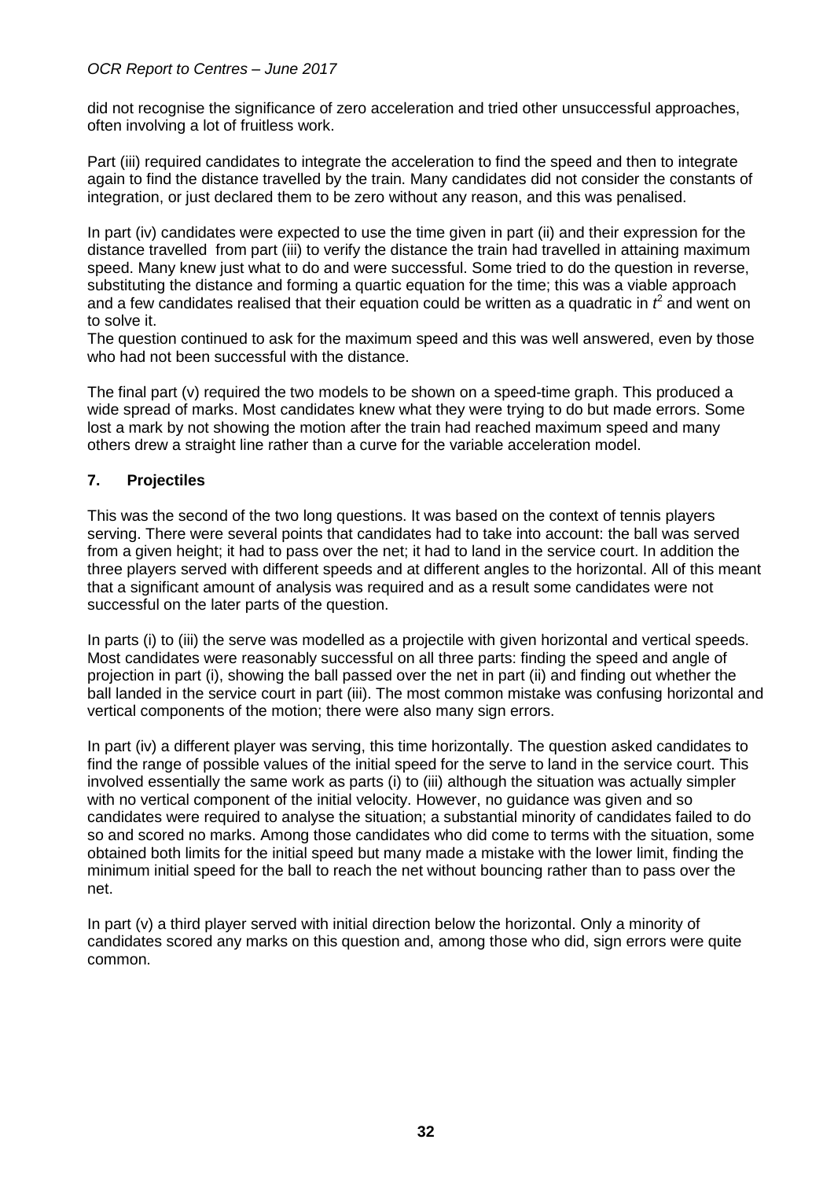did not recognise the significance of zero acceleration and tried other unsuccessful approaches, often involving a lot of fruitless work.

Part (iii) required candidates to integrate the acceleration to find the speed and then to integrate again to find the distance travelled by the train. Many candidates did not consider the constants of integration, or just declared them to be zero without any reason, and this was penalised.

In part (iv) candidates were expected to use the time given in part (ii) and their expression for the distance travelled from part (iii) to verify the distance the train had travelled in attaining maximum speed. Many knew just what to do and were successful. Some tried to do the question in reverse, substituting the distance and forming a quartic equation for the time; this was a viable approach and a few candidates realised that their equation could be written as a quadratic in $t^2$ and went on to solve it.
The question continued to ask for the maximum speed and this was well answered, even by those who had not been successful with the distance.

The final part (v) required the two models to be shown on a speed-time graph. This produced a wide spread of marks. Most candidates knew what they were trying to do but made errors. Some lost a mark by not showing the motion after the train had reached maximum speed and many others drew a straight line rather than a curve for the variable acceleration model.

## 7. Projectiles

This was the second of the two long questions. It was based on the context of tennis players serving. There were several points that candidates had to take into account: the ball was served from a given height; it had to pass over the net; it had to land in the service court. In addition the three players served with different speeds and at different angles to the horizontal. All of this meant that a significant amount of analysis was required and as a result some candidates were not successful on the later parts of the question.

In parts (i) to (iii) the serve was modelled as a projectile with given horizontal and vertical speeds. Most candidates were reasonably successful on all three parts: finding the speed and angle of projection in part (i), showing the ball passed over the net in part (ii) and finding out whether the ball landed in the service court in part (iii). The most common mistake was confusing horizontal and vertical components of the motion; there were also many sign errors.

In part (iv) a different player was serving, this time horizontally. The question asked candidates to find the range of possible values of the initial speed for the serve to land in the service court. This involved essentially the same work as parts (i) to (iii) although the situation was actually simpler with no vertical component of the initial velocity. However, no guidance was given and so candidates were required to analyse the situation; a substantial minority of candidates failed to do so and scored no marks. Among those candidates who did come to terms with the situation, some obtained both limits for the initial speed but many made a mistake with the lower limit, finding the minimum initial speed for the ball to reach the net without bouncing rather than to pass over the net.

In part (v) a third player served with initial direction below the horizontal. Only a minority of candidates scored any marks on this question and, among those who did, sign errors were quite common.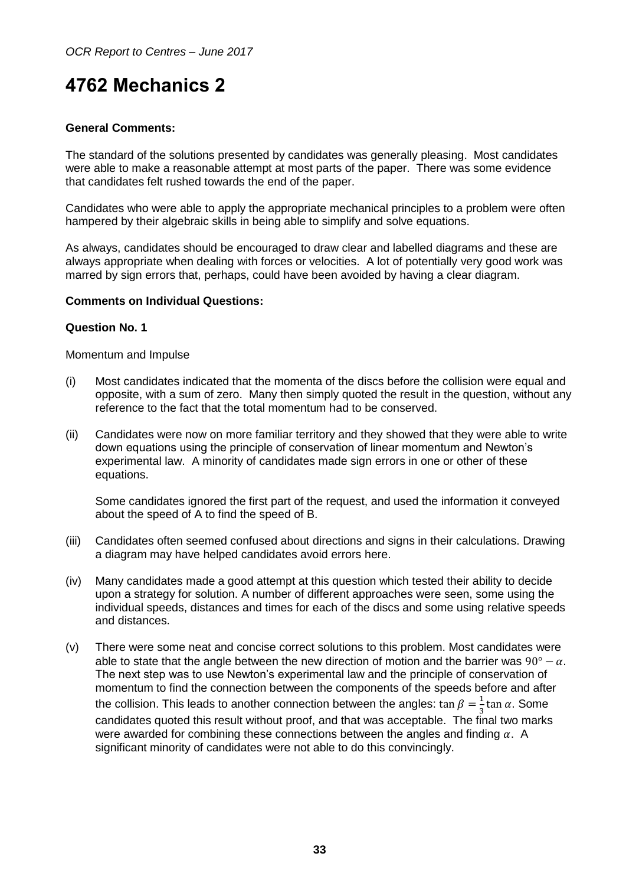# 4762 Mechanics 2

**General Comments:**

The standard of the solutions presented by candidates was generally pleasing. Most candidates were able to make a reasonable attempt at most parts of the paper. There was some evidence that candidates felt rushed towards the end of the paper.

Candidates who were able to apply the appropriate mechanical principles to a problem were often hampered by their algebraic skills in being able to simplify and solve equations.

As always, candidates should be encouraged to draw clear and labelled diagrams and these are always appropriate when dealing with forces or velocities. A lot of potentially very good work was marred by sign errors that, perhaps, could have been avoided by having a clear diagram.

**Comments on Individual Questions:**

**Question No. 1**

Momentum and Impulse

(i) Most candidates indicated that the momenta of the discs before the collision were equal and opposite, with a sum of zero. Many then simply quoted the result in the question, without any reference to the fact that the total momentum had to be conserved.

(ii) Candidates were now on more familiar territory and they showed that they were able to write down equations using the principle of conservation of linear momentum and Newton's experimental law. A minority of candidates made sign errors in one or other of these equations.

Some candidates ignored the first part of the request, and used the information it conveyed about the speed of A to find the speed of B.

(iii) Candidates often seemed confused about directions and signs in their calculations. Drawing a diagram may have helped candidates avoid errors here.

(iv) Many candidates made a good attempt at this question which tested their ability to decide upon a strategy for solution. A number of different approaches were seen, some using the individual speeds, distances and times for each of the discs and some using relative speeds and distances.

(v) There were some neat and concise correct solutions to this problem. Most candidates were able to state that the angle between the new direction of motion and the barrier was $90° - \alpha$. The next step was to use Newton's experimental law and the principle of conservation of momentum to find the connection between the components of the speeds before and after the collision. This leads to another connection between the angles: $\tan \beta = \frac{1}{3} \tan \alpha$. Some candidates quoted this result without proof, and that was acceptable. The final two marks were awarded for combining these connections between the angles and finding $\alpha$. A significant minority of candidates were not able to do this convincingly.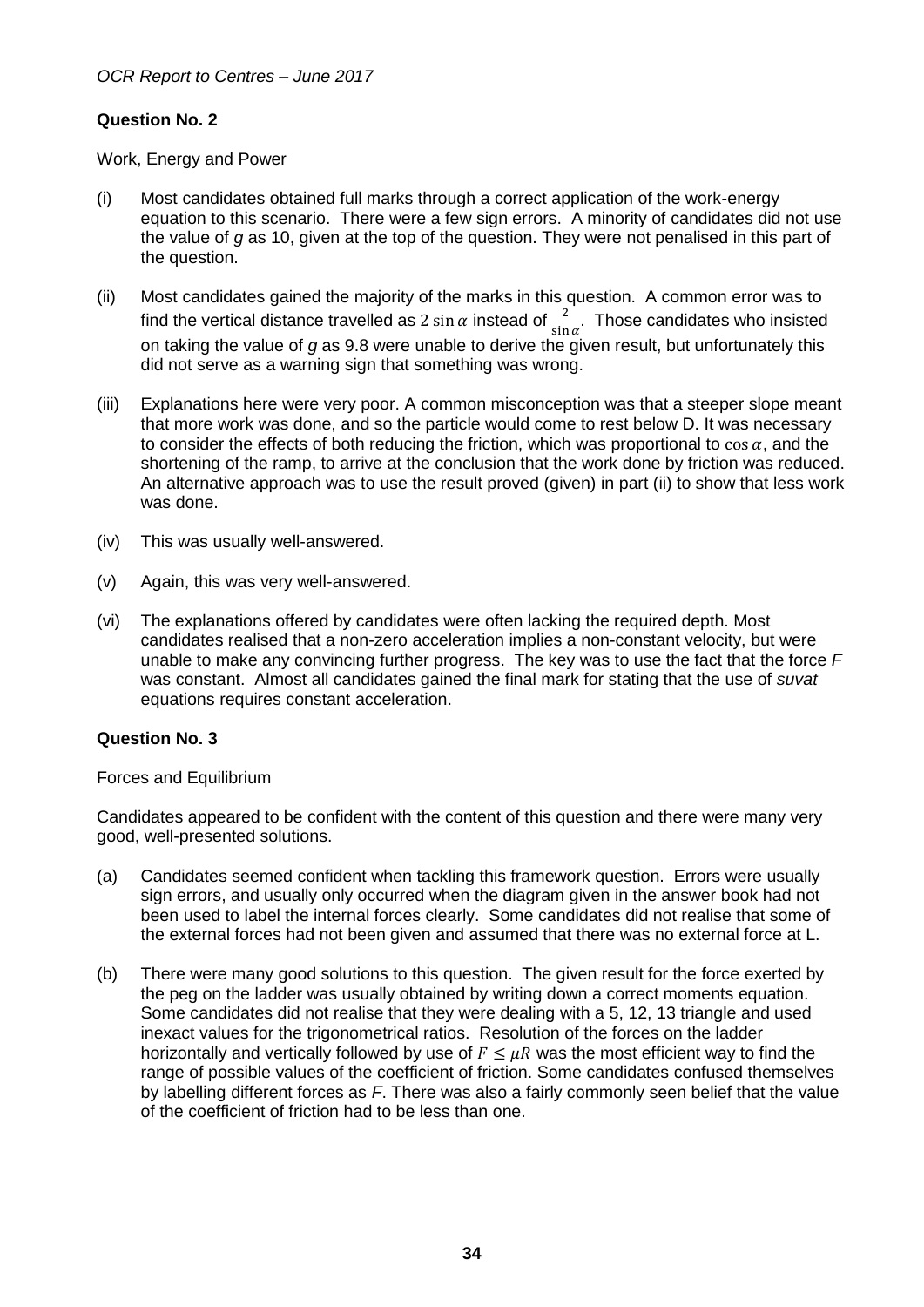## Question No. 2

Work, Energy and Power

(i) Most candidates obtained full marks through a correct application of the work-energy equation to this scenario. There were a few sign errors. A minority of candidates did not use the value of *g* as 10, given at the top of the question. They were not penalised in this part of the question.

(ii) Most candidates gained the majority of the marks in this question. A common error was to find the vertical distance travelled as $2\sin\alpha$ instead of $\frac{2}{\sin\alpha}$. Those candidates who insisted on taking the value of *g* as 9.8 were unable to derive the given result, but unfortunately this did not serve as a warning sign that something was wrong.

(iii) Explanations here were very poor. A common misconception was that a steeper slope meant that more work was done, and so the particle would come to rest below D. It was necessary to consider the effects of both reducing the friction, which was proportional to $\cos\alpha$, and the shortening of the ramp, to arrive at the conclusion that the work done by friction was reduced. An alternative approach was to use the result proved (given) in part (ii) to show that less work was done.

(iv) This was usually well-answered.

(v) Again, this was very well-answered.

(vi) The explanations offered by candidates were often lacking the required depth. Most candidates realised that a non-zero acceleration implies a non-constant velocity, but were unable to make any convincing further progress. The key was to use the fact that the force *F* was constant. Almost all candidates gained the final mark for stating that the use of *suvat* equations requires constant acceleration.

## Question No. 3

Forces and Equilibrium

Candidates appeared to be confident with the content of this question and there were many very good, well-presented solutions.

(a) Candidates seemed confident when tackling this framework question. Errors were usually sign errors, and usually only occurred when the diagram given in the answer book had not been used to label the internal forces clearly. Some candidates did not realise that some of the external forces had not been given and assumed that there was no external force at L.

(b) There were many good solutions to this question. The given result for the force exerted by the peg on the ladder was usually obtained by writing down a correct moments equation. Some candidates did not realise that they were dealing with a 5, 12, 13 triangle and used inexact values for the trigonometrical ratios. Resolution of the forces on the ladder horizontally and vertically followed by use of $F \leq \mu R$ was the most efficient way to find the range of possible values of the coefficient of friction. Some candidates confused themselves by labelling different forces as *F*. There was also a fairly commonly seen belief that the value of the coefficient of friction had to be less than one.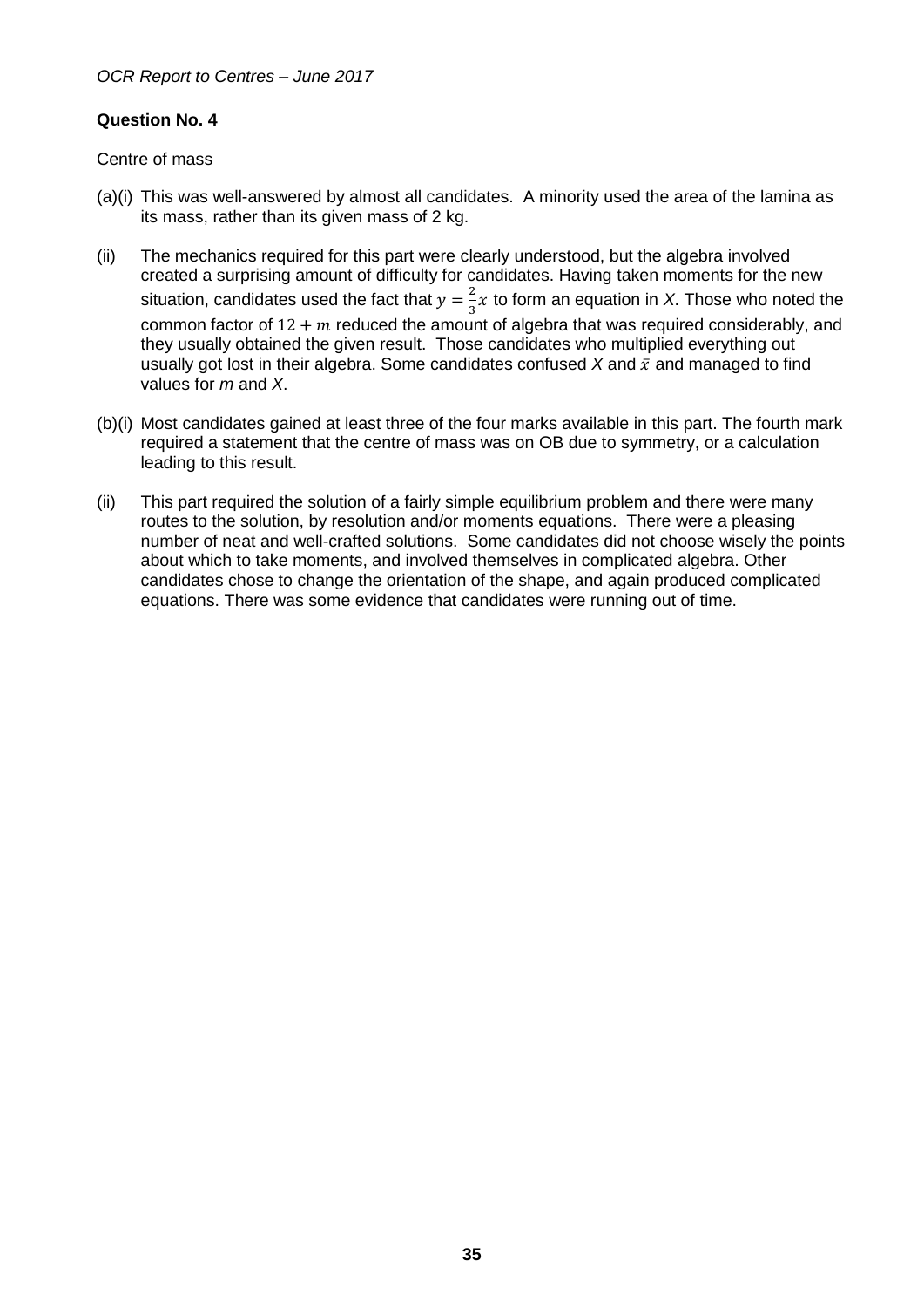**Question No. 4**

Centre of mass

(a)(i) This was well-answered by almost all candidates. A minority used the area of the lamina as its mass, rather than its given mass of 2 kg.

(ii) The mechanics required for this part were clearly understood, but the algebra involved created a surprising amount of difficulty for candidates. Having taken moments for the new situation, candidates used the fact that $y = \frac{2}{3}x$ to form an equation in *X*. Those who noted the common factor of $12 + m$ reduced the amount of algebra that was required considerably, and they usually obtained the given result. Those candidates who multiplied everything out usually got lost in their algebra. Some candidates confused *X* and $\bar{x}$ and managed to find values for *m* and *X*.

(b)(i) Most candidates gained at least three of the four marks available in this part. The fourth mark required a statement that the centre of mass was on OB due to symmetry, or a calculation leading to this result.

(ii) This part required the solution of a fairly simple equilibrium problem and there were many routes to the solution, by resolution and/or moments equations. There were a pleasing number of neat and well-crafted solutions. Some candidates did not choose wisely the points about which to take moments, and involved themselves in complicated algebra. Other candidates chose to change the orientation of the shape, and again produced complicated equations. There was some evidence that candidates were running out of time.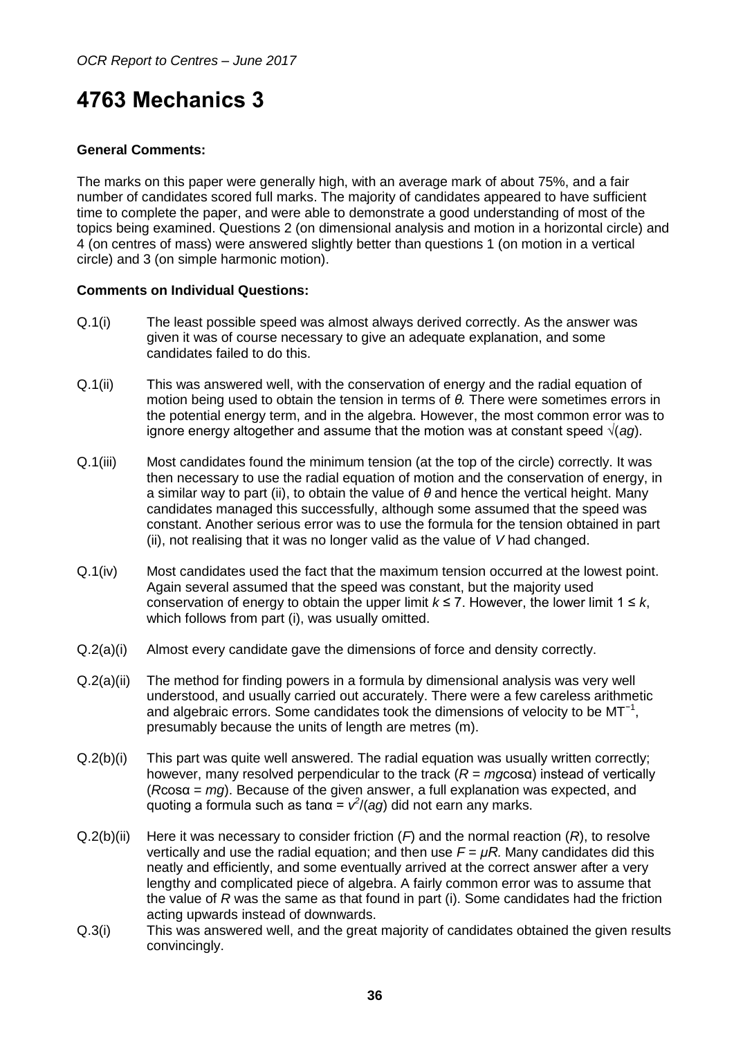# 4763 Mechanics 3

**General Comments:**

The marks on this paper were generally high, with an average mark of about 75%, and a fair number of candidates scored full marks. The majority of candidates appeared to have sufficient time to complete the paper, and were able to demonstrate a good understanding of most of the topics being examined. Questions 2 (on dimensional analysis and motion in a horizontal circle) and 4 (on centres of mass) were answered slightly better than questions 1 (on motion in a vertical circle) and 3 (on simple harmonic motion).

**Comments on Individual Questions:**

Q.1(i) The least possible speed was almost always derived correctly. As the answer was given it was of course necessary to give an adequate explanation, and some candidates failed to do this.

Q.1(ii) This was answered well, with the conservation of energy and the radial equation of motion being used to obtain the tension in terms of $\theta$. There were sometimes errors in the potential energy term, and in the algebra. However, the most common error was to ignore energy altogether and assume that the motion was at constant speed $\sqrt{(ag)}$.

Q.1(iii) Most candidates found the minimum tension (at the top of the circle) correctly. It was then necessary to use the radial equation of motion and the conservation of energy, in a similar way to part (ii), to obtain the value of $\theta$ and hence the vertical height. Many candidates managed this successfully, although some assumed that the speed was constant. Another serious error was to use the formula for the tension obtained in part (ii), not realising that it was no longer valid as the value of $V$ had changed.

Q.1(iv) Most candidates used the fact that the maximum tension occurred at the lowest point. Again several assumed that the speed was constant, but the majority used conservation of energy to obtain the upper limit $k \leq 7$. However, the lower limit $1 \leq k$, which follows from part (i), was usually omitted.

Q.2(a)(i) Almost every candidate gave the dimensions of force and density correctly.

Q.2(a)(ii) The method for finding powers in a formula by dimensional analysis was very well understood, and usually carried out accurately. There were a few careless arithmetic and algebraic errors. Some candidates took the dimensions of velocity to be $MT^{-1}$, presumably because the units of length are metres (m).

Q.2(b)(i) This part was quite well answered. The radial equation was usually written correctly; however, many resolved perpendicular to the track ($R = mg\cos\alpha$) instead of vertically ($R\cos\alpha = mg$). Because of the given answer, a full explanation was expected, and quoting a formula such as $\tan\alpha = v^2/(ag)$ did not earn any marks.

Q.2(b)(ii) Here it was necessary to consider friction ($F$) and the normal reaction ($R$), to resolve vertically and use the radial equation; and then use $F = \mu R$. Many candidates did this neatly and efficiently, and some eventually arrived at the correct answer after a very lengthy and complicated piece of algebra. A fairly common error was to assume that the value of $R$ was the same as that found in part (i). Some candidates had the friction acting upwards instead of downwards.

Q.3(i) This was answered well, and the great majority of candidates obtained the given results convincingly.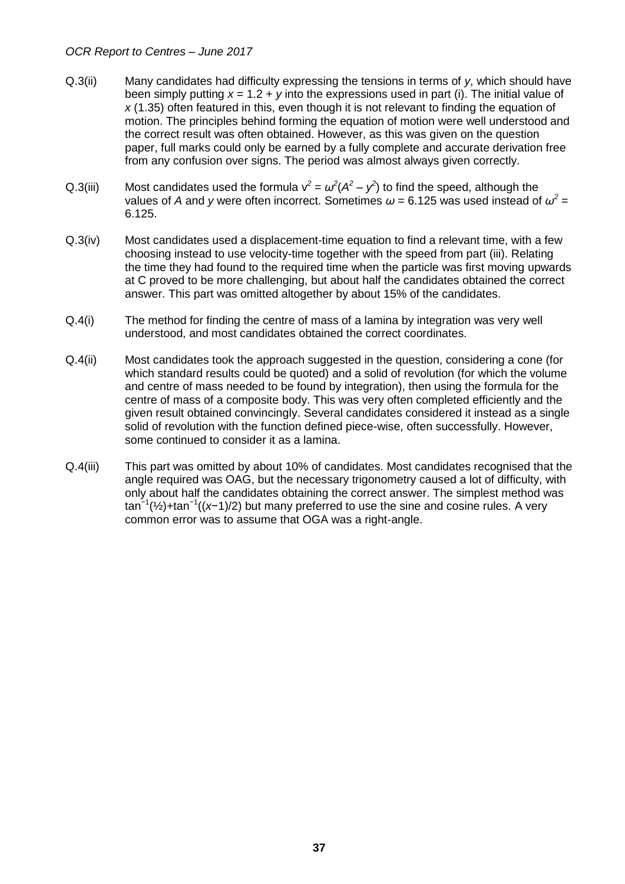Q.3(ii) Many candidates had difficulty expressing the tensions in terms of $y$, which should have been simply putting $x = 1.2 + y$ into the expressions used in part (i). The initial value of $x$ (1.35) often featured in this, even though it is not relevant to finding the equation of motion. The principles behind forming the equation of motion were well understood and the correct result was often obtained. However, as this was given on the question paper, full marks could only be earned by a fully complete and accurate derivation free from any confusion over signs. The period was almost always given correctly.

Q.3(iii) Most candidates used the formula $v^2 = \omega^2(A^2 - y^2)$ to find the speed, although the values of $A$ and $y$ were often incorrect. Sometimes $\omega = 6.125$ was used instead of $\omega^2 = 6.125$.

Q.3(iv) Most candidates used a displacement-time equation to find a relevant time, with a few choosing instead to use velocity-time together with the speed from part (iii). Relating the time they had found to the required time when the particle was first moving upwards at C proved to be more challenging, but about half the candidates obtained the correct answer. This part was omitted altogether by about 15% of the candidates.

Q.4(i) The method for finding the centre of mass of a lamina by integration was very well understood, and most candidates obtained the correct coordinates.

Q.4(ii) Most candidates took the approach suggested in the question, considering a cone (for which standard results could be quoted) and a solid of revolution (for which the volume and centre of mass needed to be found by integration), then using the formula for the centre of mass of a composite body. This was very often completed efficiently and the given result obtained convincingly. Several candidates considered it instead as a single solid of revolution with the function defined piece-wise, often successfully. However, some continued to consider it as a lamina.

Q.4(iii) This part was omitted by about 10% of candidates. Most candidates recognised that the angle required was OAG, but the necessary trigonometry caused a lot of difficulty, with only about half the candidates obtaining the correct answer. The simplest method was $\tan^{-1}(½)+\tan^{-1}((x-1)/2)$ but many preferred to use the sine and cosine rules. A very common error was to assume that OGA was a right-angle.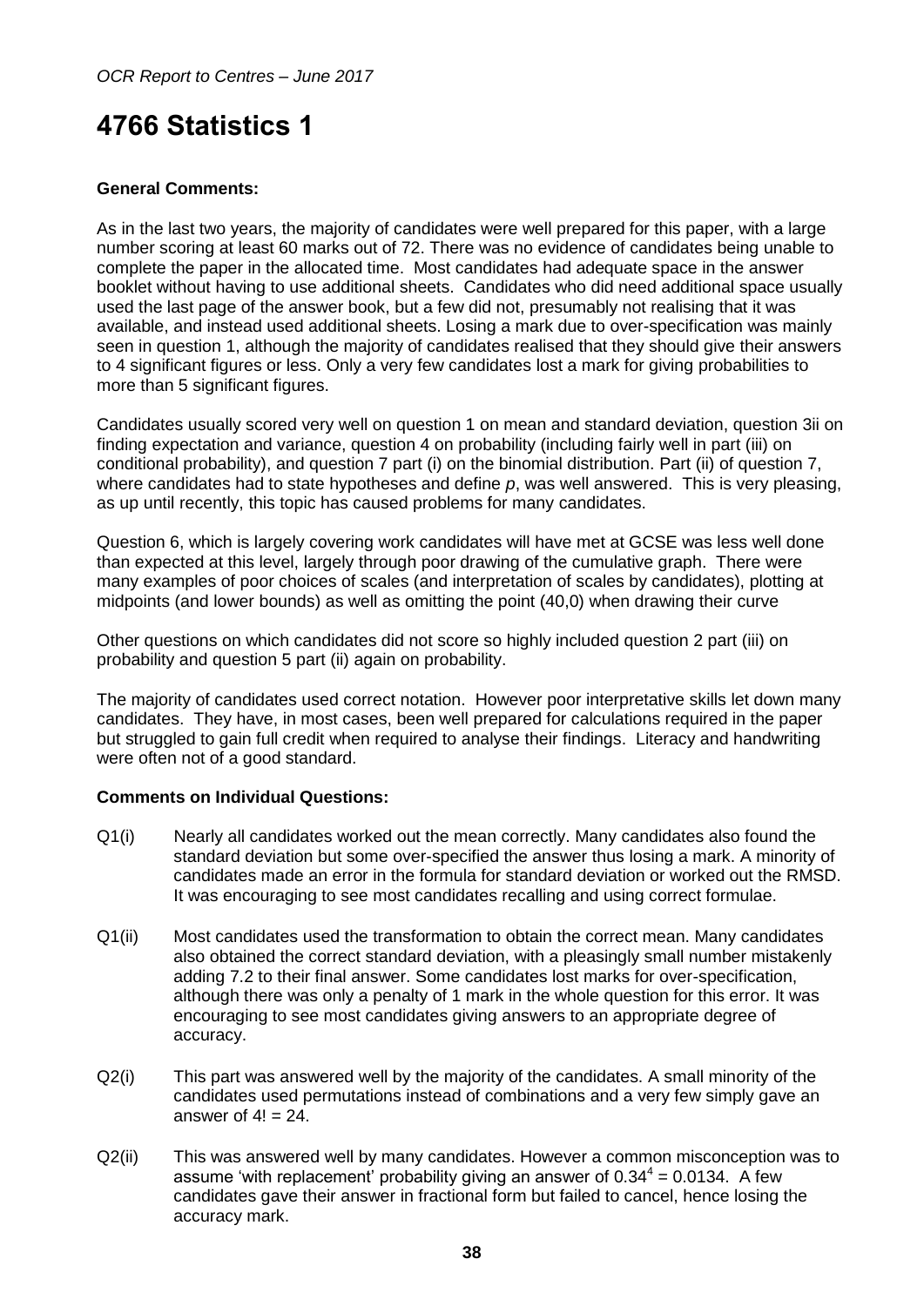# 4766 Statistics 1

**General Comments:**

As in the last two years, the majority of candidates were well prepared for this paper, with a large number scoring at least 60 marks out of 72. There was no evidence of candidates being unable to complete the paper in the allocated time. Most candidates had adequate space in the answer booklet without having to use additional sheets. Candidates who did need additional space usually used the last page of the answer book, but a few did not, presumably not realising that it was available, and instead used additional sheets. Losing a mark due to over-specification was mainly seen in question 1, although the majority of candidates realised that they should give their answers to 4 significant figures or less. Only a very few candidates lost a mark for giving probabilities to more than 5 significant figures.

Candidates usually scored very well on question 1 on mean and standard deviation, question 3ii on finding expectation and variance, question 4 on probability (including fairly well in part (iii) on conditional probability), and question 7 part (i) on the binomial distribution. Part (ii) of question 7, where candidates had to state hypotheses and define $p$, was well answered. This is very pleasing, as up until recently, this topic has caused problems for many candidates.

Question 6, which is largely covering work candidates will have met at GCSE was less well done than expected at this level, largely through poor drawing of the cumulative graph. There were many examples of poor choices of scales (and interpretation of scales by candidates), plotting at midpoints (and lower bounds) as well as omitting the point (40,0) when drawing their curve

Other questions on which candidates did not score so highly included question 2 part (iii) on probability and question 5 part (ii) again on probability.

The majority of candidates used correct notation. However poor interpretative skills let down many candidates. They have, in most cases, been well prepared for calculations required in the paper but struggled to gain full credit when required to analyse their findings. Literacy and handwriting were often not of a good standard.

**Comments on Individual Questions:**

Q1(i) Nearly all candidates worked out the mean correctly. Many candidates also found the standard deviation but some over-specified the answer thus losing a mark. A minority of candidates made an error in the formula for standard deviation or worked out the RMSD. It was encouraging to see most candidates recalling and using correct formulae.

Q1(ii) Most candidates used the transformation to obtain the correct mean. Many candidates also obtained the correct standard deviation, with a pleasingly small number mistakenly adding 7.2 to their final answer. Some candidates lost marks for over-specification, although there was only a penalty of 1 mark in the whole question for this error. It was encouraging to see most candidates giving answers to an appropriate degree of accuracy.

Q2(i) This part was answered well by the majority of the candidates. A small minority of the candidates used permutations instead of combinations and a very few simply gave an answer of $4! = 24$.

Q2(ii) This was answered well by many candidates. However a common misconception was to assume 'with replacement' probability giving an answer of $0.34^4 = 0.0134$. A few candidates gave their answer in fractional form but failed to cancel, hence losing the accuracy mark.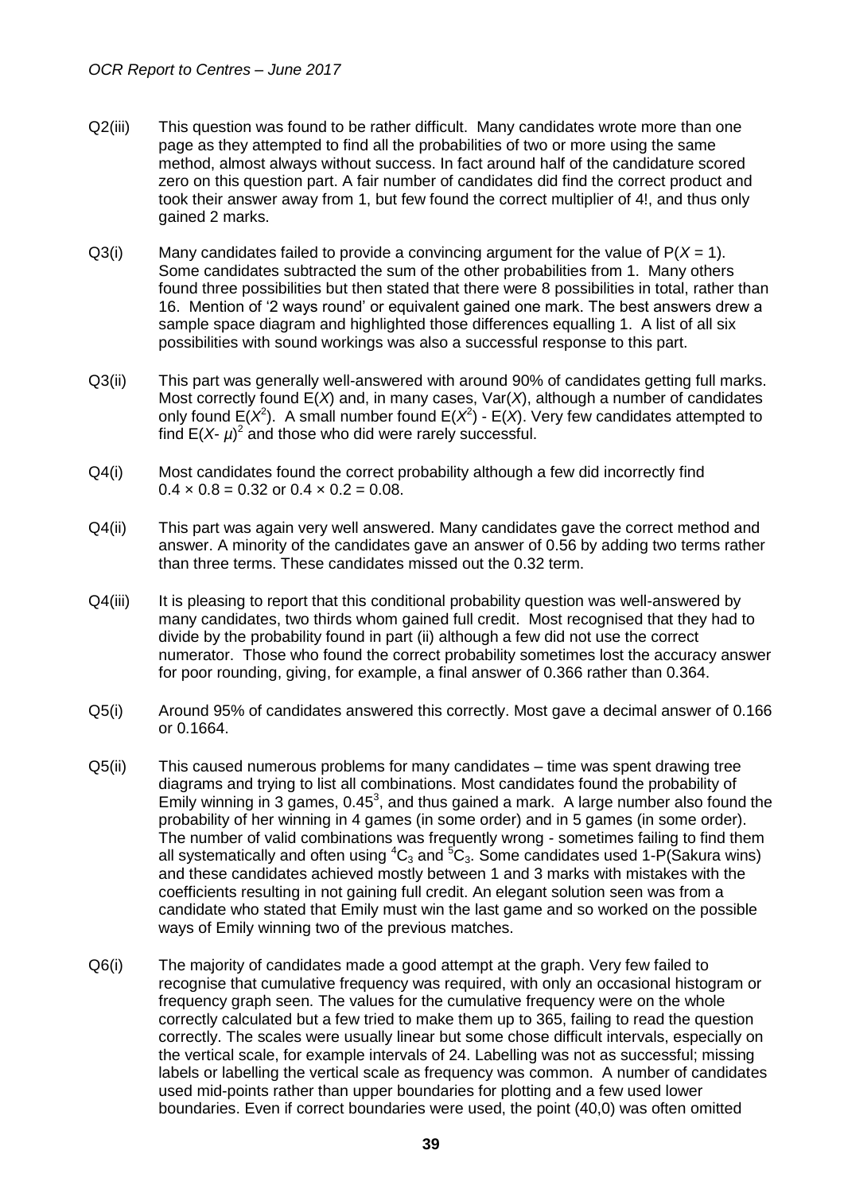Q2(iii) This question was found to be rather difficult. Many candidates wrote more than one page as they attempted to find all the probabilities of two or more using the same method, almost always without success. In fact around half of the candidature scored zero on this question part. A fair number of candidates did find the correct product and took their answer away from 1, but few found the correct multiplier of 4!, and thus only gained 2 marks.

Q3(i) Many candidates failed to provide a convincing argument for the value of $P(X = 1)$. Some candidates subtracted the sum of the other probabilities from 1. Many others found three possibilities but then stated that there were 8 possibilities in total, rather than 16. Mention of '2 ways round' or equivalent gained one mark. The best answers drew a sample space diagram and highlighted those differences equalling 1. A list of all six possibilities with sound workings was also a successful response to this part.

Q3(ii) This part was generally well-answered with around 90% of candidates getting full marks. Most correctly found $E(X)$ and, in many cases, $Var(X)$, although a number of candidates only found $E(X^2)$. A small number found $E(X^2) - E(X)$. Very few candidates attempted to find $E(X - \mu)^2$ and those who did were rarely successful.

Q4(i) Most candidates found the correct probability although a few did incorrectly find $0.4 \times 0.8 = 0.32$ or $0.4 \times 0.2 = 0.08$.

Q4(ii) This part was again very well answered. Many candidates gave the correct method and answer. A minority of the candidates gave an answer of 0.56 by adding two terms rather than three terms. These candidates missed out the 0.32 term.

Q4(iii) It is pleasing to report that this conditional probability question was well-answered by many candidates, two thirds whom gained full credit. Most recognised that they had to divide by the probability found in part (ii) although a few did not use the correct numerator. Those who found the correct probability sometimes lost the accuracy answer for poor rounding, giving, for example, a final answer of 0.366 rather than 0.364.

Q5(i) Around 95% of candidates answered this correctly. Most gave a decimal answer of 0.166 or 0.1664.

Q5(ii) This caused numerous problems for many candidates – time was spent drawing tree diagrams and trying to list all combinations. Most candidates found the probability of Emily winning in 3 games, $0.45^3$, and thus gained a mark. A large number also found the probability of her winning in 4 games (in some order) and in 5 games (in some order). The number of valid combinations was frequently wrong - sometimes failing to find them all systematically and often using ${}^4C_3$ and ${}^5C_3$. Some candidates used 1-P(Sakura wins) and these candidates achieved mostly between 1 and 3 marks with mistakes with the coefficients resulting in not gaining full credit. An elegant solution seen was from a candidate who stated that Emily must win the last game and so worked on the possible ways of Emily winning two of the previous matches.

Q6(i) The majority of candidates made a good attempt at the graph. Very few failed to recognise that cumulative frequency was required, with only an occasional histogram or frequency graph seen. The values for the cumulative frequency were on the whole correctly calculated but a few tried to make them up to 365, failing to read the question correctly. The scales were usually linear but some chose difficult intervals, especially on the vertical scale, for example intervals of 24. Labelling was not as successful; missing labels or labelling the vertical scale as frequency was common. A number of candidates used mid-points rather than upper boundaries for plotting and a few used lower boundaries. Even if correct boundaries were used, the point (40,0) was often omitted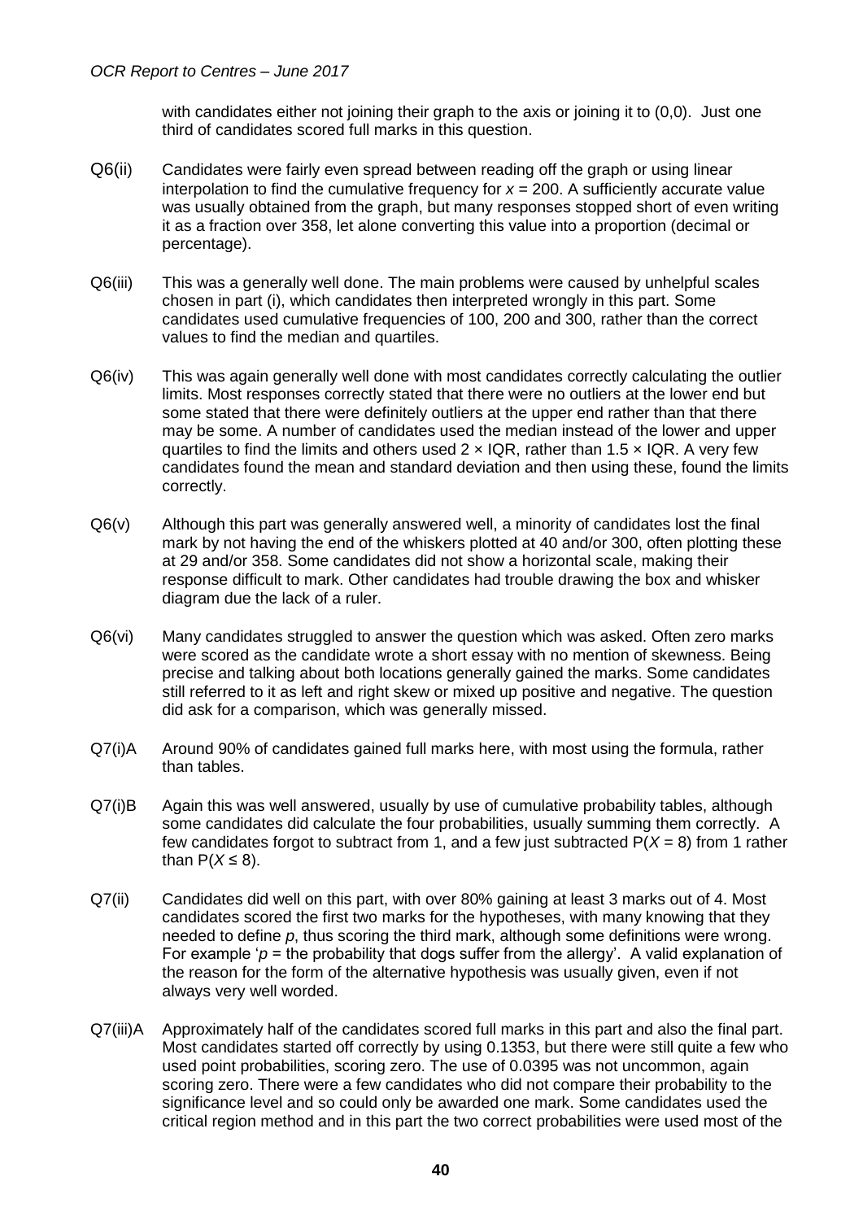with candidates either not joining their graph to the axis or joining it to (0,0). Just one third of candidates scored full marks in this question.

Q6(ii) Candidates were fairly even spread between reading off the graph or using linear interpolation to find the cumulative frequency for $x = 200$. A sufficiently accurate value was usually obtained from the graph, but many responses stopped short of even writing it as a fraction over 358, let alone converting this value into a proportion (decimal or percentage).

Q6(iii) This was a generally well done. The main problems were caused by unhelpful scales chosen in part (i), which candidates then interpreted wrongly in this part. Some candidates used cumulative frequencies of 100, 200 and 300, rather than the correct values to find the median and quartiles.

Q6(iv) This was again generally well done with most candidates correctly calculating the outlier limits. Most responses correctly stated that there were no outliers at the lower end but some stated that there were definitely outliers at the upper end rather than that there may be some. A number of candidates used the median instead of the lower and upper quartiles to find the limits and others used $2 \times \text{IQR}$, rather than $1.5 \times \text{IQR}$. A very few candidates found the mean and standard deviation and then using these, found the limits correctly.

Q6(v) Although this part was generally answered well, a minority of candidates lost the final mark by not having the end of the whiskers plotted at 40 and/or 300, often plotting these at 29 and/or 358. Some candidates did not show a horizontal scale, making their response difficult to mark. Other candidates had trouble drawing the box and whisker diagram due the lack of a ruler.

Q6(vi) Many candidates struggled to answer the question which was asked. Often zero marks were scored as the candidate wrote a short essay with no mention of skewness. Being precise and talking about both locations generally gained the marks. Some candidates still referred to it as left and right skew or mixed up positive and negative. The question did ask for a comparison, which was generally missed.

Q7(i)A Around 90% of candidates gained full marks here, with most using the formula, rather than tables.

Q7(i)B Again this was well answered, usually by use of cumulative probability tables, although some candidates did calculate the four probabilities, usually summing them correctly. A few candidates forgot to subtract from 1, and a few just subtracted $P(X = 8)$ from 1 rather than $P(X \le 8)$.

Q7(ii) Candidates did well on this part, with over 80% gaining at least 3 marks out of 4. Most candidates scored the first two marks for the hypotheses, with many knowing that they needed to define $p$, thus scoring the third mark, although some definitions were wrong. For example '$p$ = the probability that dogs suffer from the allergy'. A valid explanation of the reason for the form of the alternative hypothesis was usually given, even if not always very well worded.

Q7(iii)A Approximately half of the candidates scored full marks in this part and also the final part. Most candidates started off correctly by using 0.1353, but there were still quite a few who used point probabilities, scoring zero. The use of 0.0395 was not uncommon, again scoring zero. There were a few candidates who did not compare their probability to the significance level and so could only be awarded one mark. Some candidates used the critical region method and in this part the two correct probabilities were used most of the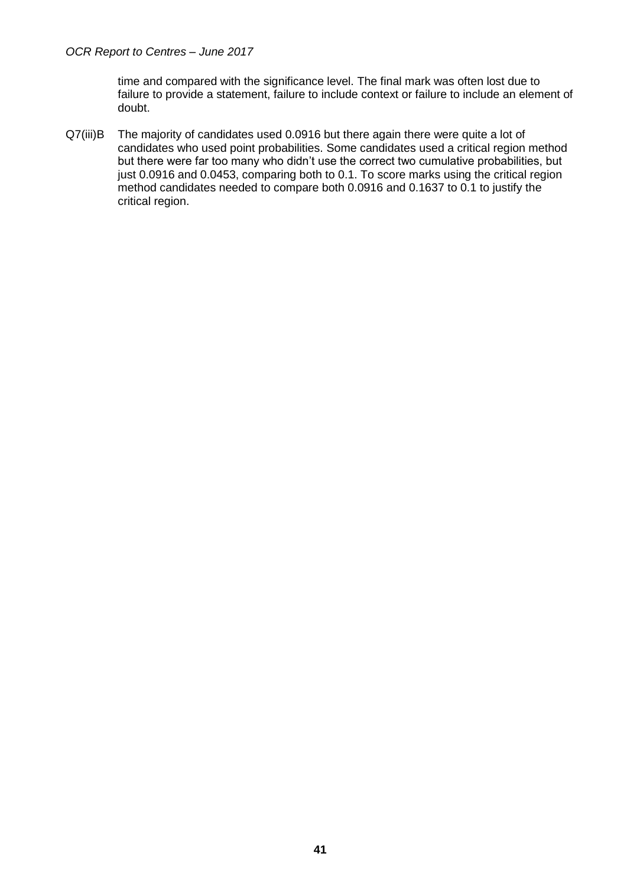time and compared with the significance level. The final mark was often lost due to failure to provide a statement, failure to include context or failure to include an element of doubt.

Q7(iii)B The majority of candidates used 0.0916 but there again there were quite a lot of candidates who used point probabilities. Some candidates used a critical region method but there were far too many who didn't use the correct two cumulative probabilities, but just 0.0916 and 0.0453, comparing both to 0.1. To score marks using the critical region method candidates needed to compare both 0.0916 and 0.1637 to 0.1 to justify the critical region.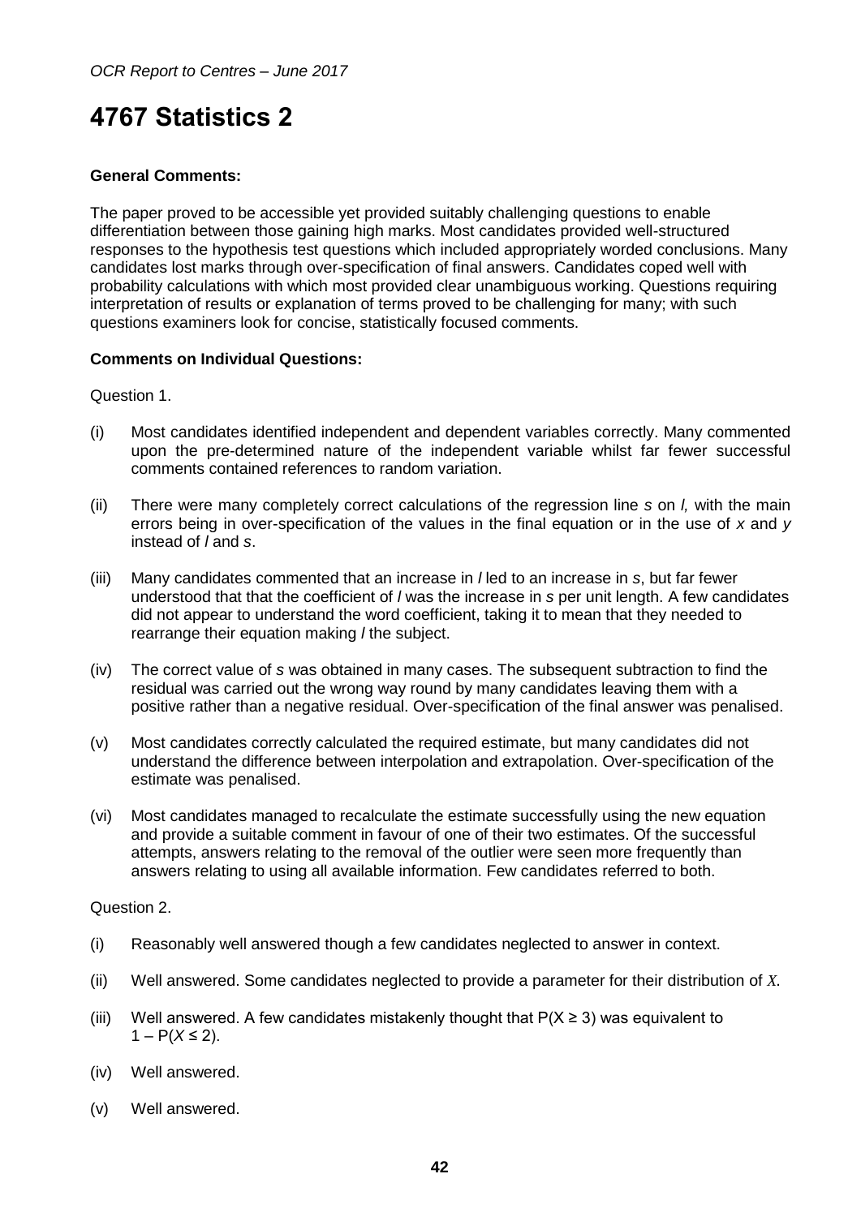# 4767 Statistics 2

**General Comments:**

The paper proved to be accessible yet provided suitably challenging questions to enable differentiation between those gaining high marks. Most candidates provided well-structured responses to the hypothesis test questions which included appropriately worded conclusions. Many candidates lost marks through over-specification of final answers. Candidates coped well with probability calculations with which most provided clear unambiguous working. Questions requiring interpretation of results or explanation of terms proved to be challenging for many; with such questions examiners look for concise, statistically focused comments.

**Comments on Individual Questions:**

Question 1.

(i) Most candidates identified independent and dependent variables correctly. Many commented upon the pre-determined nature of the independent variable whilst far fewer successful comments contained references to random variation.

(ii) There were many completely correct calculations of the regression line $s$ on $l$, with the main errors being in over-specification of the values in the final equation or in the use of $x$ and $y$ instead of $l$ and $s$.

(iii) Many candidates commented that an increase in $l$ led to an increase in $s$, but far fewer understood that that the coefficient of $l$ was the increase in $s$ per unit length. A few candidates did not appear to understand the word coefficient, taking it to mean that they needed to rearrange their equation making $l$ the subject.

(iv) The correct value of $s$ was obtained in many cases. The subsequent subtraction to find the residual was carried out the wrong way round by many candidates leaving them with a positive rather than a negative residual. Over-specification of the final answer was penalised.

(v) Most candidates correctly calculated the required estimate, but many candidates did not understand the difference between interpolation and extrapolation. Over-specification of the estimate was penalised.

(vi) Most candidates managed to recalculate the estimate successfully using the new equation and provide a suitable comment in favour of one of their two estimates. Of the successful attempts, answers relating to the removal of the outlier were seen more frequently than answers relating to using all available information. Few candidates referred to both.

Question 2.

(i) Reasonably well answered though a few candidates neglected to answer in context.

(ii) Well answered. Some candidates neglected to provide a parameter for their distribution of $X$.

(iii) Well answered. A few candidates mistakenly thought that $P(X \geq 3)$ was equivalent to $1 - P(X \leq 2)$.

(iv) Well answered.

(v) Well answered.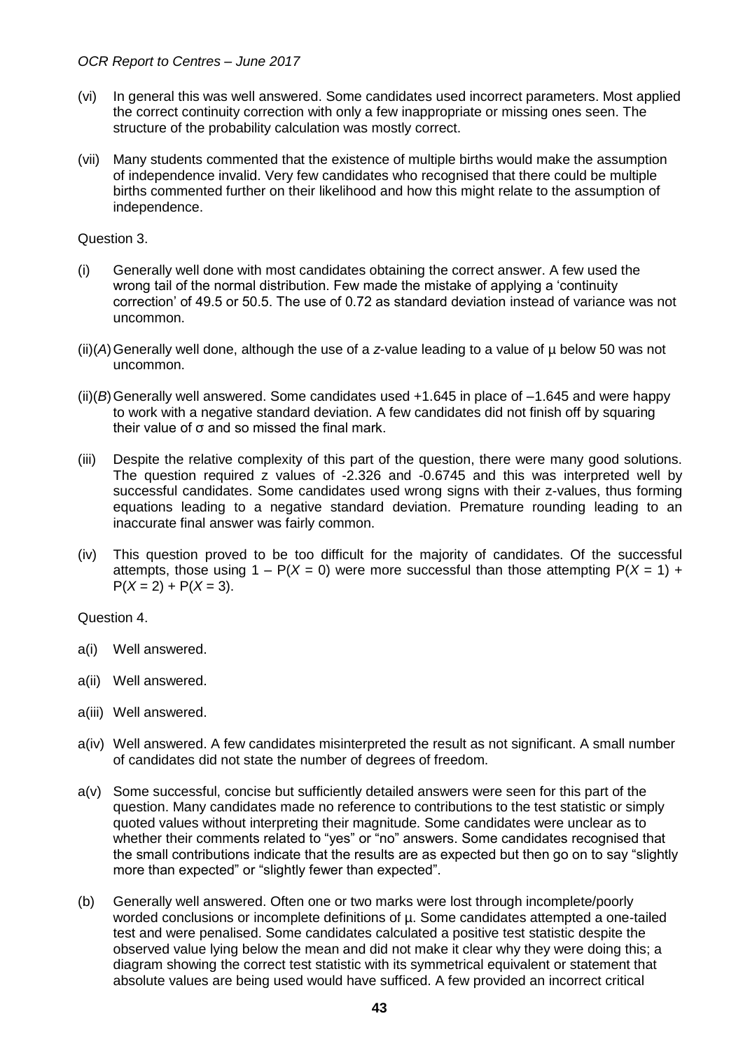(vi) In general this was well answered. Some candidates used incorrect parameters. Most applied the correct continuity correction with only a few inappropriate or missing ones seen. The structure of the probability calculation was mostly correct.

(vii) Many students commented that the existence of multiple births would make the assumption of independence invalid. Very few candidates who recognised that there could be multiple births commented further on their likelihood and how this might relate to the assumption of independence.

Question 3.

(i) Generally well done with most candidates obtaining the correct answer. A few used the wrong tail of the normal distribution. Few made the mistake of applying a 'continuity correction' of 49.5 or 50.5. The use of 0.72 as standard deviation instead of variance was not uncommon.

(ii)(*A*) Generally well done, although the use of a *z*-value leading to a value of $\mu$ below 50 was not uncommon.

(ii)(*B*) Generally well answered. Some candidates used +1.645 in place of –1.645 and were happy to work with a negative standard deviation. A few candidates did not finish off by squaring their value of $\sigma$ and so missed the final mark.

(iii) Despite the relative complexity of this part of the question, there were many good solutions. The question required z values of -2.326 and -0.6745 and this was interpreted well by successful candidates. Some candidates used wrong signs with their z-values, thus forming equations leading to a negative standard deviation. Premature rounding leading to an inaccurate final answer was fairly common.

(iv) This question proved to be too difficult for the majority of candidates. Of the successful attempts, those using $1 - P(X = 0)$ were more successful than those attempting $P(X = 1) + P(X = 2) + P(X = 3)$.

Question 4.

a(i) Well answered.

a(ii) Well answered.

a(iii) Well answered.

a(iv) Well answered. A few candidates misinterpreted the result as not significant. A small number of candidates did not state the number of degrees of freedom.

a(v) Some successful, concise but sufficiently detailed answers were seen for this part of the question. Many candidates made no reference to contributions to the test statistic or simply quoted values without interpreting their magnitude. Some candidates were unclear as to whether their comments related to "yes" or "no" answers. Some candidates recognised that the small contributions indicate that the results are as expected but then go on to say "slightly more than expected" or "slightly fewer than expected".

(b) Generally well answered. Often one or two marks were lost through incomplete/poorly worded conclusions or incomplete definitions of $\mu$. Some candidates attempted a one-tailed test and were penalised. Some candidates calculated a positive test statistic despite the observed value lying below the mean and did not make it clear why they were doing this; a diagram showing the correct test statistic with its symmetrical equivalent or statement that absolute values are being used would have sufficed. A few provided an incorrect critical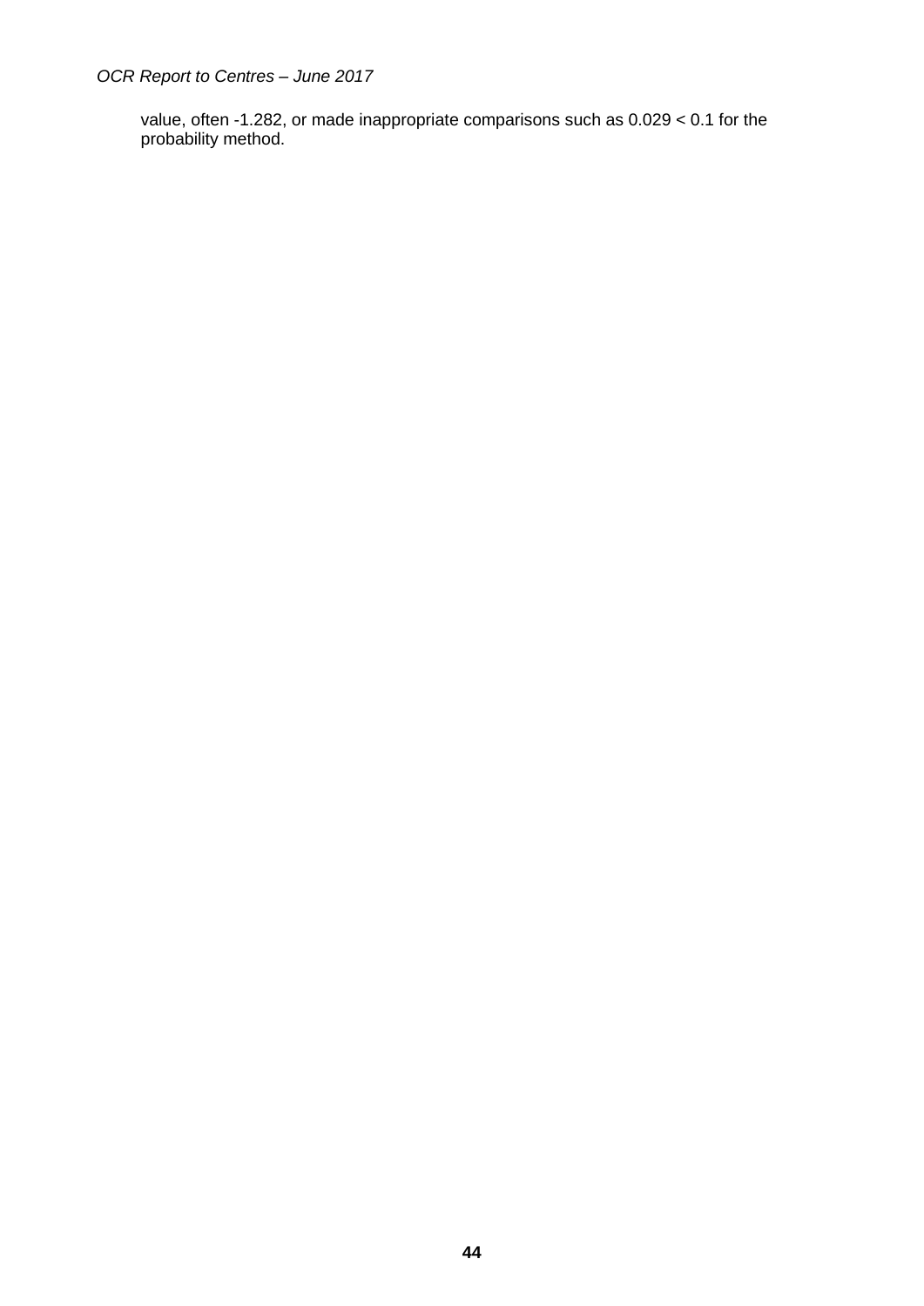value, often $-1.282$, or made inappropriate comparisons such as $0.029 < 0.1$ for the probability method.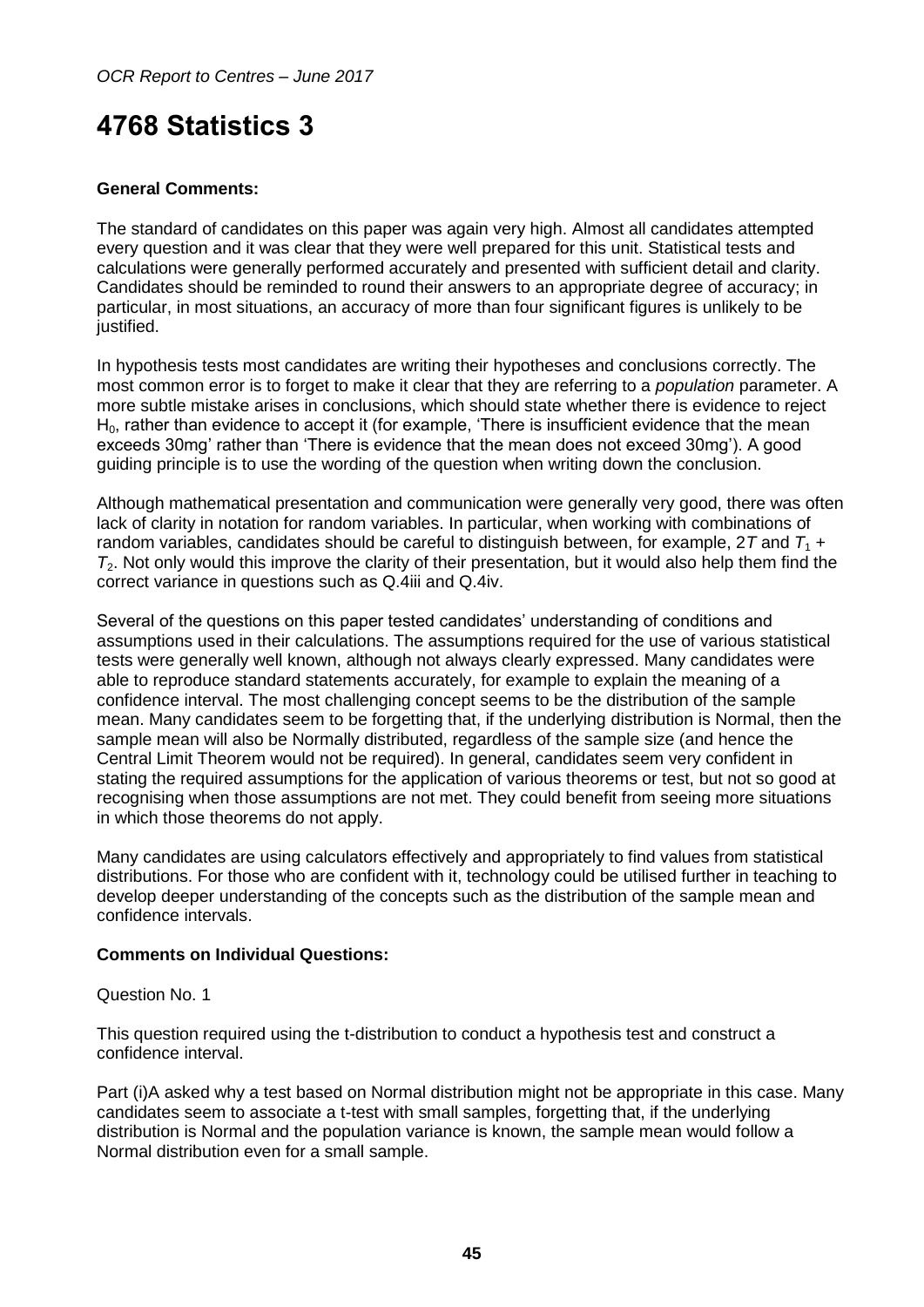# 4768 Statistics 3

**General Comments:**

The standard of candidates on this paper was again very high. Almost all candidates attempted every question and it was clear that they were well prepared for this unit. Statistical tests and calculations were generally performed accurately and presented with sufficient detail and clarity. Candidates should be reminded to round their answers to an appropriate degree of accuracy; in particular, in most situations, an accuracy of more than four significant figures is unlikely to be justified.

In hypothesis tests most candidates are writing their hypotheses and conclusions correctly. The most common error is to forget to make it clear that they are referring to a *population* parameter. A more subtle mistake arises in conclusions, which should state whether there is evidence to reject $H_0$, rather than evidence to accept it (for example, 'There is insufficient evidence that the mean exceeds 30mg' rather than 'There is evidence that the mean does not exceed 30mg'). A good guiding principle is to use the wording of the question when writing down the conclusion.

Although mathematical presentation and communication were generally very good, there was often lack of clarity in notation for random variables. In particular, when working with combinations of random variables, candidates should be careful to distinguish between, for example, $2T$ and $T_1 + T_2$. Not only would this improve the clarity of their presentation, but it would also help them find the correct variance in questions such as Q.4iii and Q.4iv.

Several of the questions on this paper tested candidates' understanding of conditions and assumptions used in their calculations. The assumptions required for the use of various statistical tests were generally well known, although not always clearly expressed. Many candidates were able to reproduce standard statements accurately, for example to explain the meaning of a confidence interval. The most challenging concept seems to be the distribution of the sample mean. Many candidates seem to be forgetting that, if the underlying distribution is Normal, then the sample mean will also be Normally distributed, regardless of the sample size (and hence the Central Limit Theorem would not be required). In general, candidates seem very confident in stating the required assumptions for the application of various theorems or test, but not so good at recognising when those assumptions are not met. They could benefit from seeing more situations in which those theorems do not apply.

Many candidates are using calculators effectively and appropriately to find values from statistical distributions. For those who are confident with it, technology could be utilised further in teaching to develop deeper understanding of the concepts such as the distribution of the sample mean and confidence intervals.

**Comments on Individual Questions:**

Question No. 1

This question required using the t-distribution to conduct a hypothesis test and construct a confidence interval.

Part (i)A asked why a test based on Normal distribution might not be appropriate in this case. Many candidates seem to associate a t-test with small samples, forgetting that, if the underlying distribution is Normal and the population variance is known, the sample mean would follow a Normal distribution even for a small sample.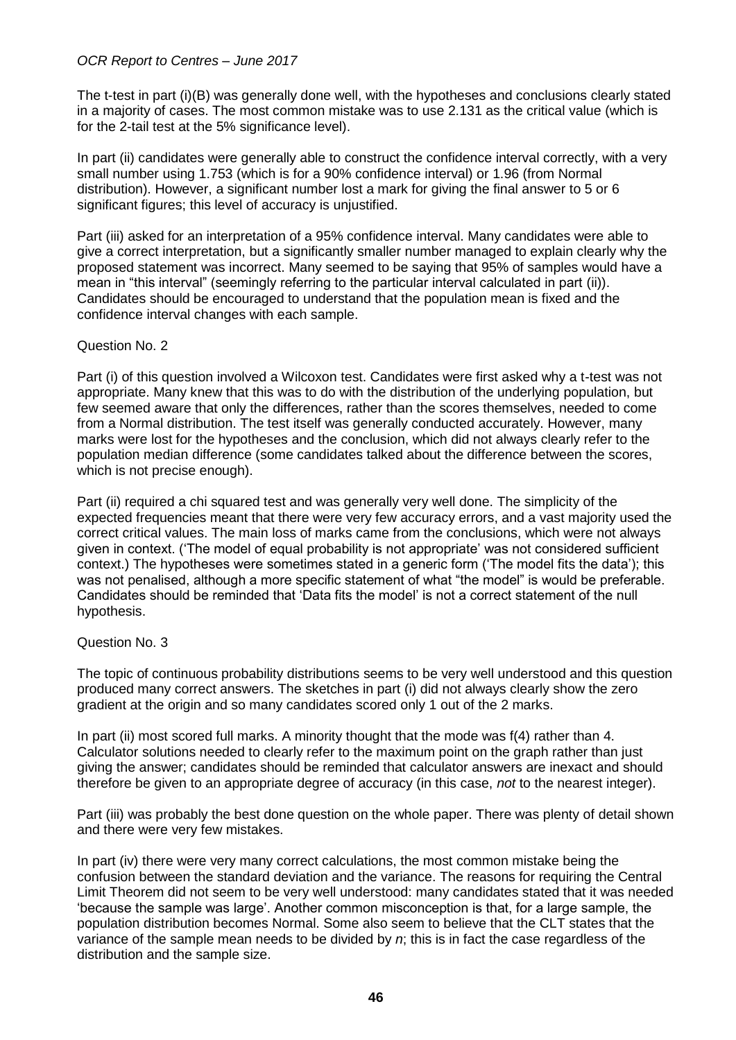The t-test in part (i)(B) was generally done well, with the hypotheses and conclusions clearly stated in a majority of cases. The most common mistake was to use 2.131 as the critical value (which is for the 2-tail test at the 5% significance level).

In part (ii) candidates were generally able to construct the confidence interval correctly, with a very small number using 1.753 (which is for a 90% confidence interval) or 1.96 (from Normal distribution). However, a significant number lost a mark for giving the final answer to 5 or 6 significant figures; this level of accuracy is unjustified.

Part (iii) asked for an interpretation of a 95% confidence interval. Many candidates were able to give a correct interpretation, but a significantly smaller number managed to explain clearly why the proposed statement was incorrect. Many seemed to be saying that 95% of samples would have a mean in "this interval" (seemingly referring to the particular interval calculated in part (ii)). Candidates should be encouraged to understand that the population mean is fixed and the confidence interval changes with each sample.

Question No. 2

Part (i) of this question involved a Wilcoxon test. Candidates were first asked why a t-test was not appropriate. Many knew that this was to do with the distribution of the underlying population, but few seemed aware that only the differences, rather than the scores themselves, needed to come from a Normal distribution. The test itself was generally conducted accurately. However, many marks were lost for the hypotheses and the conclusion, which did not always clearly refer to the population median difference (some candidates talked about the difference between the scores, which is not precise enough).

Part (ii) required a chi squared test and was generally very well done. The simplicity of the expected frequencies meant that there were very few accuracy errors, and a vast majority used the correct critical values. The main loss of marks came from the conclusions, which were not always given in context. ('The model of equal probability is not appropriate' was not considered sufficient context.) The hypotheses were sometimes stated in a generic form ('The model fits the data'); this was not penalised, although a more specific statement of what "the model" is would be preferable. Candidates should be reminded that 'Data fits the model' is not a correct statement of the null hypothesis.

Question No. 3

The topic of continuous probability distributions seems to be very well understood and this question produced many correct answers. The sketches in part (i) did not always clearly show the zero gradient at the origin and so many candidates scored only 1 out of the 2 marks.

In part (ii) most scored full marks. A minority thought that the mode was f(4) rather than 4. Calculator solutions needed to clearly refer to the maximum point on the graph rather than just giving the answer; candidates should be reminded that calculator answers are inexact and should therefore be given to an appropriate degree of accuracy (in this case, *not* to the nearest integer).

Part (iii) was probably the best done question on the whole paper. There was plenty of detail shown and there were very few mistakes.

In part (iv) there were very many correct calculations, the most common mistake being the confusion between the standard deviation and the variance. The reasons for requiring the Central Limit Theorem did not seem to be very well understood: many candidates stated that it was needed 'because the sample was large'. Another common misconception is that, for a large sample, the population distribution becomes Normal. Some also seem to believe that the CLT states that the variance of the sample mean needs to be divided by $n$; this is in fact the case regardless of the distribution and the sample size.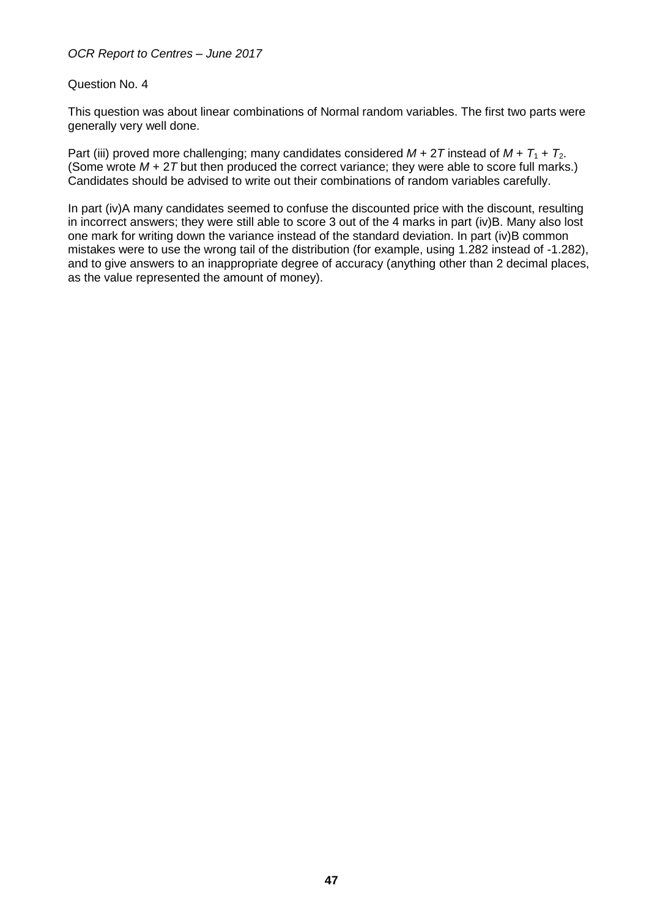Question No. 4

This question was about linear combinations of Normal random variables. The first two parts were generally very well done.

Part (iii) proved more challenging; many candidates considered $M + 2T$ instead of $M + T_1 + T_2$. (Some wrote $M + 2T$ but then produced the correct variance; they were able to score full marks.) Candidates should be advised to write out their combinations of random variables carefully.

In part (iv)A many candidates seemed to confuse the discounted price with the discount, resulting in incorrect answers; they were still able to score 3 out of the 4 marks in part (iv)B. Many also lost one mark for writing down the variance instead of the standard deviation. In part (iv)B common mistakes were to use the wrong tail of the distribution (for example, using 1.282 instead of -1.282), and to give answers to an inappropriate degree of accuracy (anything other than 2 decimal places, as the value represented the amount of money).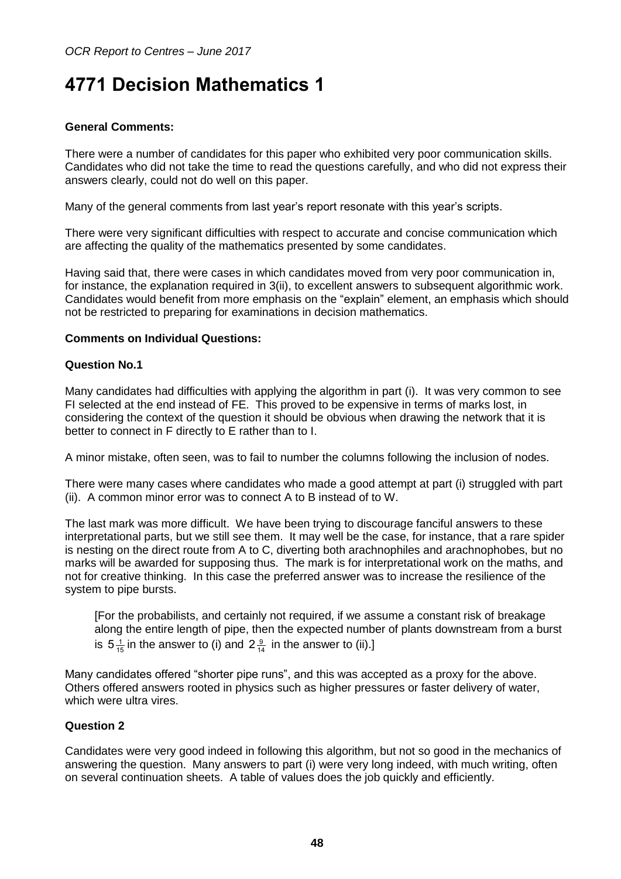# 4771 Decision Mathematics 1

**General Comments:**

There were a number of candidates for this paper who exhibited very poor communication skills. Candidates who did not take the time to read the questions carefully, and who did not express their answers clearly, could not do well on this paper.

Many of the general comments from last year's report resonate with this year's scripts.

There were very significant difficulties with respect to accurate and concise communication which are affecting the quality of the mathematics presented by some candidates.

Having said that, there were cases in which candidates moved from very poor communication in, for instance, the explanation required in 3(ii), to excellent answers to subsequent algorithmic work. Candidates would benefit from more emphasis on the "explain" element, an emphasis which should not be restricted to preparing for examinations in decision mathematics.

**Comments on Individual Questions:**

**Question No.1**

Many candidates had difficulties with applying the algorithm in part (i). It was very common to see FI selected at the end instead of FE. This proved to be expensive in terms of marks lost, in considering the context of the question it should be obvious when drawing the network that it is better to connect in F directly to E rather than to I.

A minor mistake, often seen, was to fail to number the columns following the inclusion of nodes.

There were many cases where candidates who made a good attempt at part (i) struggled with part (ii). A common minor error was to connect A to B instead of to W.

The last mark was more difficult. We have been trying to discourage fanciful answers to these interpretational parts, but we still see them. It may well be the case, for instance, that a rare spider is nesting on the direct route from A to C, diverting both arachnophiles and arachnophobes, but no marks will be awarded for supposing thus. The mark is for interpretational work on the maths, and not for creative thinking. In this case the preferred answer was to increase the resilience of the system to pipe bursts.

> [For the probabilists, and certainly not required, if we assume a constant risk of breakage along the entire length of pipe, then the expected number of plants downstream from a burst is $5\frac{1}{15}$ in the answer to (i) and $2\frac{9}{14}$ in the answer to (ii).]

Many candidates offered "shorter pipe runs", and this was accepted as a proxy for the above. Others offered answers rooted in physics such as higher pressures or faster delivery of water, which were ultra vires.

**Question 2**

Candidates were very good indeed in following this algorithm, but not so good in the mechanics of answering the question. Many answers to part (i) were very long indeed, with much writing, often on several continuation sheets. A table of values does the job quickly and efficiently.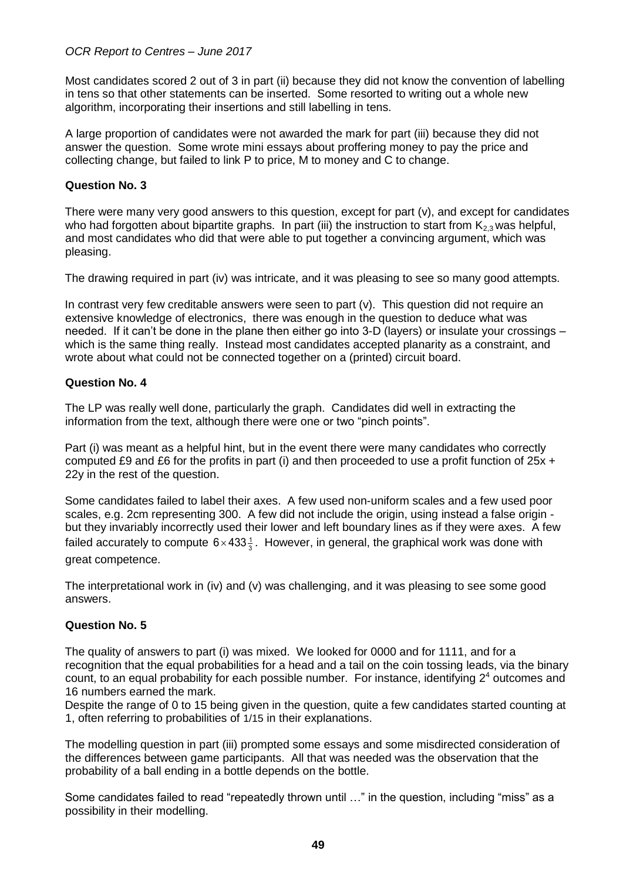Most candidates scored 2 out of 3 in part (ii) because they did not know the convention of labelling in tens so that other statements can be inserted. Some resorted to writing out a whole new algorithm, incorporating their insertions and still labelling in tens.

A large proportion of candidates were not awarded the mark for part (iii) because they did not answer the question. Some wrote mini essays about proffering money to pay the price and collecting change, but failed to link P to price, M to money and C to change.

### Question No. 3

There were many very good answers to this question, except for part (v), and except for candidates who had forgotten about bipartite graphs. In part (iii) the instruction to start from $K_{2,3}$ was helpful, and most candidates who did that were able to put together a convincing argument, which was pleasing.

The drawing required in part (iv) was intricate, and it was pleasing to see so many good attempts.

In contrast very few creditable answers were seen to part (v). This question did not require an extensive knowledge of electronics, there was enough in the question to deduce what was needed. If it can't be done in the plane then either go into 3-D (layers) or insulate your crossings – which is the same thing really. Instead most candidates accepted planarity as a constraint, and wrote about what could not be connected together on a (printed) circuit board.

### Question No. 4

The LP was really well done, particularly the graph. Candidates did well in extracting the information from the text, although there were one or two "pinch points".

Part (i) was meant as a helpful hint, but in the event there were many candidates who correctly computed £9 and £6 for the profits in part (i) and then proceeded to use a profit function of $25x + 22y$ in the rest of the question.

Some candidates failed to label their axes. A few used non-uniform scales and a few used poor scales, e.g. 2cm representing 300. A few did not include the origin, using instead a false origin - but they invariably incorrectly used their lower and left boundary lines as if they were axes. A few failed accurately to compute $6 \times 433\frac{1}{3}$. However, in general, the graphical work was done with great competence.

The interpretational work in (iv) and (v) was challenging, and it was pleasing to see some good answers.

### Question No. 5

The quality of answers to part (i) was mixed. We looked for 0000 and for 1111, and for a recognition that the equal probabilities for a head and a tail on the coin tossing leads, via the binary count, to an equal probability for each possible number. For instance, identifying $2^4$ outcomes and 16 numbers earned the mark.

Despite the range of 0 to 15 being given in the question, quite a few candidates started counting at 1, often referring to probabilities of 1/15 in their explanations.

The modelling question in part (iii) prompted some essays and some misdirected consideration of the differences between game participants. All that was needed was the observation that the probability of a ball ending in a bottle depends on the bottle.

Some candidates failed to read "repeatedly thrown until …" in the question, including "miss" as a possibility in their modelling.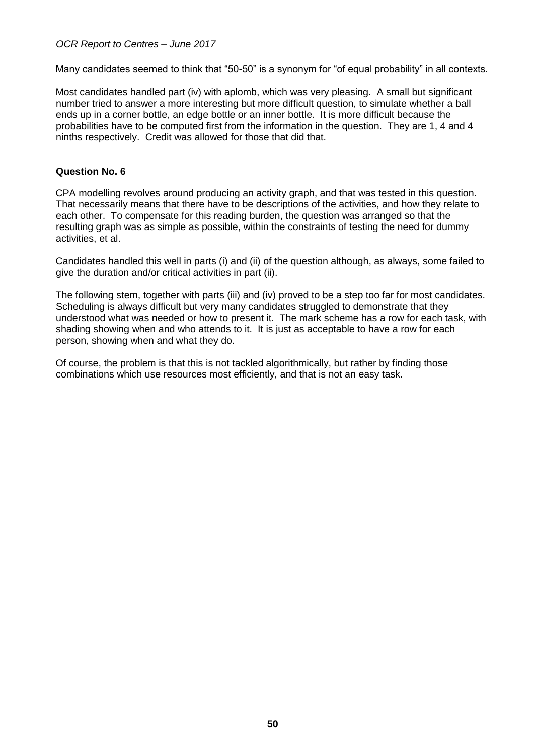Many candidates seemed to think that “50-50” is a synonym for “of equal probability” in all contexts.

Most candidates handled part (iv) with aplomb, which was very pleasing. A small but significant number tried to answer a more interesting but more difficult question, to simulate whether a ball ends up in a corner bottle, an edge bottle or an inner bottle. It is more difficult because the probabilities have to be computed first from the information in the question. They are 1, 4 and 4 ninths respectively. Credit was allowed for those that did that.

### Question No. 6

CPA modelling revolves around producing an activity graph, and that was tested in this question. That necessarily means that there have to be descriptions of the activities, and how they relate to each other. To compensate for this reading burden, the question was arranged so that the resulting graph was as simple as possible, within the constraints of testing the need for dummy activities, et al.

Candidates handled this well in parts (i) and (ii) of the question although, as always, some failed to give the duration and/or critical activities in part (ii).

The following stem, together with parts (iii) and (iv) proved to be a step too far for most candidates. Scheduling is always difficult but very many candidates struggled to demonstrate that they understood what was needed or how to present it. The mark scheme has a row for each task, with shading showing when and who attends to it. It is just as acceptable to have a row for each person, showing when and what they do.

Of course, the problem is that this is not tackled algorithmically, but rather by finding those combinations which use resources most efficiently, and that is not an easy task.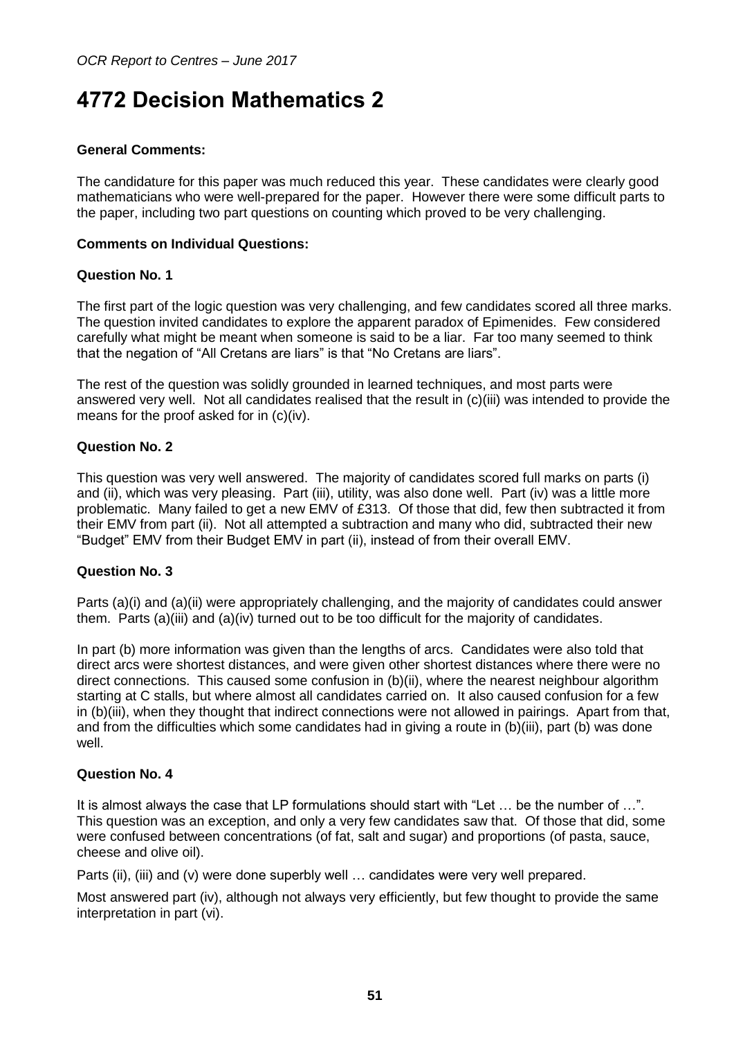# 4772 Decision Mathematics 2

**General Comments:**

The candidature for this paper was much reduced this year. These candidates were clearly good mathematicians who were well-prepared for the paper. However there were some difficult parts to the paper, including two part questions on counting which proved to be very challenging.

**Comments on Individual Questions:**

**Question No. 1**

The first part of the logic question was very challenging, and few candidates scored all three marks. The question invited candidates to explore the apparent paradox of Epimenides. Few considered carefully what might be meant when someone is said to be a liar. Far too many seemed to think that the negation of "All Cretans are liars" is that "No Cretans are liars".

The rest of the question was solidly grounded in learned techniques, and most parts were answered very well. Not all candidates realised that the result in (c)(iii) was intended to provide the means for the proof asked for in (c)(iv).

**Question No. 2**

This question was very well answered. The majority of candidates scored full marks on parts (i) and (ii), which was very pleasing. Part (iii), utility, was also done well. Part (iv) was a little more problematic. Many failed to get a new EMV of £313. Of those that did, few then subtracted it from their EMV from part (ii). Not all attempted a subtraction and many who did, subtracted their new "Budget" EMV from their Budget EMV in part (ii), instead of from their overall EMV.

**Question No. 3**

Parts (a)(i) and (a)(ii) were appropriately challenging, and the majority of candidates could answer them. Parts (a)(iii) and (a)(iv) turned out to be too difficult for the majority of candidates.

In part (b) more information was given than the lengths of arcs. Candidates were also told that direct arcs were shortest distances, and were given other shortest distances where there were no direct connections. This caused some confusion in (b)(ii), where the nearest neighbour algorithm starting at C stalls, but where almost all candidates carried on. It also caused confusion for a few in (b)(iii), when they thought that indirect connections were not allowed in pairings. Apart from that, and from the difficulties which some candidates had in giving a route in (b)(iii), part (b) was done well.

**Question No. 4**

It is almost always the case that LP formulations should start with "Let … be the number of …". This question was an exception, and only a very few candidates saw that. Of those that did, some were confused between concentrations (of fat, salt and sugar) and proportions (of pasta, sauce, cheese and olive oil).

Parts (ii), (iii) and (v) were done superbly well … candidates were very well prepared.

Most answered part (iv), although not always very efficiently, but few thought to provide the same interpretation in part (vi).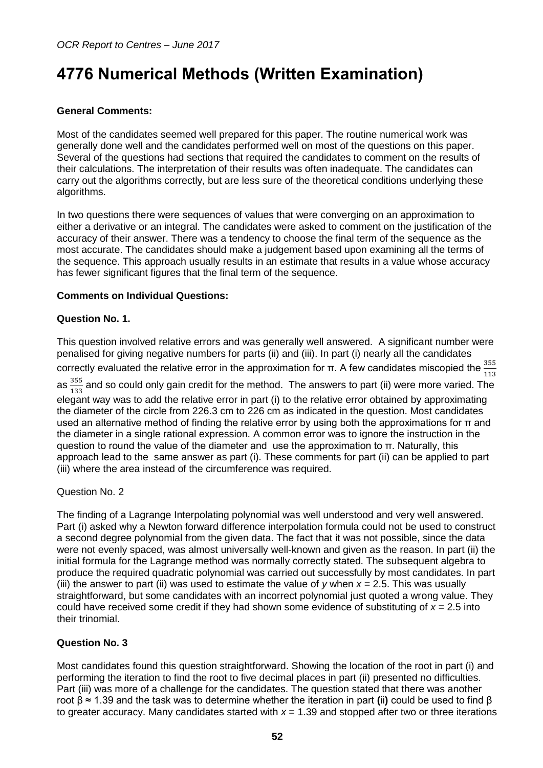# 4776 Numerical Methods (Written Examination)

**General Comments:**

Most of the candidates seemed well prepared for this paper. The routine numerical work was generally done well and the candidates performed well on most of the questions on this paper. Several of the questions had sections that required the candidates to comment on the results of their calculations. The interpretation of their results was often inadequate. The candidates can carry out the algorithms correctly, but are less sure of the theoretical conditions underlying these algorithms.

In two questions there were sequences of values that were converging on an approximation to either a derivative or an integral. The candidates were asked to comment on the justification of the accuracy of their answer. There was a tendency to choose the final term of the sequence as the most accurate. The candidates should make a judgement based upon examining all the terms of the sequence. This approach usually results in an estimate that results in a value whose accuracy has fewer significant figures that the final term of the sequence.

**Comments on Individual Questions:**

**Question No. 1.**

This question involved relative errors and was generally well answered. A significant number were penalised for giving negative numbers for parts (ii) and (iii). In part (i) nearly all the candidates correctly evaluated the relative error in the approximation for π. A few candidates miscopied the $\frac{355}{113}$ as $\frac{355}{133}$ and so could only gain credit for the method. The answers to part (ii) were more varied. The elegant way was to add the relative error in part (i) to the relative error obtained by approximating the diameter of the circle from 226.3 cm to 226 cm as indicated in the question. Most candidates used an alternative method of finding the relative error by using both the approximations for π and the diameter in a single rational expression. A common error was to ignore the instruction in the question to round the value of the diameter and use the approximation to π. Naturally, this approach lead to the same answer as part (i). These comments for part (ii) can be applied to part (iii) where the area instead of the circumference was required.

Question No. 2

The finding of a Lagrange Interpolating polynomial was well understood and very well answered. Part (i) asked why a Newton forward difference interpolation formula could not be used to construct a second degree polynomial from the given data. The fact that it was not possible, since the data were not evenly spaced, was almost universally well-known and given as the reason. In part (ii) the initial formula for the Lagrange method was normally correctly stated. The subsequent algebra to produce the required quadratic polynomial was carried out successfully by most candidates. In part (iii) the answer to part (ii) was used to estimate the value of $y$ when $x = 2.5$. This was usually straightforward, but some candidates with an incorrect polynomial just quoted a wrong value. They could have received some credit if they had shown some evidence of substituting of $x = 2.5$ into their trinomial.

**Question No. 3**

Most candidates found this question straightforward. Showing the location of the root in part (i) and performing the iteration to find the root to five decimal places in part (ii) presented no difficulties. Part (iii) was more of a challenge for the candidates. The question stated that there was another root $\beta \approx 1.39$ and the task was to determine whether the iteration in part **(**ii**)** could be used to find β to greater accuracy. Many candidates started with $x = 1.39$ and stopped after two or three iterations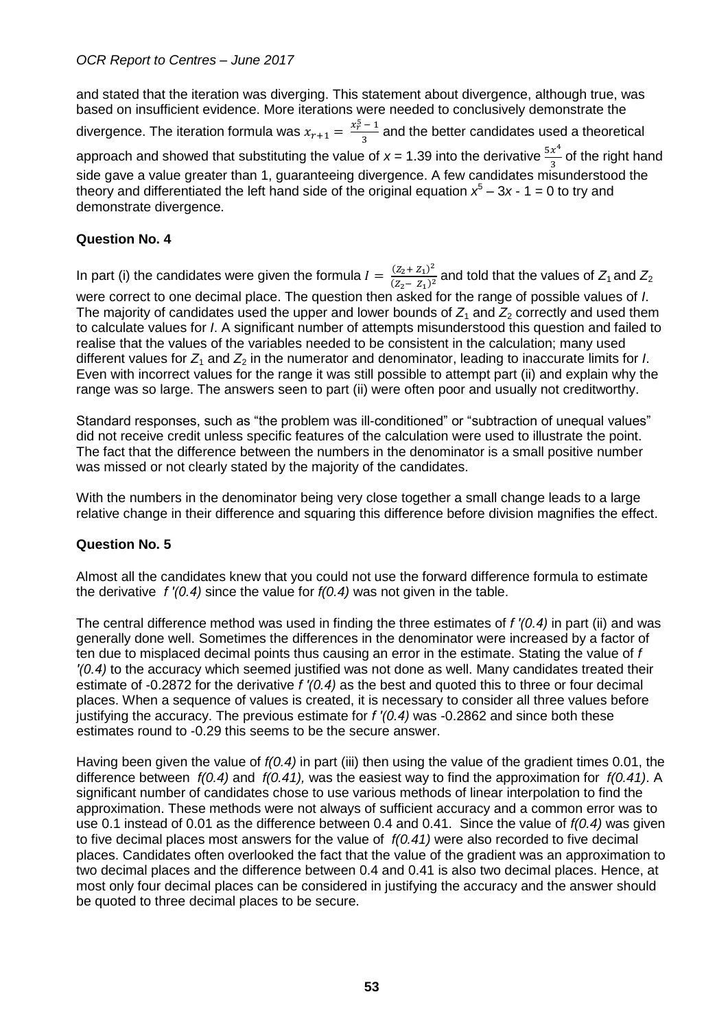and stated that the iteration was diverging. This statement about divergence, although true, was based on insufficient evidence. More iterations were needed to conclusively demonstrate the divergence. The iteration formula was $x_{r+1} = \frac{x_r^5 - 1}{3}$ and the better candidates used a theoretical approach and showed that substituting the value of $x = 1.39$ into the derivative $\frac{5x^4}{3}$ of the right hand side gave a value greater than 1, guaranteeing divergence. A few candidates misunderstood the theory and differentiated the left hand side of the original equation $x^5 - 3x - 1 = 0$ to try and demonstrate divergence.

## Question No. 4

In part (i) the candidates were given the formula $I = \frac{(Z_2 + Z_1)^2}{(Z_2 - Z_1)^2}$ and told that the values of $Z_1$ and $Z_2$ were correct to one decimal place. The question then asked for the range of possible values of $I$. The majority of candidates used the upper and lower bounds of $Z_1$ and $Z_2$ correctly and used them to calculate values for $I$. A significant number of attempts misunderstood this question and failed to realise that the values of the variables needed to be consistent in the calculation; many used different values for $Z_1$ and $Z_2$ in the numerator and denominator, leading to inaccurate limits for $I$. Even with incorrect values for the range it was still possible to attempt part (ii) and explain why the range was so large. The answers seen to part (ii) were often poor and usually not creditworthy.

Standard responses, such as "the problem was ill-conditioned" or "subtraction of unequal values" did not receive credit unless specific features of the calculation were used to illustrate the point. The fact that the difference between the numbers in the denominator is a small positive number was missed or not clearly stated by the majority of the candidates.

With the numbers in the denominator being very close together a small change leads to a large relative change in their difference and squaring this difference before division magnifies the effect.

## Question No. 5

Almost all the candidates knew that you could not use the forward difference formula to estimate the derivative $f'(0.4)$ since the value for $f(0.4)$ was not given in the table.

The central difference method was used in finding the three estimates of $f'(0.4)$ in part (ii) and was generally done well. Sometimes the differences in the denominator were increased by a factor of ten due to misplaced decimal points thus causing an error in the estimate. Stating the value of $f'(0.4)$ to the accuracy which seemed justified was not done as well. Many candidates treated their estimate of -0.2872 for the derivative $f'(0.4)$ as the best and quoted this to three or four decimal places. When a sequence of values is created, it is necessary to consider all three values before justifying the accuracy. The previous estimate for $f'(0.4)$ was -0.2862 and since both these estimates round to -0.29 this seems to be the secure answer.

Having been given the value of $f(0.4)$ in part (iii) then using the value of the gradient times 0.01, the difference between $f(0.4)$ and $f(0.41)$, was the easiest way to find the approximation for $f(0.41)$. A significant number of candidates chose to use various methods of linear interpolation to find the approximation. These methods were not always of sufficient accuracy and a common error was to use 0.1 instead of 0.01 as the difference between 0.4 and 0.41. Since the value of $f(0.4)$ was given to five decimal places most answers for the value of $f(0.41)$ were also recorded to five decimal places. Candidates often overlooked the fact that the value of the gradient was an approximation to two decimal places and the difference between 0.4 and 0.41 is also two decimal places. Hence, at most only four decimal places can be considered in justifying the accuracy and the answer should be quoted to three decimal places to be secure.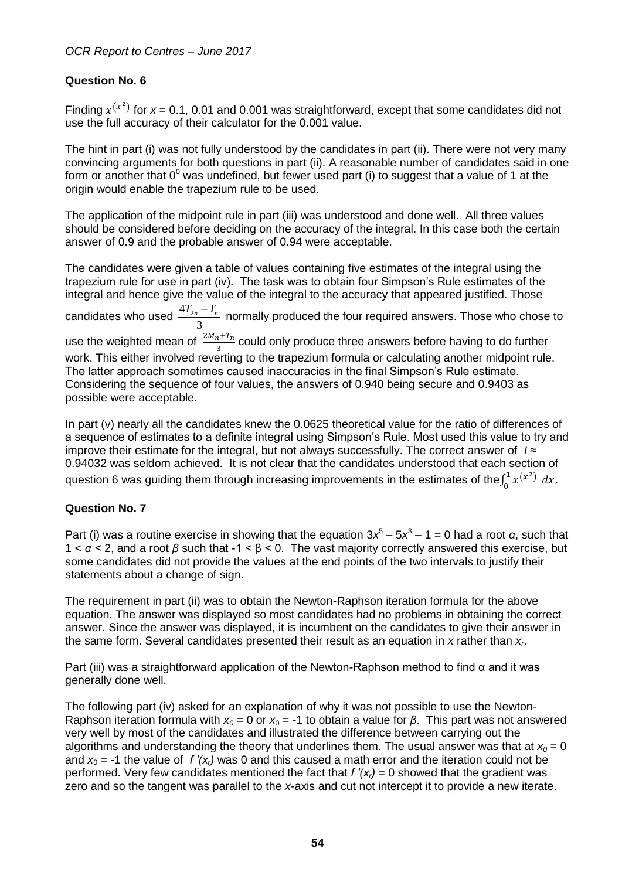## Question No. 6

Finding $x^{(x^2)}$ for $x$ = 0.1, 0.01 and 0.001 was straightforward, except that some candidates did not use the full accuracy of their calculator for the 0.001 value.

The hint in part (i) was not fully understood by the candidates in part (ii). There were not very many convincing arguments for both questions in part (ii). A reasonable number of candidates said in one form or another that $0^0$ was undefined, but fewer used part (i) to suggest that a value of 1 at the origin would enable the trapezium rule to be used.

The application of the midpoint rule in part (iii) was understood and done well. All three values should be considered before deciding on the accuracy of the integral. In this case both the certain answer of 0.9 and the probable answer of 0.94 were acceptable.

The candidates were given a table of values containing five estimates of the integral using the trapezium rule for use in part (iv). The task was to obtain four Simpson's Rule estimates of the integral and hence give the value of the integral to the accuracy that appeared justified. Those candidates who used $\frac{4T_{2n} - T_n}{3}$ normally produced the four required answers. Those who chose to use the weighted mean of $\frac{2M_n + T_n}{3}$ could only produce three answers before having to do further work. This either involved reverting to the trapezium formula or calculating another midpoint rule. The latter approach sometimes caused inaccuracies in the final Simpson's Rule estimate. Considering the sequence of four values, the answers of 0.940 being secure and 0.9403 as possible were acceptable.

In part (v) nearly all the candidates knew the 0.0625 theoretical value for the ratio of differences of a sequence of estimates to a definite integral using Simpson's Rule. Most used this value to try and improve their estimate for the integral, but not always successfully. The correct answer of $I \approx$ 0.94032 was seldom achieved. It is not clear that the candidates understood that each section of question 6 was guiding them through increasing improvements in the estimates of the $\int_0^1 x^{(x^2)}\ dx$.

## Question No. 7

Part (i) was a routine exercise in showing that the equation $3x^5 - 5x^3 - 1 = 0$ had a root $\alpha$, such that $1 < \alpha < 2$, and a root $\beta$ such that $-1 < \beta < 0$. The vast majority correctly answered this exercise, but some candidates did not provide the values at the end points of the two intervals to justify their statements about a change of sign.

The requirement in part (ii) was to obtain the Newton-Raphson iteration formula for the above equation. The answer was displayed so most candidates had no problems in obtaining the correct answer. Since the answer was displayed, it is incumbent on the candidates to give their answer in the same form. Several candidates presented their result as an equation in $x$ rather than $x_r$.

Part (iii) was a straightforward application of the Newton-Raphson method to find α and it was generally done well.

The following part (iv) asked for an explanation of why it was not possible to use the Newton-Raphson iteration formula with $x_0 = 0$ or $x_0 = -1$ to obtain a value for $\beta$. This part was not answered very well by most of the candidates and illustrated the difference between carrying out the algorithms and understanding the theory that underlines them. The usual answer was that at $x_0 = 0$ and $x_0 = -1$ the value of $f'(x_r)$ was 0 and this caused a math error and the iteration could not be performed. Very few candidates mentioned the fact that $f'(x_r) = 0$ showed that the gradient was zero and so the tangent was parallel to the $x$-axis and cut not intercept it to provide a new iterate.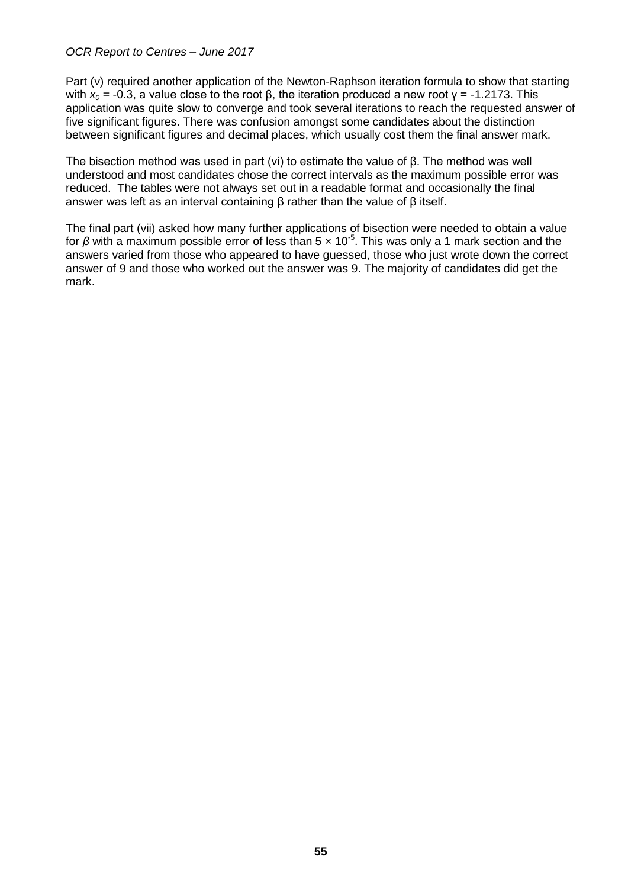Part (v) required another application of the Newton-Raphson iteration formula to show that starting with $x_0 = -0.3$, a value close to the root β, the iteration produced a new root γ = -1.2173. This application was quite slow to converge and took several iterations to reach the requested answer of five significant figures. There was confusion amongst some candidates about the distinction between significant figures and decimal places, which usually cost them the final answer mark.

The bisection method was used in part (vi) to estimate the value of β. The method was well understood and most candidates chose the correct intervals as the maximum possible error was reduced. The tables were not always set out in a readable format and occasionally the final answer was left as an interval containing β rather than the value of β itself.

The final part (vii) asked how many further applications of bisection were needed to obtain a value for $\beta$ with a maximum possible error of less than $5 \times 10^{-5}$. This was only a 1 mark section and the answers varied from those who appeared to have guessed, those who just wrote down the correct answer of 9 and those who worked out the answer was 9. The majority of candidates did get the mark.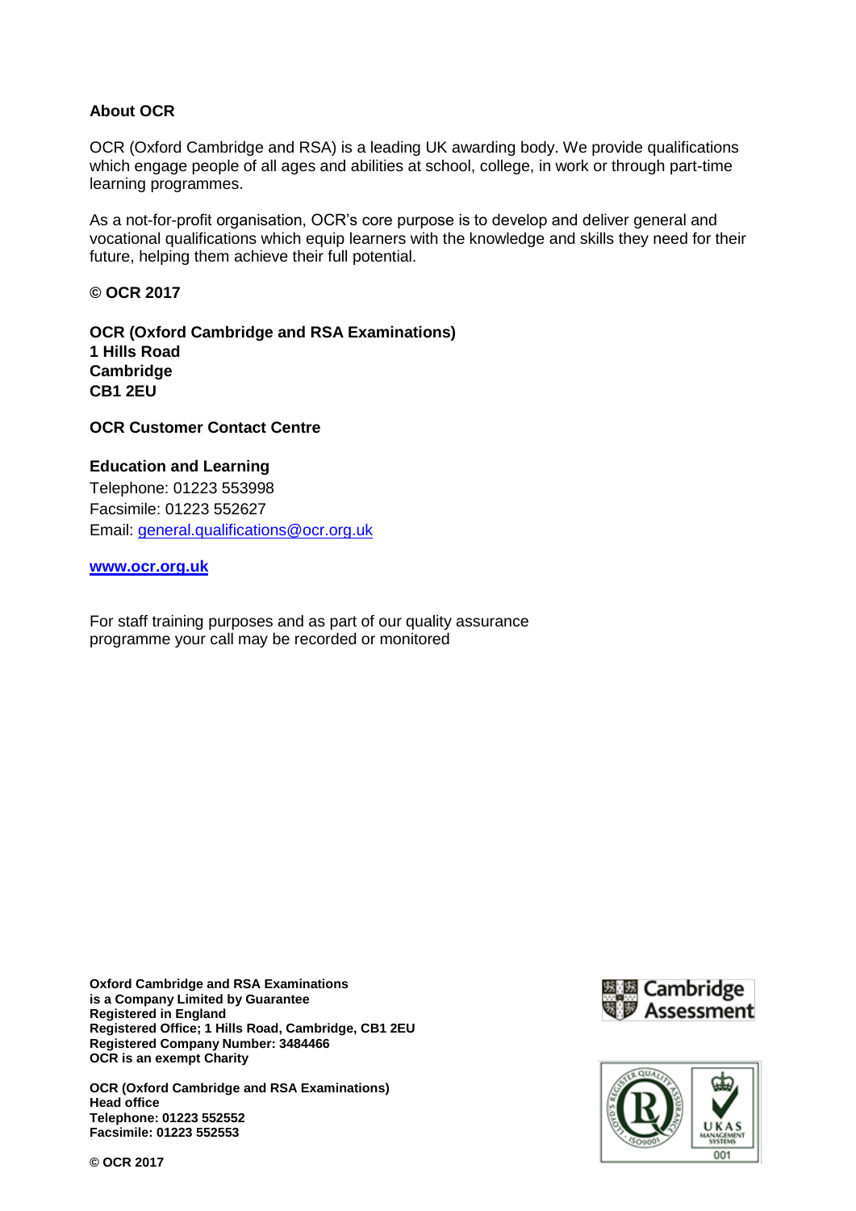**About OCR**

OCR (Oxford Cambridge and RSA) is a leading UK awarding body. We provide qualifications which engage people of all ages and abilities at school, college, in work or through part-time learning programmes.

As a not-for-profit organisation, OCR's core purpose is to develop and deliver general and vocational qualifications which equip learners with the knowledge and skills they need for their future, helping them achieve their full potential.

**© OCR 2017**

**OCR (Oxford Cambridge and RSA Examinations)**
**1 Hills Road**
**Cambridge**
**CB1 2EU**

**OCR Customer Contact Centre**

**Education and Learning**
Telephone: 01223 553998
Facsimile: 01223 552627
Email: general.qualifications@ocr.org.uk

**www.ocr.org.uk**

For staff training purposes and as part of our quality assurance programme your call may be recorded or monitored

**Oxford Cambridge and RSA Examinations**
**is a Company Limited by Guarantee**
**Registered in England**
**Registered Office; 1 Hills Road, Cambridge, CB1 2EU**
**Registered Company Number: 3484466**
**OCR is an exempt Charity**

**OCR (Oxford Cambridge and RSA Examinations)**
**Head office**
**Telephone: 01223 552552**
**Facsimile: 01223 552553**

**© OCR 2017**